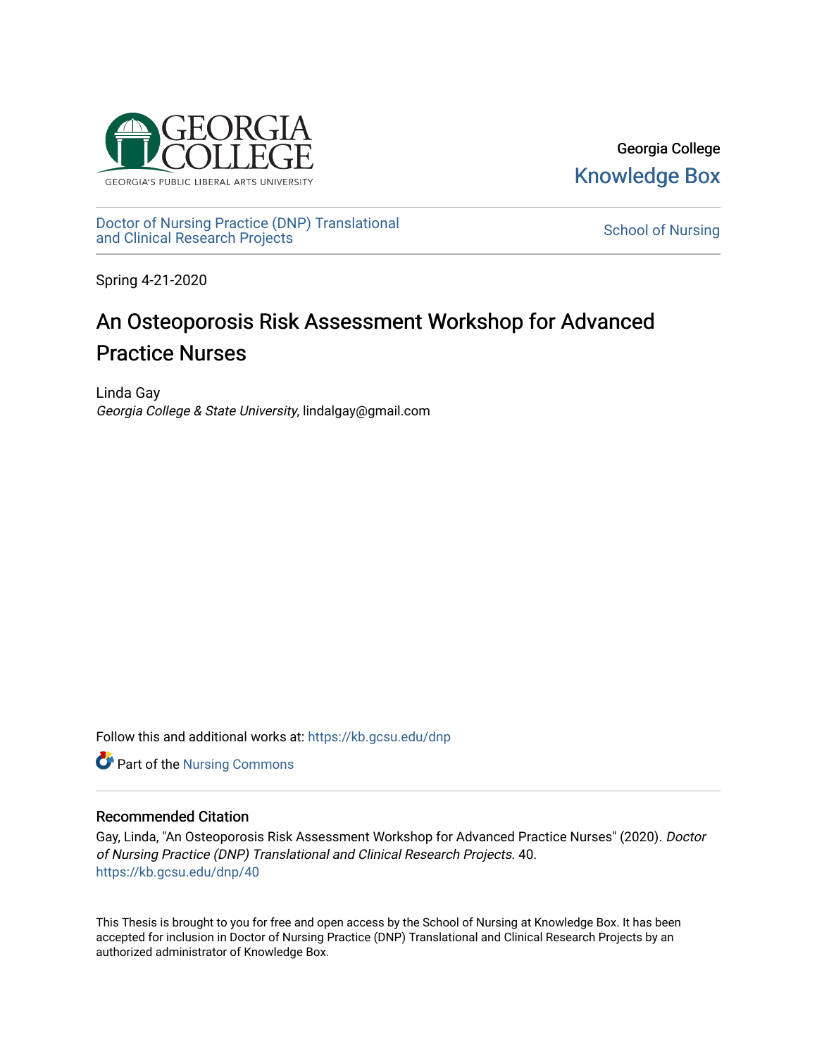GEORGIA COLLEGE
GEORGIA'S PUBLIC LIBERAL ARTS UNIVERSITY

Georgia College
Knowledge Box

Doctor of Nursing Practice (DNP) Translational and Clinical Research Projects

School of Nursing

Spring 4-21-2020

# An Osteoporosis Risk Assessment Workshop for Advanced Practice Nurses

Linda Gay
*Georgia College & State University*, lindalgay@gmail.com

Follow this and additional works at: https://kb.gcsu.edu/dnp

Part of the Nursing Commons

## Recommended Citation

Gay, Linda, "An Osteoporosis Risk Assessment Workshop for Advanced Practice Nurses" (2020). *Doctor of Nursing Practice (DNP) Translational and Clinical Research Projects*. 40.
https://kb.gcsu.edu/dnp/40

This Thesis is brought to you for free and open access by the School of Nursing at Knowledge Box. It has been accepted for inclusion in Doctor of Nursing Practice (DNP) Translational and Clinical Research Projects by an authorized administrator of Knowledge Box.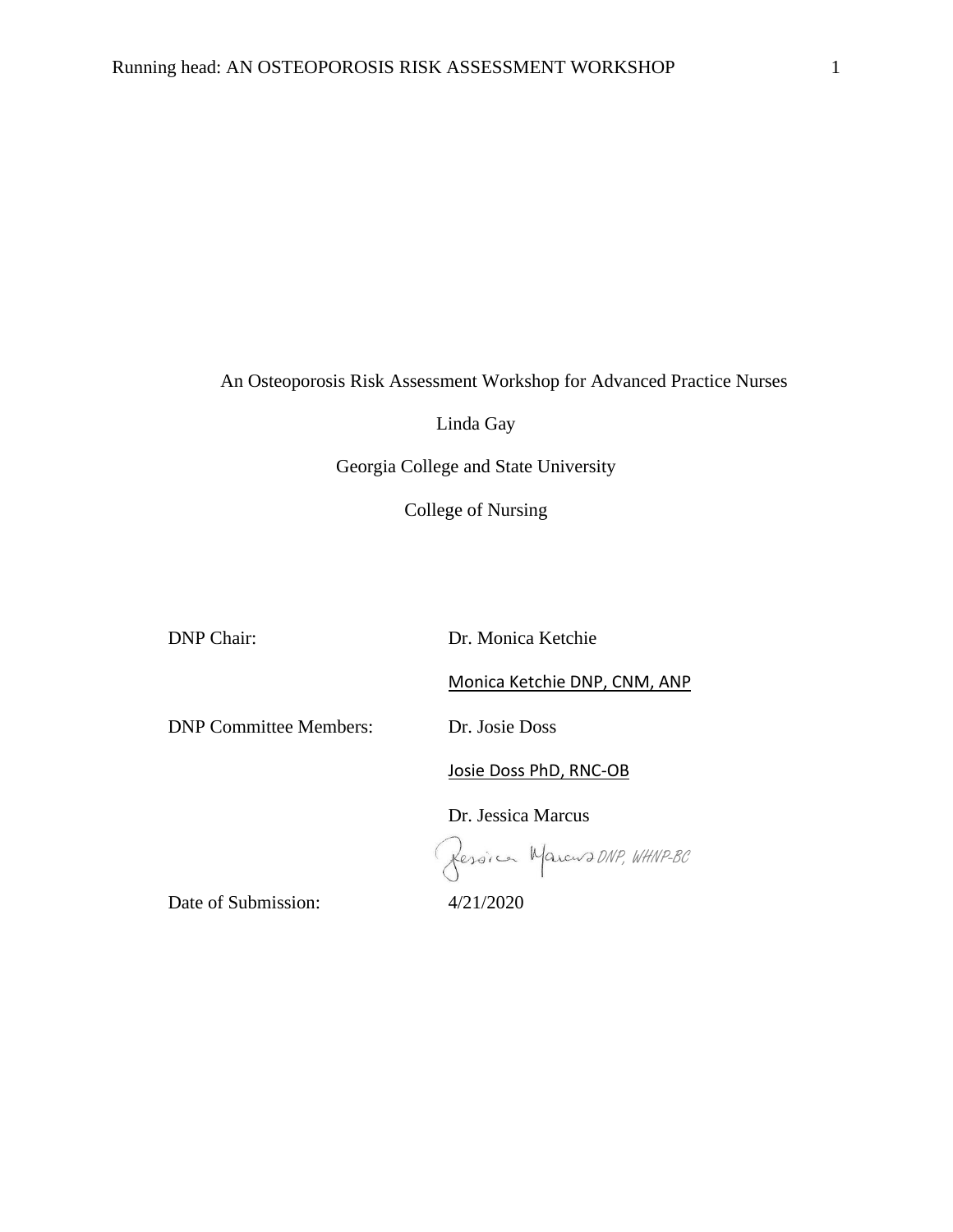An Osteoporosis Risk Assessment Workshop for Advanced Practice Nurses

Linda Gay

Georgia College and State University

College of Nursing

DNP Chair: Dr. Monica Ketchie

Monica Ketchie DNP, CNM, ANP

DNP Committee Members: Dr. Josie Doss

Josie Doss PhD, RNC-OB

Dr. Jessica Marcus

Jessica Marcus DNP, WHNP-BC

Date of Submission: 4/21/2020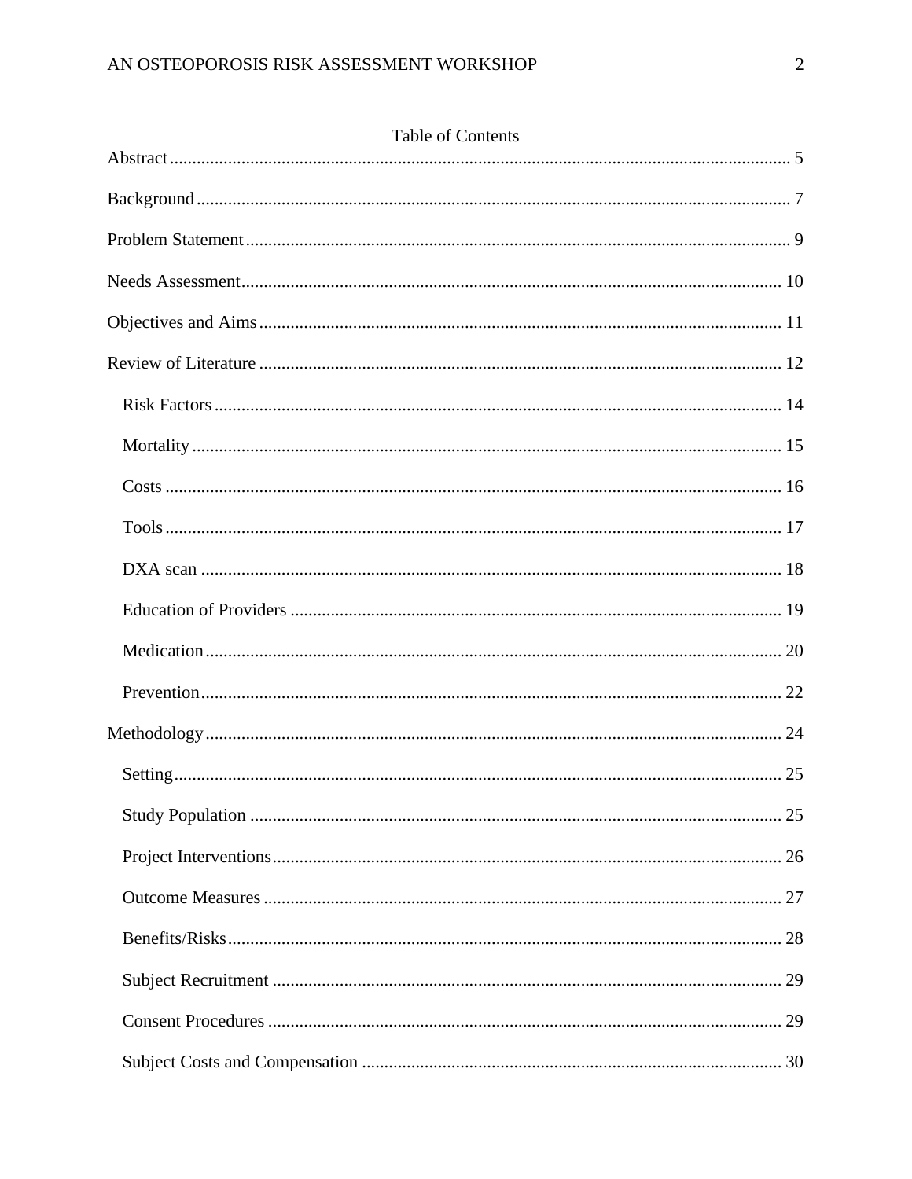Table of Contents

Abstract ........................................................................................................................ 5

Background ................................................................................................................... 7

Problem Statement ........................................................................................................ 9

Needs Assessment ........................................................................................................ 10

Objectives and Aims .................................................................................................... 11

Review of Literature .................................................................................................... 12

- Risk Factors ............................................................................................................. 14
- Mortality .................................................................................................................. 15
- Costs ........................................................................................................................ 16
- Tools ........................................................................................................................ 17
- DXA scan ................................................................................................................. 18
- Education of Providers ............................................................................................. 19
- Medication ............................................................................................................... 20
- Prevention ................................................................................................................ 22

Methodology ............................................................................................................... 24

- Setting ...................................................................................................................... 25
- Study Population ...................................................................................................... 25
- Project Interventions ................................................................................................ 26
- Outcome Measures ................................................................................................... 27
- Benefits/Risks ........................................................................................................... 28
- Subject Recruitment ................................................................................................. 29
- Consent Procedures .................................................................................................. 29
- Subject Costs and Compensation ............................................................................. 30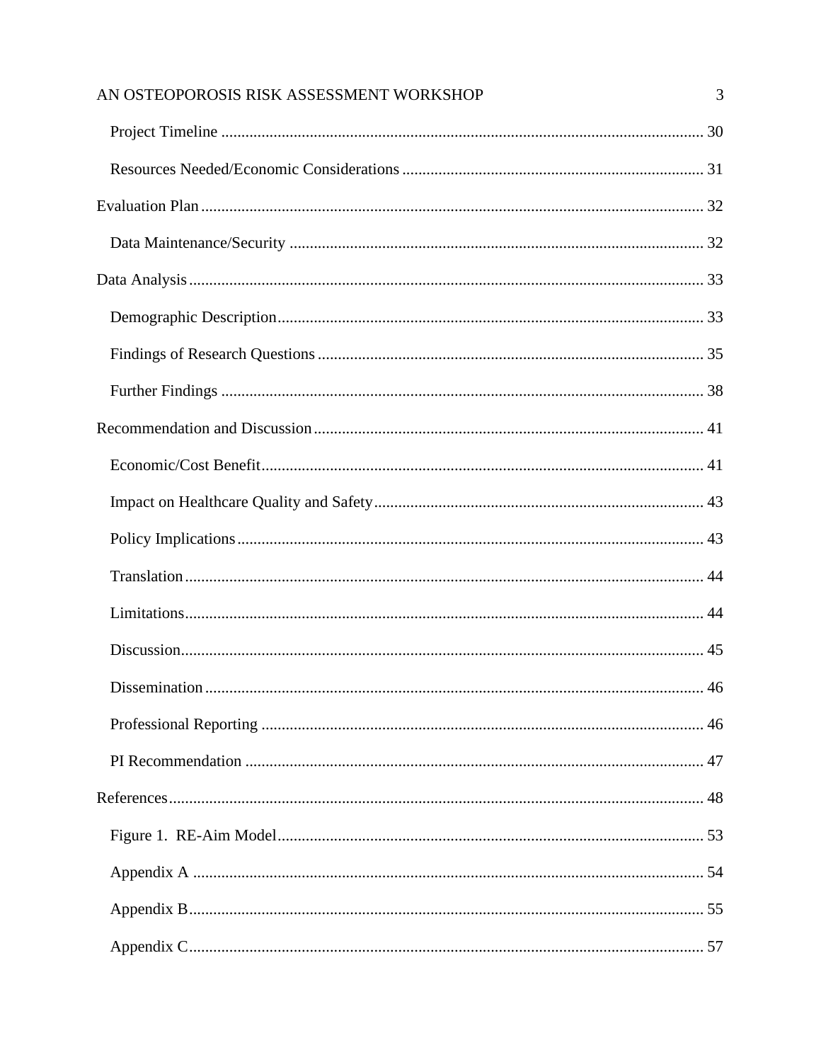Project Timeline ........................................................................................................ 30

Resources Needed/Economic Considerations .......................................................................... 31

Evaluation Plan ............................................................................................................ 32

Data Maintenance/Security ...................................................................................... 32

Data Analysis ............................................................................................................... 33

Demographic Description ......................................................................................... 33

Findings of Research Questions ............................................................................... 35

Further Findings ....................................................................................................... 38

Recommendation and Discussion ................................................................................ 41

Economic/Cost Benefit ............................................................................................. 41

Impact on Healthcare Quality and Safety ................................................................. 43

Policy Implications ................................................................................................... 43

Translation ................................................................................................................ 44

Limitations ................................................................................................................ 44

Discussion ................................................................................................................. 45

Dissemination ........................................................................................................... 46

Professional Reporting ............................................................................................. 46

PI Recommendation ................................................................................................. 47

References .................................................................................................................... 48

Figure 1. RE-Aim Model ......................................................................................... 53

Appendix A .............................................................................................................. 54

Appendix B ............................................................................................................... 55

Appendix C ............................................................................................................... 57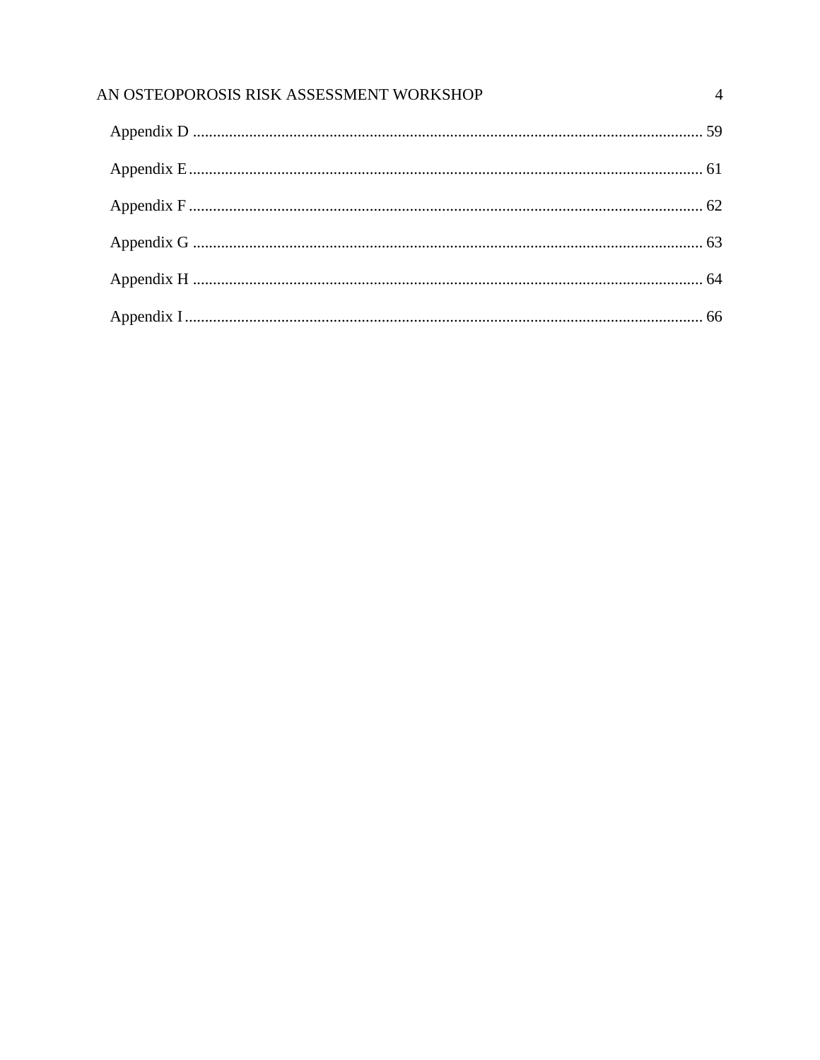Appendix D ........................................................................................................................ 59

Appendix E ........................................................................................................................ 61

Appendix F ........................................................................................................................ 62

Appendix G ........................................................................................................................ 63

Appendix H ........................................................................................................................ 64

Appendix I ......................................................................................................................... 66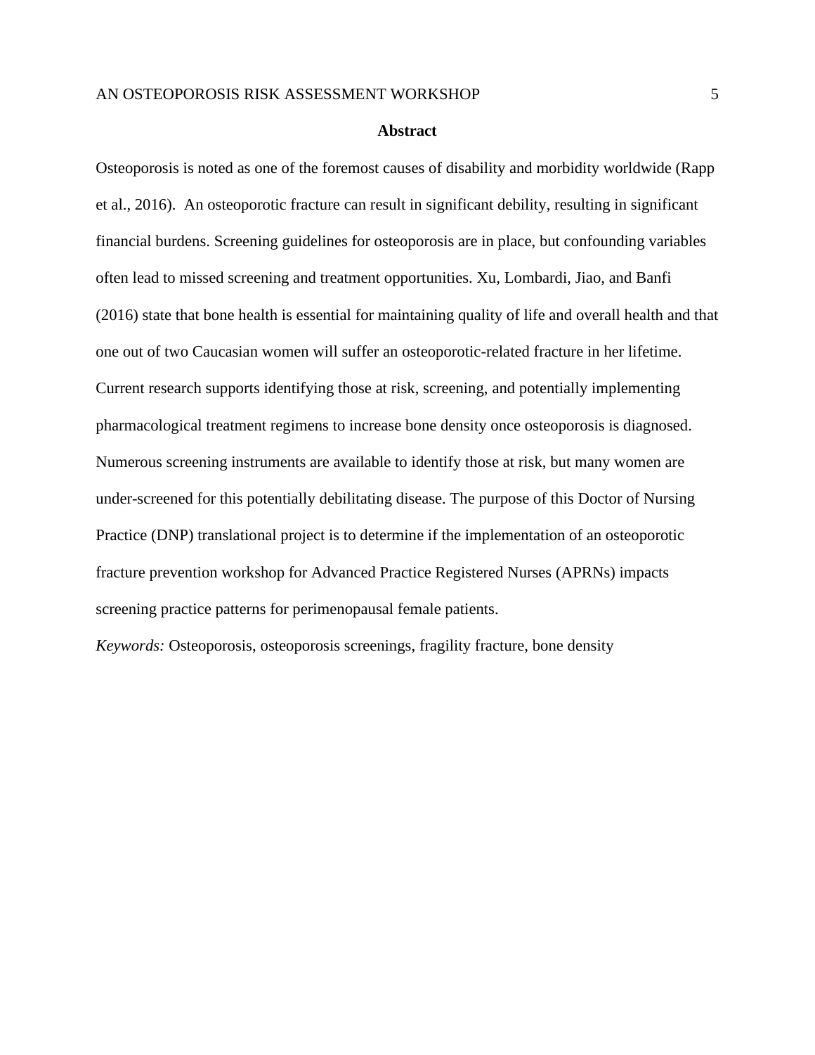## Abstract

Osteoporosis is noted as one of the foremost causes of disability and morbidity worldwide (Rapp et al., 2016). An osteoporotic fracture can result in significant debility, resulting in significant financial burdens. Screening guidelines for osteoporosis are in place, but confounding variables often lead to missed screening and treatment opportunities. Xu, Lombardi, Jiao, and Banfi (2016) state that bone health is essential for maintaining quality of life and overall health and that one out of two Caucasian women will suffer an osteoporotic-related fracture in her lifetime. Current research supports identifying those at risk, screening, and potentially implementing pharmacological treatment regimens to increase bone density once osteoporosis is diagnosed. Numerous screening instruments are available to identify those at risk, but many women are under-screened for this potentially debilitating disease. The purpose of this Doctor of Nursing Practice (DNP) translational project is to determine if the implementation of an osteoporotic fracture prevention workshop for Advanced Practice Registered Nurses (APRNs) impacts screening practice patterns for perimenopausal female patients.

*Keywords:* Osteoporosis, osteoporosis screenings, fragility fracture, bone density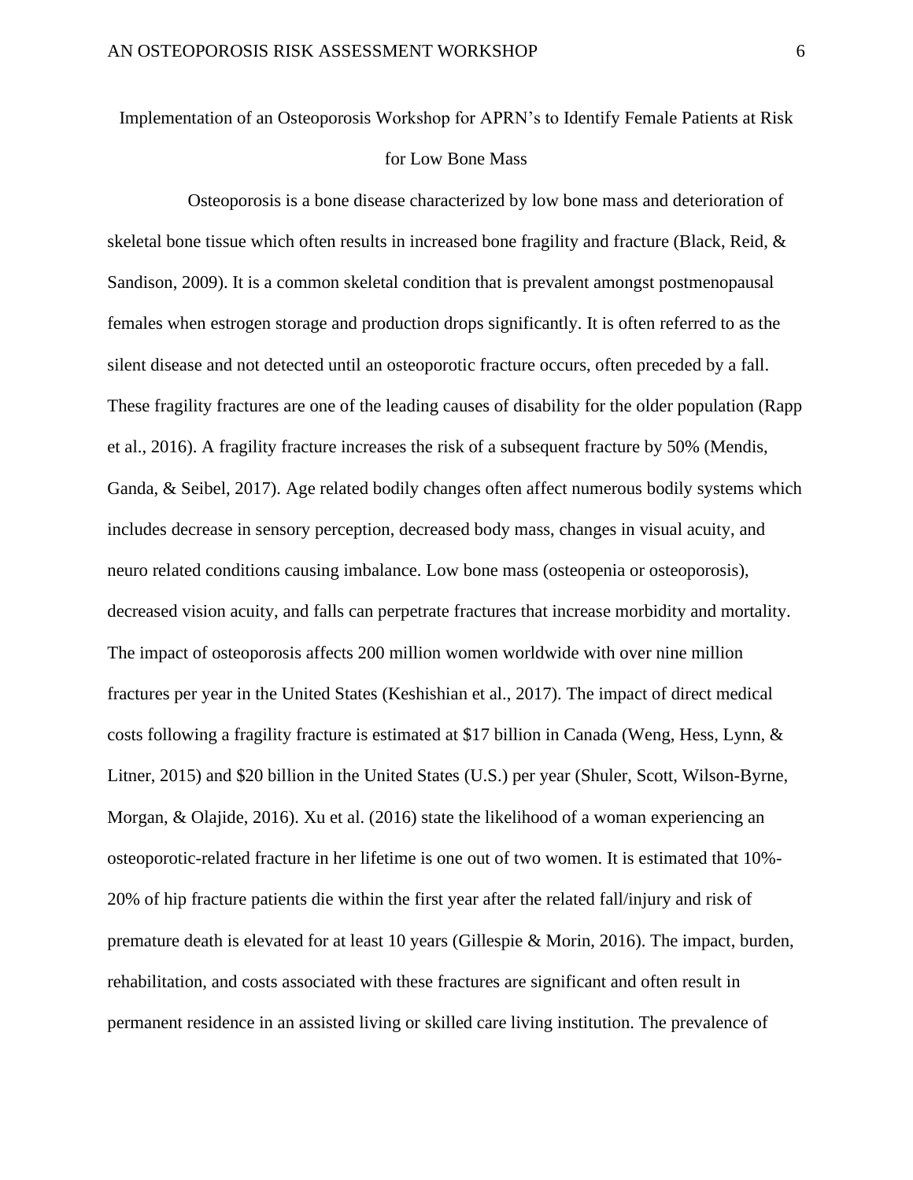# Implementation of an Osteoporosis Workshop for APRN's to Identify Female Patients at Risk for Low Bone Mass

Osteoporosis is a bone disease characterized by low bone mass and deterioration of skeletal bone tissue which often results in increased bone fragility and fracture (Black, Reid, & Sandison, 2009). It is a common skeletal condition that is prevalent amongst postmenopausal females when estrogen storage and production drops significantly. It is often referred to as the silent disease and not detected until an osteoporotic fracture occurs, often preceded by a fall. These fragility fractures are one of the leading causes of disability for the older population (Rapp et al., 2016). A fragility fracture increases the risk of a subsequent fracture by 50% (Mendis, Ganda, & Seibel, 2017). Age related bodily changes often affect numerous bodily systems which includes decrease in sensory perception, decreased body mass, changes in visual acuity, and neuro related conditions causing imbalance. Low bone mass (osteopenia or osteoporosis), decreased vision acuity, and falls can perpetrate fractures that increase morbidity and mortality. The impact of osteoporosis affects 200 million women worldwide with over nine million fractures per year in the United States (Keshishian et al., 2017). The impact of direct medical costs following a fragility fracture is estimated at $17 billion in Canada (Weng, Hess, Lynn, & Litner, 2015) and $20 billion in the United States (U.S.) per year (Shuler, Scott, Wilson-Byrne, Morgan, & Olajide, 2016). Xu et al. (2016) state the likelihood of a woman experiencing an osteoporotic-related fracture in her lifetime is one out of two women. It is estimated that 10%-20% of hip fracture patients die within the first year after the related fall/injury and risk of premature death is elevated for at least 10 years (Gillespie & Morin, 2016). The impact, burden, rehabilitation, and costs associated with these fractures are significant and often result in permanent residence in an assisted living or skilled care living institution. The prevalence of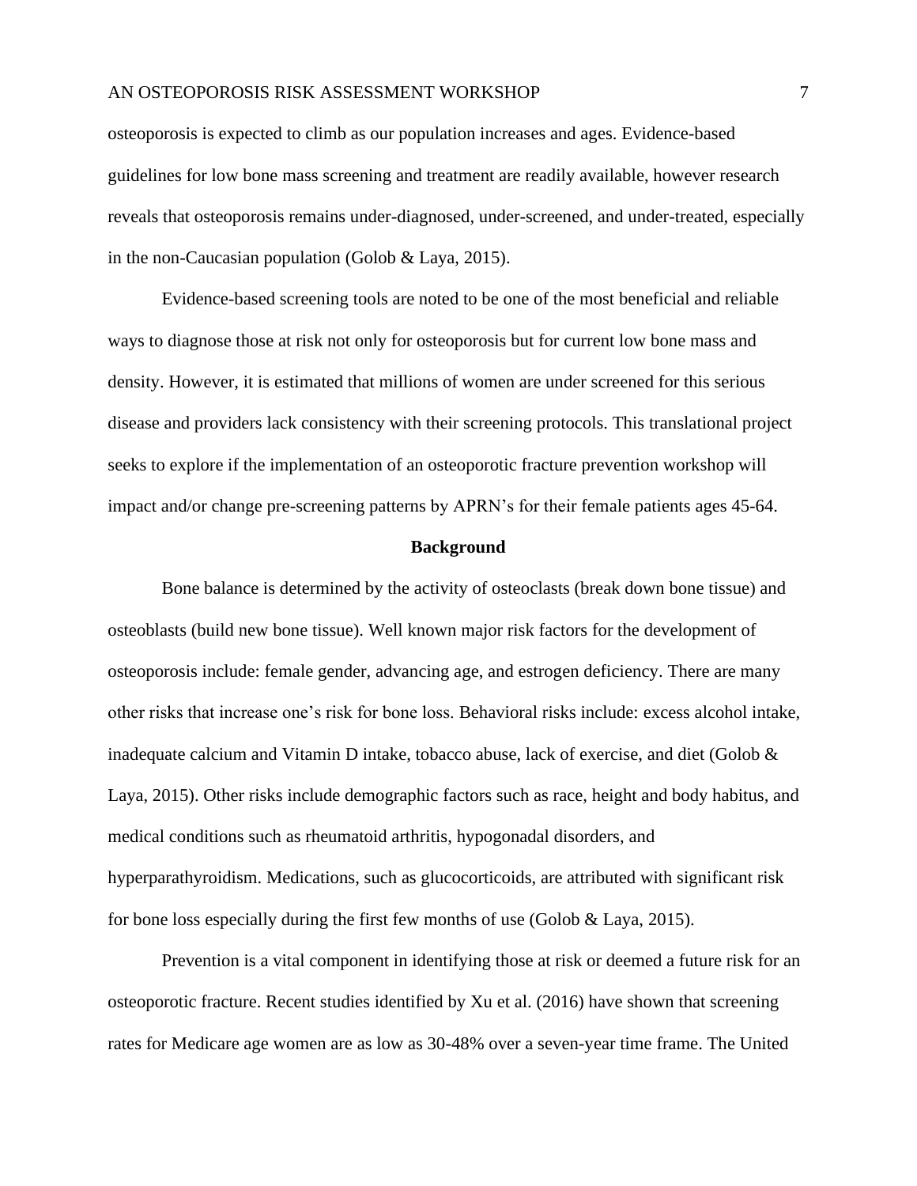osteoporosis is expected to climb as our population increases and ages. Evidence-based guidelines for low bone mass screening and treatment are readily available, however research reveals that osteoporosis remains under-diagnosed, under-screened, and under-treated, especially in the non-Caucasian population (Golob & Laya, 2015).

Evidence-based screening tools are noted to be one of the most beneficial and reliable ways to diagnose those at risk not only for osteoporosis but for current low bone mass and density. However, it is estimated that millions of women are under screened for this serious disease and providers lack consistency with their screening protocols. This translational project seeks to explore if the implementation of an osteoporotic fracture prevention workshop will impact and/or change pre-screening patterns by APRN's for their female patients ages 45-64.

## Background

Bone balance is determined by the activity of osteoclasts (break down bone tissue) and osteoblasts (build new bone tissue). Well known major risk factors for the development of osteoporosis include: female gender, advancing age, and estrogen deficiency. There are many other risks that increase one's risk for bone loss. Behavioral risks include: excess alcohol intake, inadequate calcium and Vitamin D intake, tobacco abuse, lack of exercise, and diet (Golob & Laya, 2015). Other risks include demographic factors such as race, height and body habitus, and medical conditions such as rheumatoid arthritis, hypogonadal disorders, and hyperparathyroidism. Medications, such as glucocorticoids, are attributed with significant risk for bone loss especially during the first few months of use (Golob & Laya, 2015).

Prevention is a vital component in identifying those at risk or deemed a future risk for an osteoporotic fracture. Recent studies identified by Xu et al. (2016) have shown that screening rates for Medicare age women are as low as 30-48% over a seven-year time frame. The United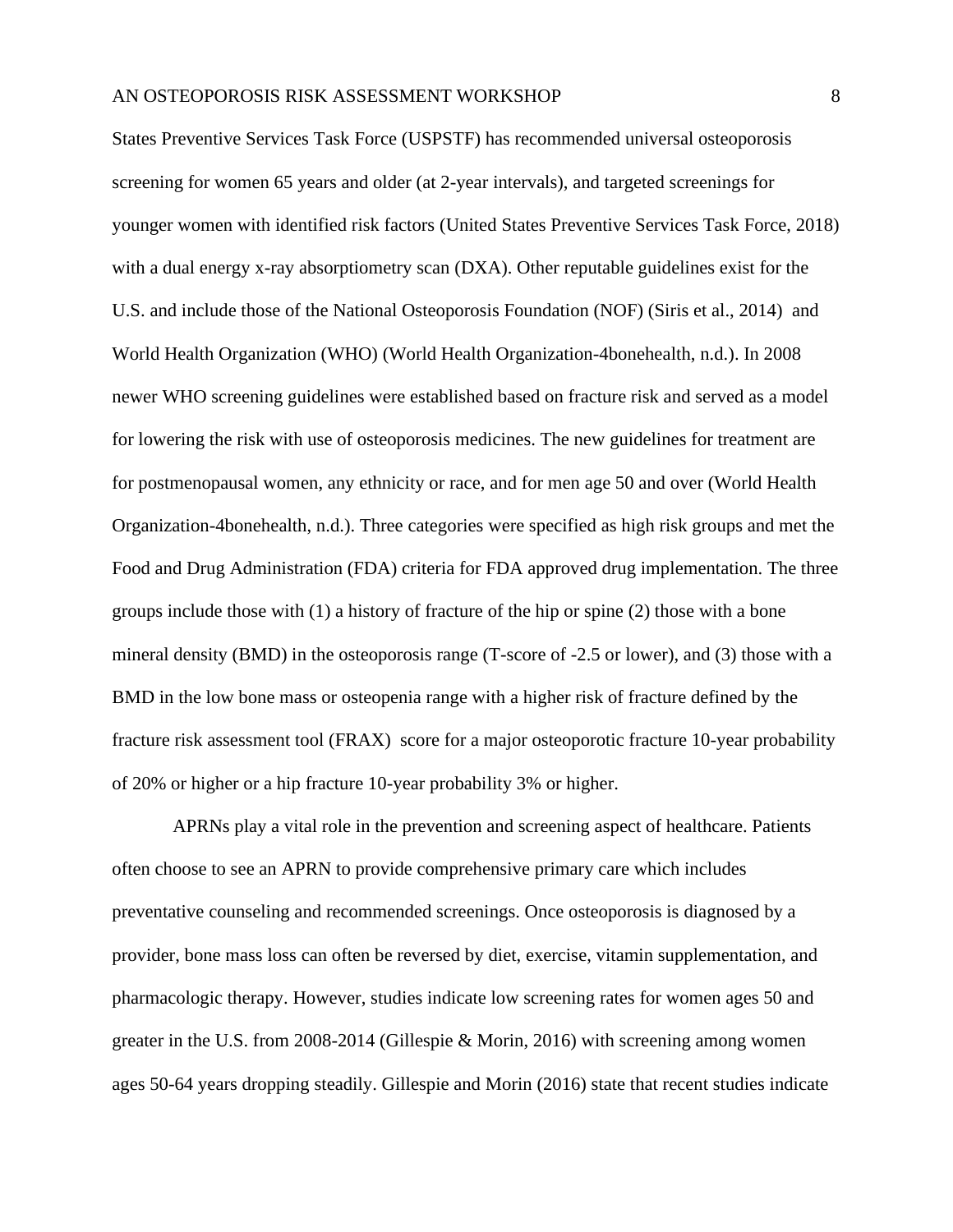States Preventive Services Task Force (USPSTF) has recommended universal osteoporosis screening for women 65 years and older (at 2-year intervals), and targeted screenings for younger women with identified risk factors (United States Preventive Services Task Force, 2018) with a dual energy x-ray absorptiometry scan (DXA). Other reputable guidelines exist for the U.S. and include those of the National Osteoporosis Foundation (NOF) (Siris et al., 2014) and World Health Organization (WHO) (World Health Organization-4bonehealth, n.d.). In 2008 newer WHO screening guidelines were established based on fracture risk and served as a model for lowering the risk with use of osteoporosis medicines. The new guidelines for treatment are for postmenopausal women, any ethnicity or race, and for men age 50 and over (World Health Organization-4bonehealth, n.d.). Three categories were specified as high risk groups and met the Food and Drug Administration (FDA) criteria for FDA approved drug implementation. The three groups include those with (1) a history of fracture of the hip or spine (2) those with a bone mineral density (BMD) in the osteoporosis range (T-score of -2.5 or lower), and (3) those with a BMD in the low bone mass or osteopenia range with a higher risk of fracture defined by the fracture risk assessment tool (FRAX) score for a major osteoporotic fracture 10-year probability of 20% or higher or a hip fracture 10-year probability 3% or higher.

APRNs play a vital role in the prevention and screening aspect of healthcare. Patients often choose to see an APRN to provide comprehensive primary care which includes preventative counseling and recommended screenings. Once osteoporosis is diagnosed by a provider, bone mass loss can often be reversed by diet, exercise, vitamin supplementation, and pharmacologic therapy. However, studies indicate low screening rates for women ages 50 and greater in the U.S. from 2008-2014 (Gillespie & Morin, 2016) with screening among women ages 50-64 years dropping steadily. Gillespie and Morin (2016) state that recent studies indicate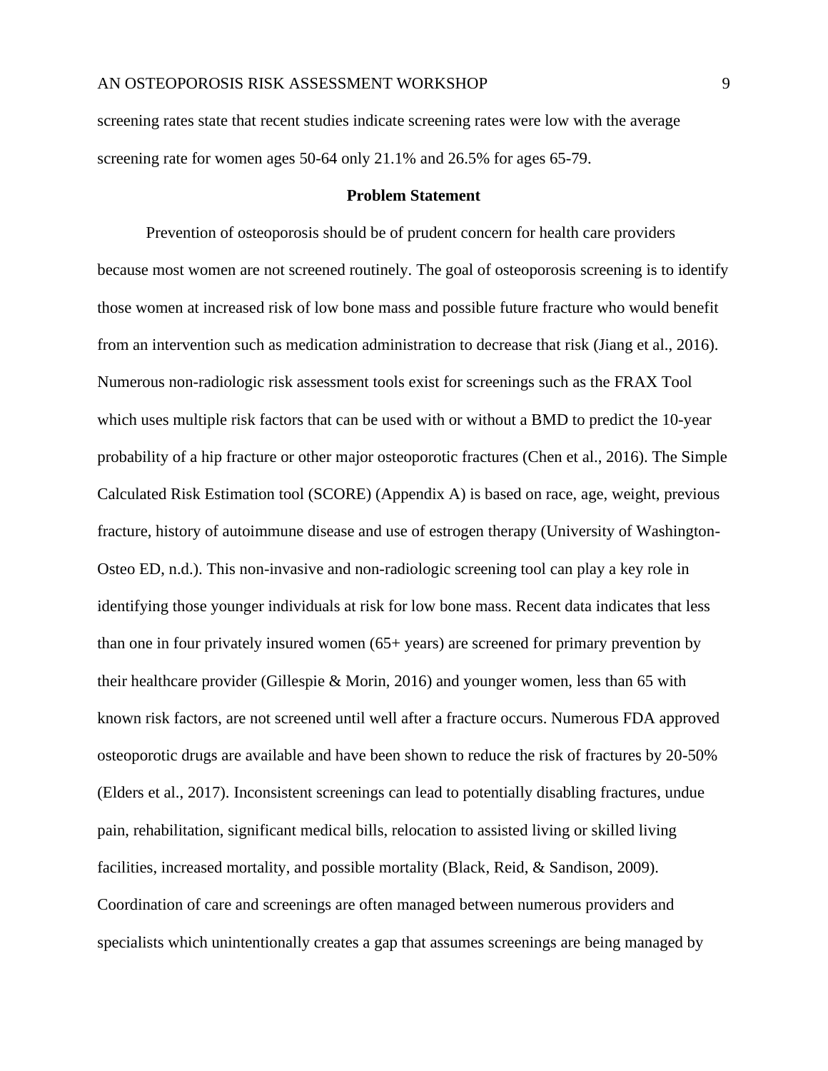screening rates state that recent studies indicate screening rates were low with the average screening rate for women ages 50-64 only 21.1% and 26.5% for ages 65-79.

## Problem Statement

Prevention of osteoporosis should be of prudent concern for health care providers because most women are not screened routinely. The goal of osteoporosis screening is to identify those women at increased risk of low bone mass and possible future fracture who would benefit from an intervention such as medication administration to decrease that risk (Jiang et al., 2016). Numerous non-radiologic risk assessment tools exist for screenings such as the FRAX Tool which uses multiple risk factors that can be used with or without a BMD to predict the 10-year probability of a hip fracture or other major osteoporotic fractures (Chen et al., 2016). The Simple Calculated Risk Estimation tool (SCORE) (Appendix A) is based on race, age, weight, previous fracture, history of autoimmune disease and use of estrogen therapy (University of Washington-Osteo ED, n.d.). This non-invasive and non-radiologic screening tool can play a key role in identifying those younger individuals at risk for low bone mass. Recent data indicates that less than one in four privately insured women (65+ years) are screened for primary prevention by their healthcare provider (Gillespie & Morin, 2016) and younger women, less than 65 with known risk factors, are not screened until well after a fracture occurs. Numerous FDA approved osteoporotic drugs are available and have been shown to reduce the risk of fractures by 20-50% (Elders et al., 2017). Inconsistent screenings can lead to potentially disabling fractures, undue pain, rehabilitation, significant medical bills, relocation to assisted living or skilled living facilities, increased mortality, and possible mortality (Black, Reid, & Sandison, 2009). Coordination of care and screenings are often managed between numerous providers and specialists which unintentionally creates a gap that assumes screenings are being managed by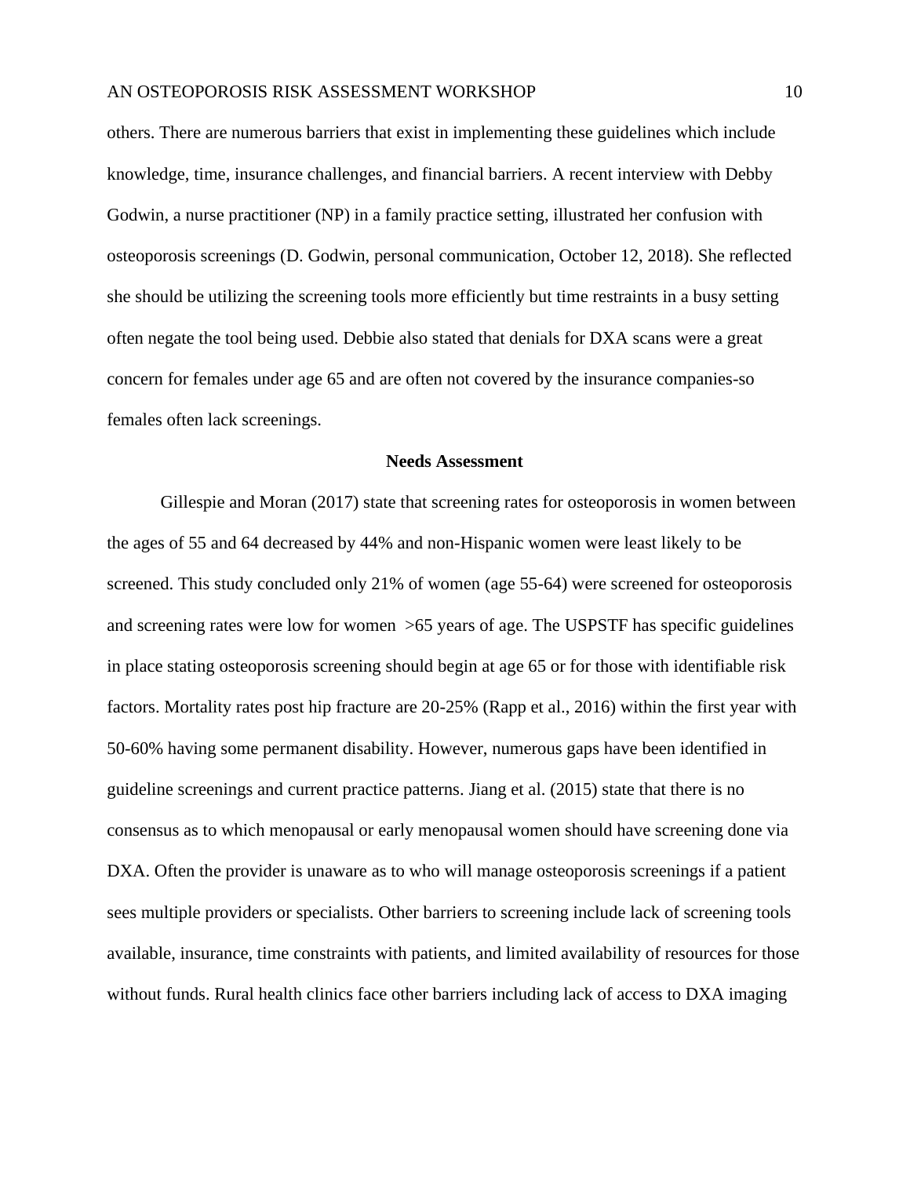others. There are numerous barriers that exist in implementing these guidelines which include knowledge, time, insurance challenges, and financial barriers. A recent interview with Debby Godwin, a nurse practitioner (NP) in a family practice setting, illustrated her confusion with osteoporosis screenings (D. Godwin, personal communication, October 12, 2018). She reflected she should be utilizing the screening tools more efficiently but time restraints in a busy setting often negate the tool being used. Debbie also stated that denials for DXA scans were a great concern for females under age 65 and are often not covered by the insurance companies-so females often lack screenings.

## Needs Assessment

Gillespie and Moran (2017) state that screening rates for osteoporosis in women between the ages of 55 and 64 decreased by 44% and non-Hispanic women were least likely to be screened. This study concluded only 21% of women (age 55-64) were screened for osteoporosis and screening rates were low for women >65 years of age. The USPSTF has specific guidelines in place stating osteoporosis screening should begin at age 65 or for those with identifiable risk factors. Mortality rates post hip fracture are 20-25% (Rapp et al., 2016) within the first year with 50-60% having some permanent disability. However, numerous gaps have been identified in guideline screenings and current practice patterns. Jiang et al. (2015) state that there is no consensus as to which menopausal or early menopausal women should have screening done via DXA. Often the provider is unaware as to who will manage osteoporosis screenings if a patient sees multiple providers or specialists. Other barriers to screening include lack of screening tools available, insurance, time constraints with patients, and limited availability of resources for those without funds. Rural health clinics face other barriers including lack of access to DXA imaging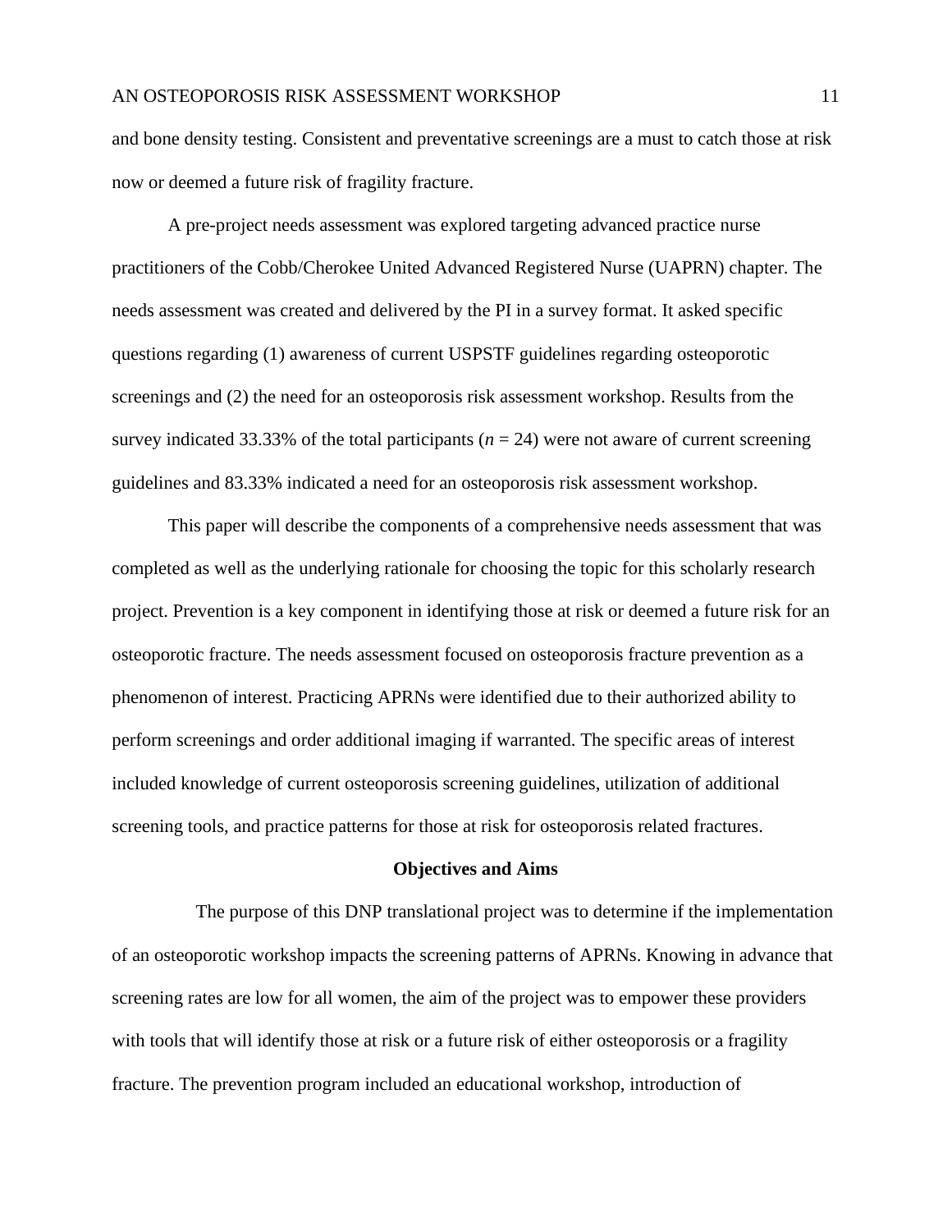and bone density testing. Consistent and preventative screenings are a must to catch those at risk now or deemed a future risk of fragility fracture.

A pre-project needs assessment was explored targeting advanced practice nurse practitioners of the Cobb/Cherokee United Advanced Registered Nurse (UAPRN) chapter. The needs assessment was created and delivered by the PI in a survey format. It asked specific questions regarding (1) awareness of current USPSTF guidelines regarding osteoporotic screenings and (2) the need for an osteoporosis risk assessment workshop. Results from the survey indicated 33.33% of the total participants ($n$ = 24) were not aware of current screening guidelines and 83.33% indicated a need for an osteoporosis risk assessment workshop.

This paper will describe the components of a comprehensive needs assessment that was completed as well as the underlying rationale for choosing the topic for this scholarly research project. Prevention is a key component in identifying those at risk or deemed a future risk for an osteoporotic fracture. The needs assessment focused on osteoporosis fracture prevention as a phenomenon of interest. Practicing APRNs were identified due to their authorized ability to perform screenings and order additional imaging if warranted. The specific areas of interest included knowledge of current osteoporosis screening guidelines, utilization of additional screening tools, and practice patterns for those at risk for osteoporosis related fractures.

## Objectives and Aims

The purpose of this DNP translational project was to determine if the implementation of an osteoporotic workshop impacts the screening patterns of APRNs. Knowing in advance that screening rates are low for all women, the aim of the project was to empower these providers with tools that will identify those at risk or a future risk of either osteoporosis or a fragility fracture. The prevention program included an educational workshop, introduction of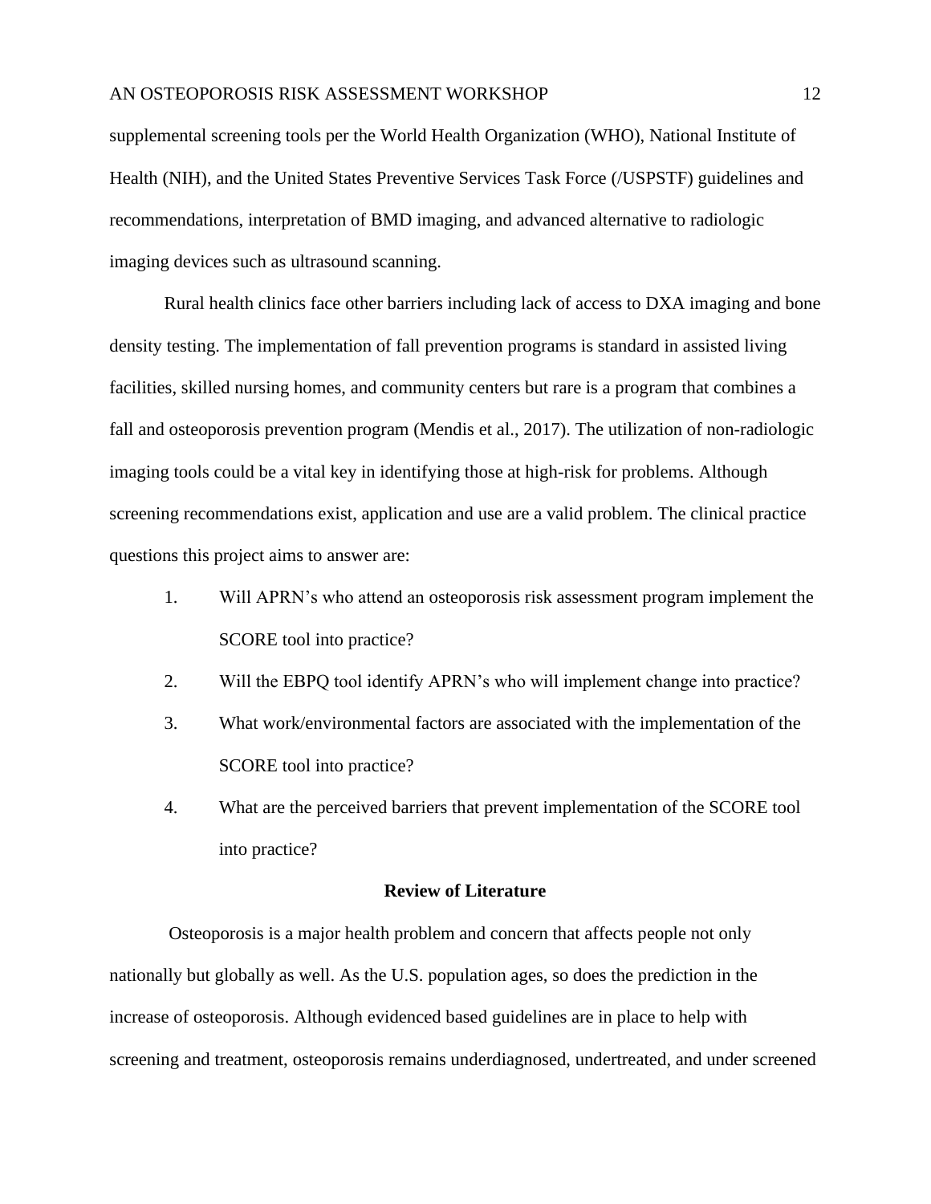supplemental screening tools per the World Health Organization (WHO), National Institute of Health (NIH), and the United States Preventive Services Task Force (/USPSTF) guidelines and recommendations, interpretation of BMD imaging, and advanced alternative to radiologic imaging devices such as ultrasound scanning.

Rural health clinics face other barriers including lack of access to DXA imaging and bone density testing. The implementation of fall prevention programs is standard in assisted living facilities, skilled nursing homes, and community centers but rare is a program that combines a fall and osteoporosis prevention program (Mendis et al., 2017). The utilization of non-radiologic imaging tools could be a vital key in identifying those at high-risk for problems. Although screening recommendations exist, application and use are a valid problem. The clinical practice questions this project aims to answer are:

1. Will APRN's who attend an osteoporosis risk assessment program implement the SCORE tool into practice?
2. Will the EBPQ tool identify APRN's who will implement change into practice?
3. What work/environmental factors are associated with the implementation of the SCORE tool into practice?
4. What are the perceived barriers that prevent implementation of the SCORE tool into practice?

## Review of Literature

Osteoporosis is a major health problem and concern that affects people not only nationally but globally as well. As the U.S. population ages, so does the prediction in the increase of osteoporosis. Although evidenced based guidelines are in place to help with screening and treatment, osteoporosis remains underdiagnosed, undertreated, and under screened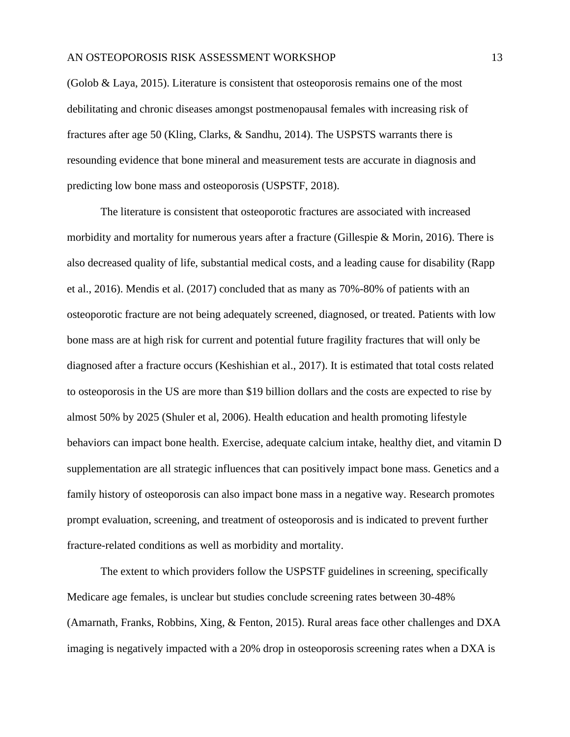(Golob & Laya, 2015). Literature is consistent that osteoporosis remains one of the most debilitating and chronic diseases amongst postmenopausal females with increasing risk of fractures after age 50 (Kling, Clarks, & Sandhu, 2014). The USPSTS warrants there is resounding evidence that bone mineral and measurement tests are accurate in diagnosis and predicting low bone mass and osteoporosis (USPSTF, 2018).

The literature is consistent that osteoporotic fractures are associated with increased morbidity and mortality for numerous years after a fracture (Gillespie & Morin, 2016). There is also decreased quality of life, substantial medical costs, and a leading cause for disability (Rapp et al., 2016). Mendis et al. (2017) concluded that as many as 70%-80% of patients with an osteoporotic fracture are not being adequately screened, diagnosed, or treated. Patients with low bone mass are at high risk for current and potential future fragility fractures that will only be diagnosed after a fracture occurs (Keshishian et al., 2017). It is estimated that total costs related to osteoporosis in the US are more than $19 billion dollars and the costs are expected to rise by almost 50% by 2025 (Shuler et al, 2006). Health education and health promoting lifestyle behaviors can impact bone health. Exercise, adequate calcium intake, healthy diet, and vitamin D supplementation are all strategic influences that can positively impact bone mass. Genetics and a family history of osteoporosis can also impact bone mass in a negative way. Research promotes prompt evaluation, screening, and treatment of osteoporosis and is indicated to prevent further fracture-related conditions as well as morbidity and mortality.

The extent to which providers follow the USPSTF guidelines in screening, specifically Medicare age females, is unclear but studies conclude screening rates between 30-48% (Amarnath, Franks, Robbins, Xing, & Fenton, 2015). Rural areas face other challenges and DXA imaging is negatively impacted with a 20% drop in osteoporosis screening rates when a DXA is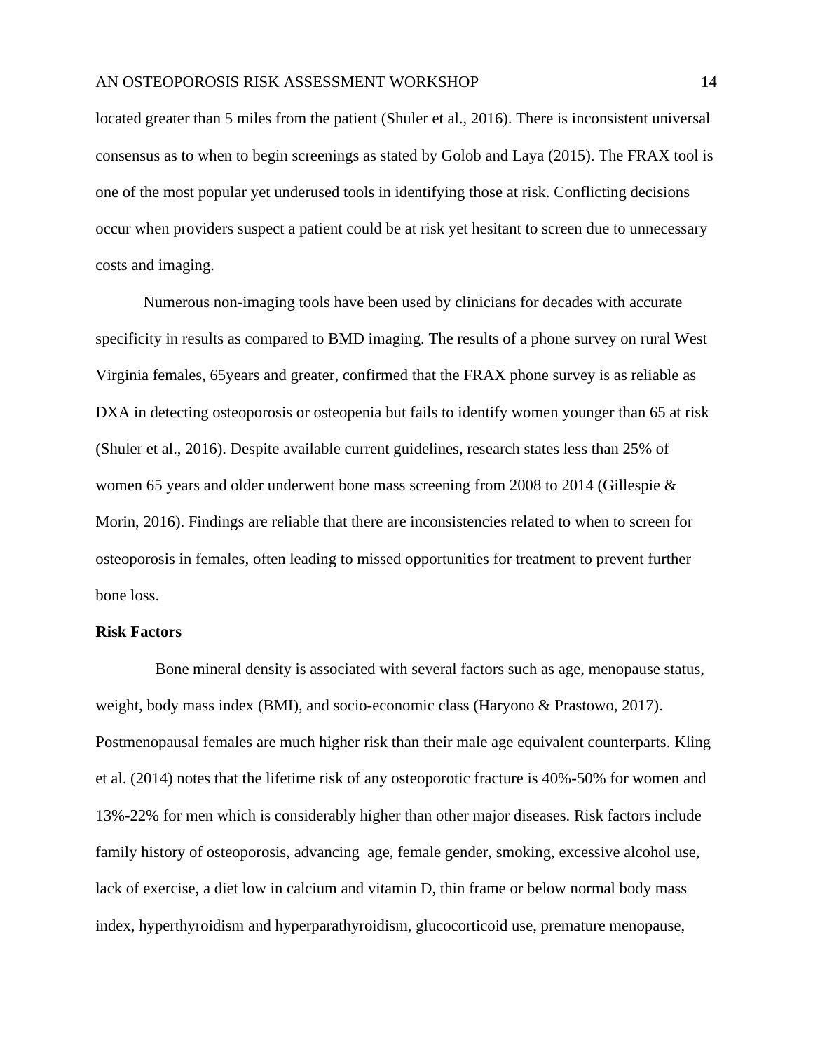located greater than 5 miles from the patient (Shuler et al., 2016). There is inconsistent universal consensus as to when to begin screenings as stated by Golob and Laya (2015). The FRAX tool is one of the most popular yet underused tools in identifying those at risk. Conflicting decisions occur when providers suspect a patient could be at risk yet hesitant to screen due to unnecessary costs and imaging.

Numerous non-imaging tools have been used by clinicians for decades with accurate specificity in results as compared to BMD imaging. The results of a phone survey on rural West Virginia females, 65years and greater, confirmed that the FRAX phone survey is as reliable as DXA in detecting osteoporosis or osteopenia but fails to identify women younger than 65 at risk (Shuler et al., 2016). Despite available current guidelines, research states less than 25% of women 65 years and older underwent bone mass screening from 2008 to 2014 (Gillespie & Morin, 2016). Findings are reliable that there are inconsistencies related to when to screen for osteoporosis in females, often leading to missed opportunities for treatment to prevent further bone loss.

**Risk Factors**

Bone mineral density is associated with several factors such as age, menopause status, weight, body mass index (BMI), and socio-economic class (Haryono & Prastowo, 2017). Postmenopausal females are much higher risk than their male age equivalent counterparts. Kling et al. (2014) notes that the lifetime risk of any osteoporotic fracture is 40%-50% for women and 13%-22% for men which is considerably higher than other major diseases. Risk factors include family history of osteoporosis, advancing age, female gender, smoking, excessive alcohol use, lack of exercise, a diet low in calcium and vitamin D, thin frame or below normal body mass index, hyperthyroidism and hyperparathyroidism, glucocorticoid use, premature menopause,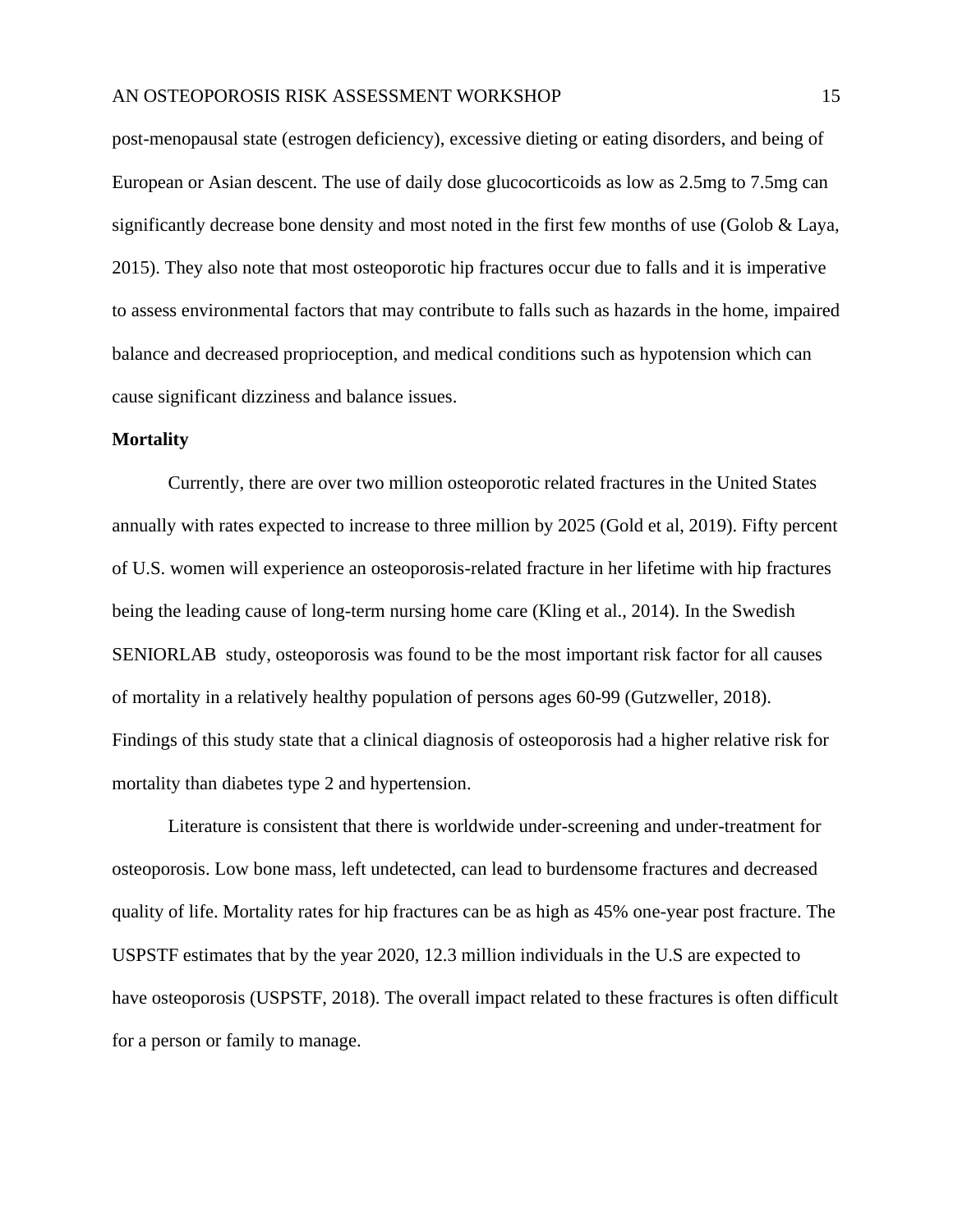post-menopausal state (estrogen deficiency), excessive dieting or eating disorders, and being of European or Asian descent. The use of daily dose glucocorticoids as low as 2.5mg to 7.5mg can significantly decrease bone density and most noted in the first few months of use (Golob & Laya, 2015). They also note that most osteoporotic hip fractures occur due to falls and it is imperative to assess environmental factors that may contribute to falls such as hazards in the home, impaired balance and decreased proprioception, and medical conditions such as hypotension which can cause significant dizziness and balance issues.

**Mortality**

Currently, there are over two million osteoporotic related fractures in the United States annually with rates expected to increase to three million by 2025 (Gold et al, 2019). Fifty percent of U.S. women will experience an osteoporosis-related fracture in her lifetime with hip fractures being the leading cause of long-term nursing home care (Kling et al., 2014). In the Swedish SENIORLAB study, osteoporosis was found to be the most important risk factor for all causes of mortality in a relatively healthy population of persons ages 60-99 (Gutzweller, 2018). Findings of this study state that a clinical diagnosis of osteoporosis had a higher relative risk for mortality than diabetes type 2 and hypertension.

Literature is consistent that there is worldwide under-screening and under-treatment for osteoporosis. Low bone mass, left undetected, can lead to burdensome fractures and decreased quality of life. Mortality rates for hip fractures can be as high as 45% one-year post fracture. The USPSTF estimates that by the year 2020, 12.3 million individuals in the U.S are expected to have osteoporosis (USPSTF, 2018). The overall impact related to these fractures is often difficult for a person or family to manage.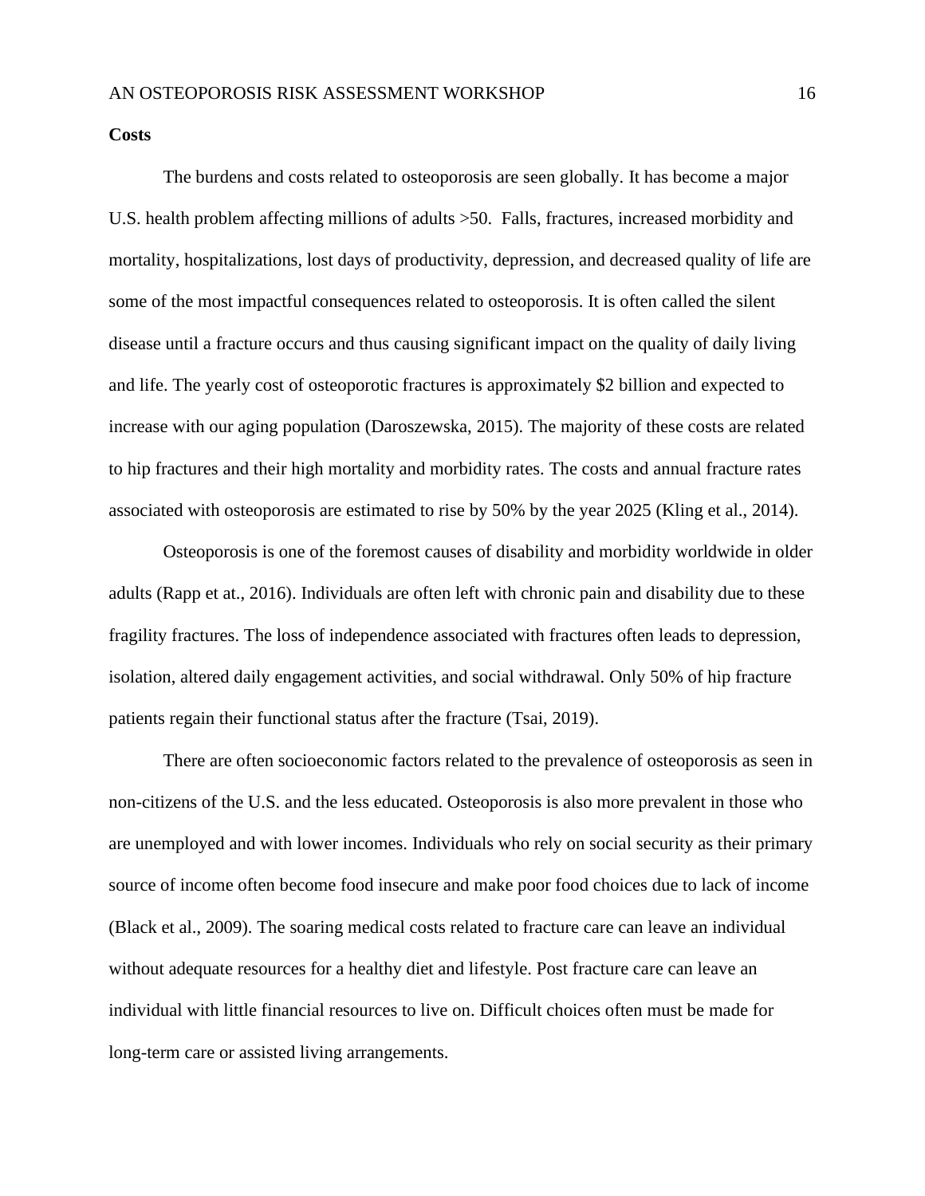**Costs**

The burdens and costs related to osteoporosis are seen globally. It has become a major U.S. health problem affecting millions of adults >50. Falls, fractures, increased morbidity and mortality, hospitalizations, lost days of productivity, depression, and decreased quality of life are some of the most impactful consequences related to osteoporosis. It is often called the silent disease until a fracture occurs and thus causing significant impact on the quality of daily living and life. The yearly cost of osteoporotic fractures is approximately $2 billion and expected to increase with our aging population (Daroszewska, 2015). The majority of these costs are related to hip fractures and their high mortality and morbidity rates. The costs and annual fracture rates associated with osteoporosis are estimated to rise by 50% by the year 2025 (Kling et al., 2014).

Osteoporosis is one of the foremost causes of disability and morbidity worldwide in older adults (Rapp et at., 2016). Individuals are often left with chronic pain and disability due to these fragility fractures. The loss of independence associated with fractures often leads to depression, isolation, altered daily engagement activities, and social withdrawal. Only 50% of hip fracture patients regain their functional status after the fracture (Tsai, 2019).

There are often socioeconomic factors related to the prevalence of osteoporosis as seen in non-citizens of the U.S. and the less educated. Osteoporosis is also more prevalent in those who are unemployed and with lower incomes. Individuals who rely on social security as their primary source of income often become food insecure and make poor food choices due to lack of income (Black et al., 2009). The soaring medical costs related to fracture care can leave an individual without adequate resources for a healthy diet and lifestyle. Post fracture care can leave an individual with little financial resources to live on. Difficult choices often must be made for long-term care or assisted living arrangements.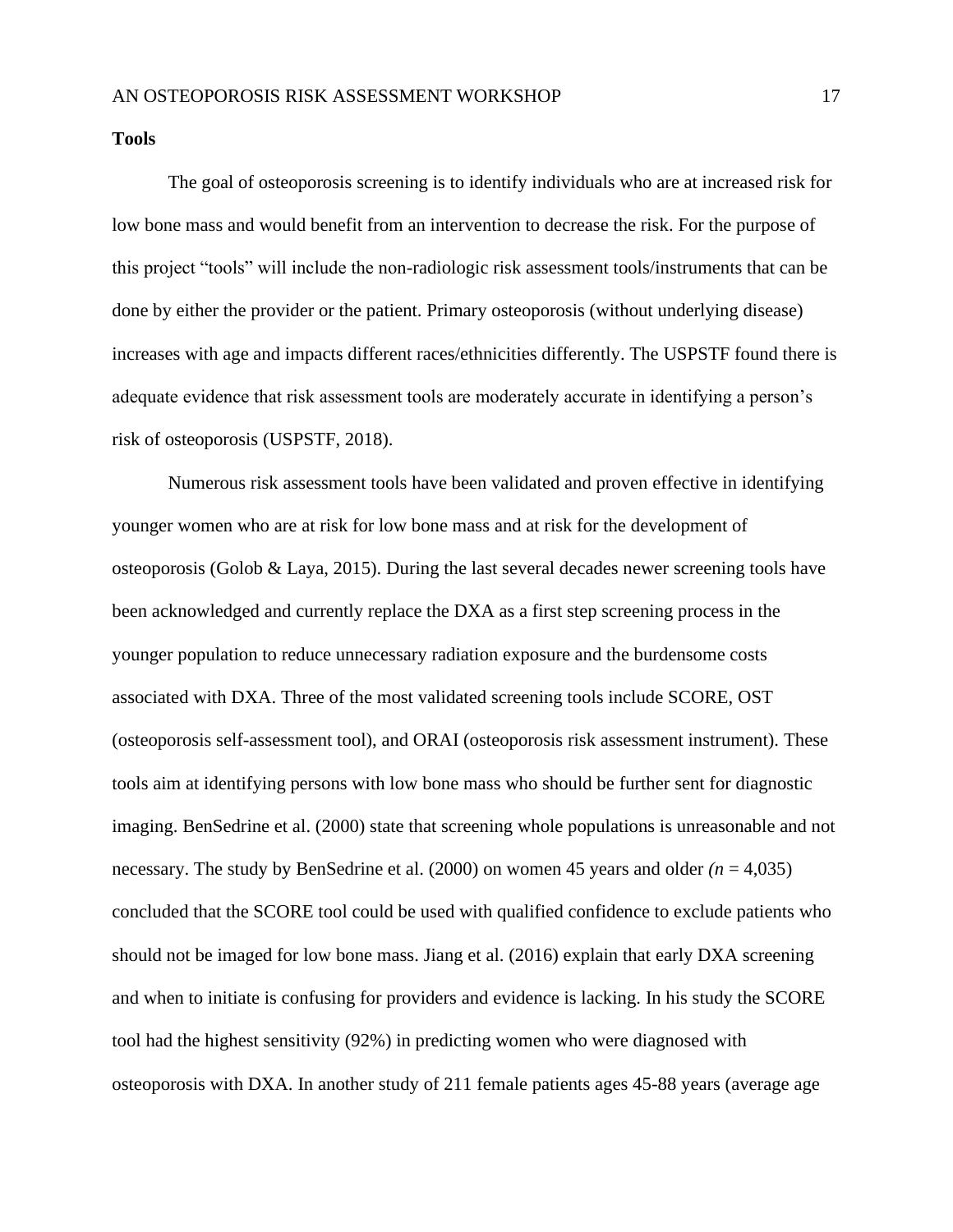**Tools**

The goal of osteoporosis screening is to identify individuals who are at increased risk for low bone mass and would benefit from an intervention to decrease the risk. For the purpose of this project "tools" will include the non-radiologic risk assessment tools/instruments that can be done by either the provider or the patient. Primary osteoporosis (without underlying disease) increases with age and impacts different races/ethnicities differently. The USPSTF found there is adequate evidence that risk assessment tools are moderately accurate in identifying a person's risk of osteoporosis (USPSTF, 2018).

Numerous risk assessment tools have been validated and proven effective in identifying younger women who are at risk for low bone mass and at risk for the development of osteoporosis (Golob & Laya, 2015). During the last several decades newer screening tools have been acknowledged and currently replace the DXA as a first step screening process in the younger population to reduce unnecessary radiation exposure and the burdensome costs associated with DXA. Three of the most validated screening tools include SCORE, OST (osteoporosis self-assessment tool), and ORAI (osteoporosis risk assessment instrument). These tools aim at identifying persons with low bone mass who should be further sent for diagnostic imaging. BenSedrine et al. (2000) state that screening whole populations is unreasonable and not necessary. The study by BenSedrine et al. (2000) on women 45 years and older *(n* = 4,035) concluded that the SCORE tool could be used with qualified confidence to exclude patients who should not be imaged for low bone mass. Jiang et al. (2016) explain that early DXA screening and when to initiate is confusing for providers and evidence is lacking. In his study the SCORE tool had the highest sensitivity (92%) in predicting women who were diagnosed with osteoporosis with DXA. In another study of 211 female patients ages 45-88 years (average age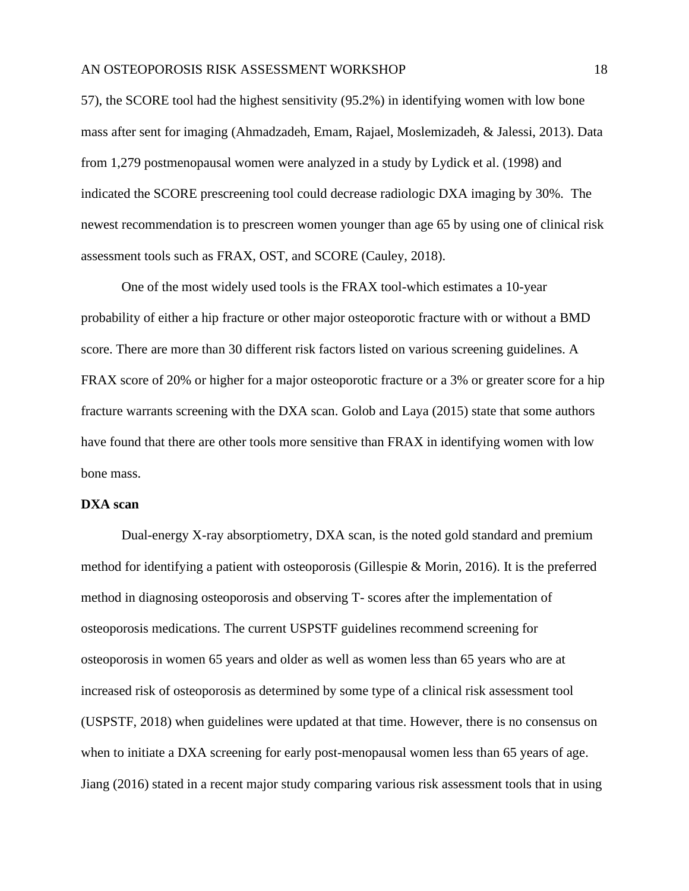57), the SCORE tool had the highest sensitivity (95.2%) in identifying women with low bone mass after sent for imaging (Ahmadzadeh, Emam, Rajael, Moslemizadeh, & Jalessi, 2013). Data from 1,279 postmenopausal women were analyzed in a study by Lydick et al. (1998) and indicated the SCORE prescreening tool could decrease radiologic DXA imaging by 30%. The newest recommendation is to prescreen women younger than age 65 by using one of clinical risk assessment tools such as FRAX, OST, and SCORE (Cauley, 2018).

One of the most widely used tools is the FRAX tool-which estimates a 10-year probability of either a hip fracture or other major osteoporotic fracture with or without a BMD score. There are more than 30 different risk factors listed on various screening guidelines. A FRAX score of 20% or higher for a major osteoporotic fracture or a 3% or greater score for a hip fracture warrants screening with the DXA scan. Golob and Laya (2015) state that some authors have found that there are other tools more sensitive than FRAX in identifying women with low bone mass.

**DXA scan**

Dual-energy X-ray absorptiometry, DXA scan, is the noted gold standard and premium method for identifying a patient with osteoporosis (Gillespie & Morin, 2016). It is the preferred method in diagnosing osteoporosis and observing T- scores after the implementation of osteoporosis medications. The current USPSTF guidelines recommend screening for osteoporosis in women 65 years and older as well as women less than 65 years who are at increased risk of osteoporosis as determined by some type of a clinical risk assessment tool (USPSTF, 2018) when guidelines were updated at that time. However, there is no consensus on when to initiate a DXA screening for early post-menopausal women less than 65 years of age. Jiang (2016) stated in a recent major study comparing various risk assessment tools that in using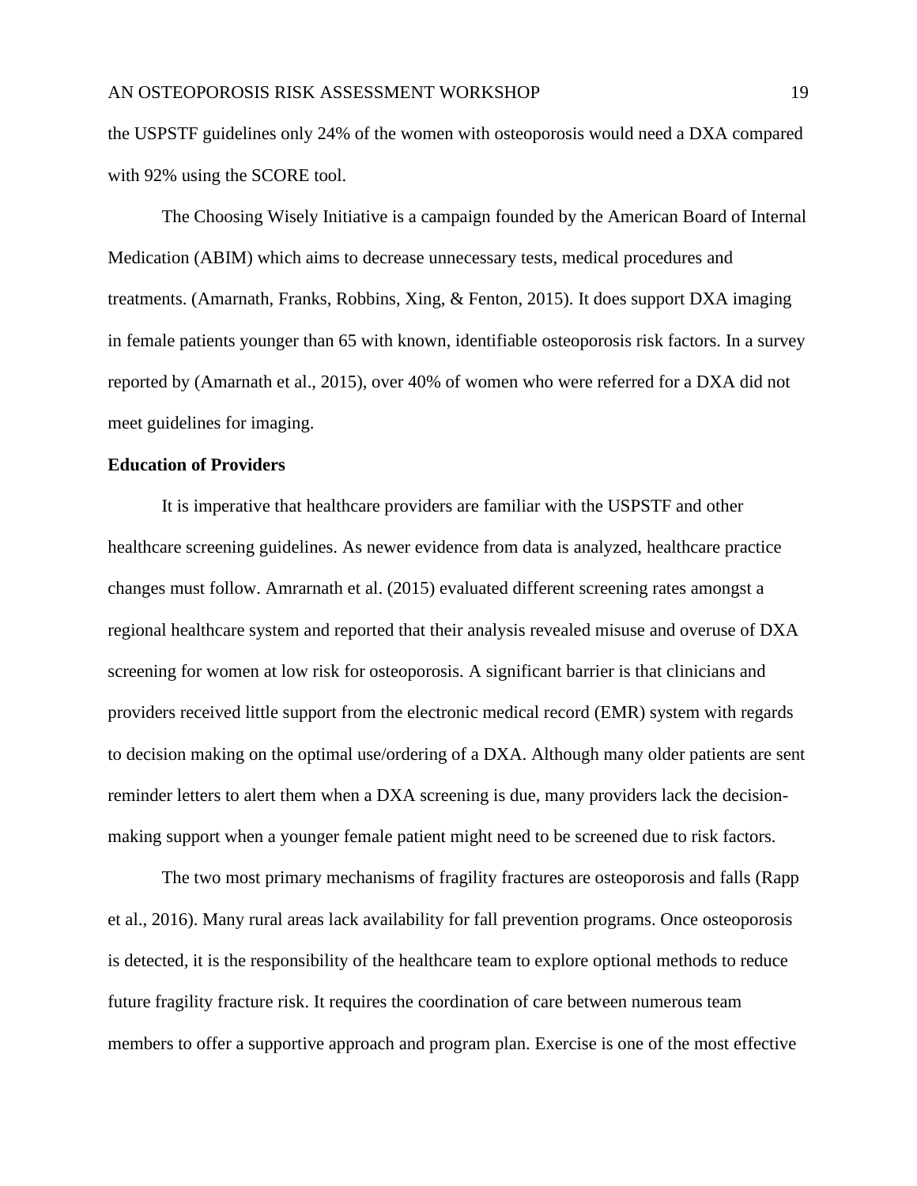the USPSTF guidelines only 24% of the women with osteoporosis would need a DXA compared with 92% using the SCORE tool.

The Choosing Wisely Initiative is a campaign founded by the American Board of Internal Medication (ABIM) which aims to decrease unnecessary tests, medical procedures and treatments. (Amarnath, Franks, Robbins, Xing, & Fenton, 2015). It does support DXA imaging in female patients younger than 65 with known, identifiable osteoporosis risk factors. In a survey reported by (Amarnath et al., 2015), over 40% of women who were referred for a DXA did not meet guidelines for imaging.

**Education of Providers**

It is imperative that healthcare providers are familiar with the USPSTF and other healthcare screening guidelines. As newer evidence from data is analyzed, healthcare practice changes must follow. Amrarnath et al. (2015) evaluated different screening rates amongst a regional healthcare system and reported that their analysis revealed misuse and overuse of DXA screening for women at low risk for osteoporosis. A significant barrier is that clinicians and providers received little support from the electronic medical record (EMR) system with regards to decision making on the optimal use/ordering of a DXA. Although many older patients are sent reminder letters to alert them when a DXA screening is due, many providers lack the decision-making support when a younger female patient might need to be screened due to risk factors.

The two most primary mechanisms of fragility fractures are osteoporosis and falls (Rapp et al., 2016). Many rural areas lack availability for fall prevention programs. Once osteoporosis is detected, it is the responsibility of the healthcare team to explore optional methods to reduce future fragility fracture risk. It requires the coordination of care between numerous team members to offer a supportive approach and program plan. Exercise is one of the most effective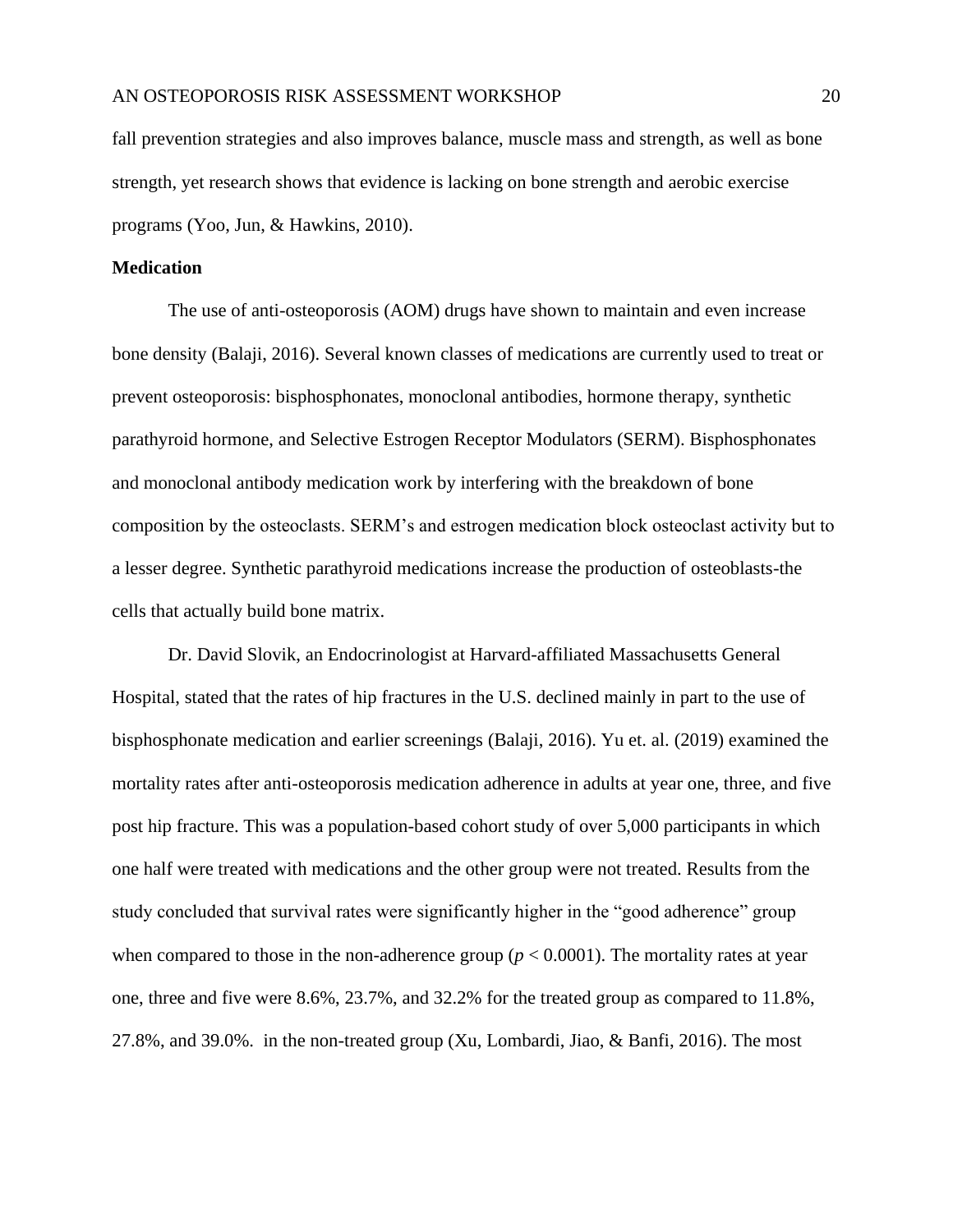fall prevention strategies and also improves balance, muscle mass and strength, as well as bone strength, yet research shows that evidence is lacking on bone strength and aerobic exercise programs (Yoo, Jun, & Hawkins, 2010).

**Medication**

The use of anti-osteoporosis (AOM) drugs have shown to maintain and even increase bone density (Balaji, 2016). Several known classes of medications are currently used to treat or prevent osteoporosis: bisphosphonates, monoclonal antibodies, hormone therapy, synthetic parathyroid hormone, and Selective Estrogen Receptor Modulators (SERM). Bisphosphonates and monoclonal antibody medication work by interfering with the breakdown of bone composition by the osteoclasts. SERM's and estrogen medication block osteoclast activity but to a lesser degree. Synthetic parathyroid medications increase the production of osteoblasts-the cells that actually build bone matrix.

Dr. David Slovik, an Endocrinologist at Harvard-affiliated Massachusetts General Hospital, stated that the rates of hip fractures in the U.S. declined mainly in part to the use of bisphosphonate medication and earlier screenings (Balaji, 2016). Yu et. al. (2019) examined the mortality rates after anti-osteoporosis medication adherence in adults at year one, three, and five post hip fracture. This was a population-based cohort study of over 5,000 participants in which one half were treated with medications and the other group were not treated. Results from the study concluded that survival rates were significantly higher in the "good adherence" group when compared to those in the non-adherence group ($p < 0.0001$). The mortality rates at year one, three and five were 8.6%, 23.7%, and 32.2% for the treated group as compared to 11.8%, 27.8%, and 39.0%. in the non-treated group (Xu, Lombardi, Jiao, & Banfi, 2016). The most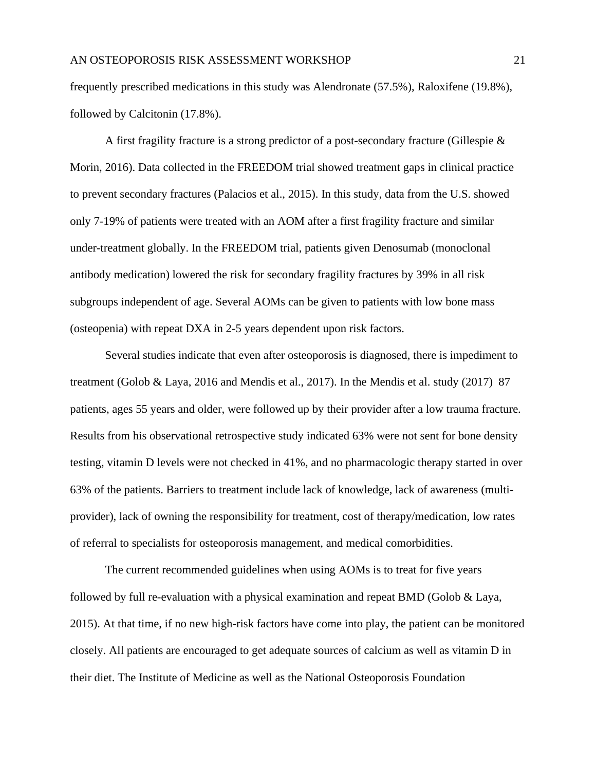frequently prescribed medications in this study was Alendronate (57.5%), Raloxifene (19.8%), followed by Calcitonin (17.8%).

A first fragility fracture is a strong predictor of a post-secondary fracture (Gillespie & Morin, 2016). Data collected in the FREEDOM trial showed treatment gaps in clinical practice to prevent secondary fractures (Palacios et al., 2015). In this study, data from the U.S. showed only 7-19% of patients were treated with an AOM after a first fragility fracture and similar under-treatment globally. In the FREEDOM trial, patients given Denosumab (monoclonal antibody medication) lowered the risk for secondary fragility fractures by 39% in all risk subgroups independent of age. Several AOMs can be given to patients with low bone mass (osteopenia) with repeat DXA in 2-5 years dependent upon risk factors.

Several studies indicate that even after osteoporosis is diagnosed, there is impediment to treatment (Golob & Laya, 2016 and Mendis et al., 2017). In the Mendis et al. study (2017) 87 patients, ages 55 years and older, were followed up by their provider after a low trauma fracture. Results from his observational retrospective study indicated 63% were not sent for bone density testing, vitamin D levels were not checked in 41%, and no pharmacologic therapy started in over 63% of the patients. Barriers to treatment include lack of knowledge, lack of awareness (multi-provider), lack of owning the responsibility for treatment, cost of therapy/medication, low rates of referral to specialists for osteoporosis management, and medical comorbidities.

The current recommended guidelines when using AOMs is to treat for five years followed by full re-evaluation with a physical examination and repeat BMD (Golob & Laya, 2015). At that time, if no new high-risk factors have come into play, the patient can be monitored closely. All patients are encouraged to get adequate sources of calcium as well as vitamin D in their diet. The Institute of Medicine as well as the National Osteoporosis Foundation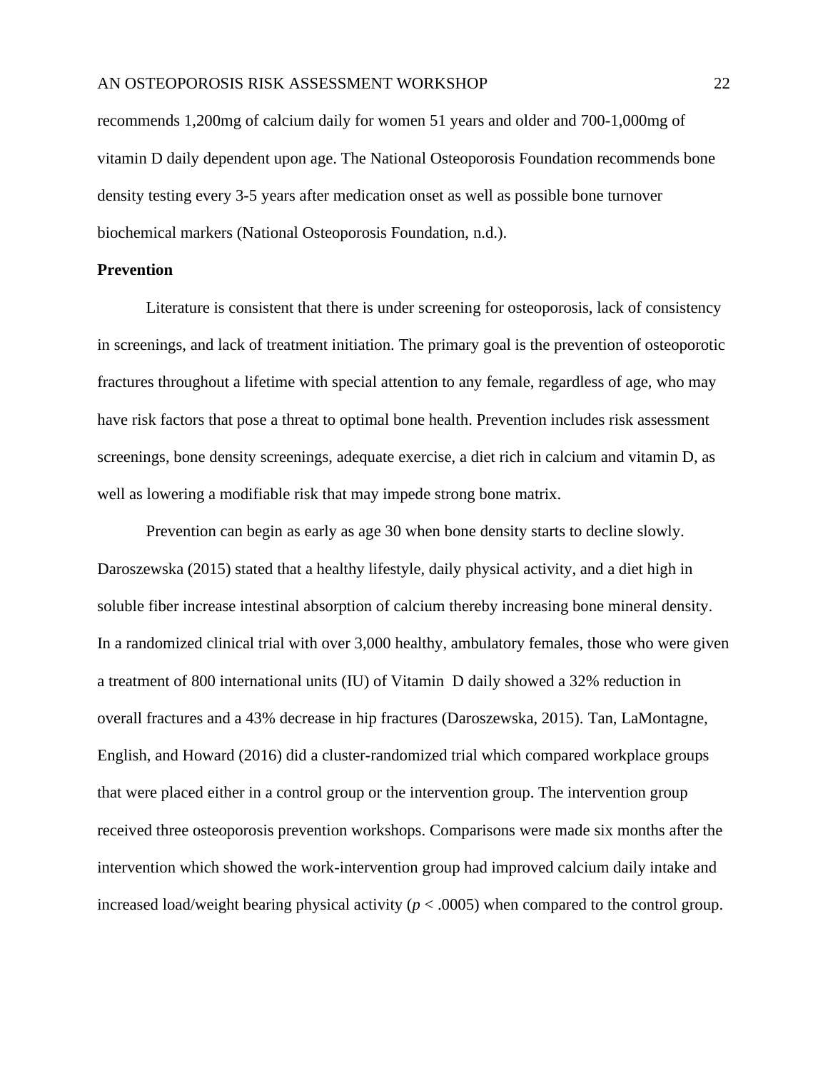recommends 1,200mg of calcium daily for women 51 years and older and 700-1,000mg of vitamin D daily dependent upon age. The National Osteoporosis Foundation recommends bone density testing every 3-5 years after medication onset as well as possible bone turnover biochemical markers (National Osteoporosis Foundation, n.d.).

**Prevention**

Literature is consistent that there is under screening for osteoporosis, lack of consistency in screenings, and lack of treatment initiation. The primary goal is the prevention of osteoporotic fractures throughout a lifetime with special attention to any female, regardless of age, who may have risk factors that pose a threat to optimal bone health. Prevention includes risk assessment screenings, bone density screenings, adequate exercise, a diet rich in calcium and vitamin D, as well as lowering a modifiable risk that may impede strong bone matrix.

Prevention can begin as early as age 30 when bone density starts to decline slowly. Daroszewska (2015) stated that a healthy lifestyle, daily physical activity, and a diet high in soluble fiber increase intestinal absorption of calcium thereby increasing bone mineral density. In a randomized clinical trial with over 3,000 healthy, ambulatory females, those who were given a treatment of 800 international units (IU) of Vitamin D daily showed a 32% reduction in overall fractures and a 43% decrease in hip fractures (Daroszewska, 2015). Tan, LaMontagne, English, and Howard (2016) did a cluster-randomized trial which compared workplace groups that were placed either in a control group or the intervention group. The intervention group received three osteoporosis prevention workshops. Comparisons were made six months after the intervention which showed the work-intervention group had improved calcium daily intake and increased load/weight bearing physical activity ($p < .0005$) when compared to the control group.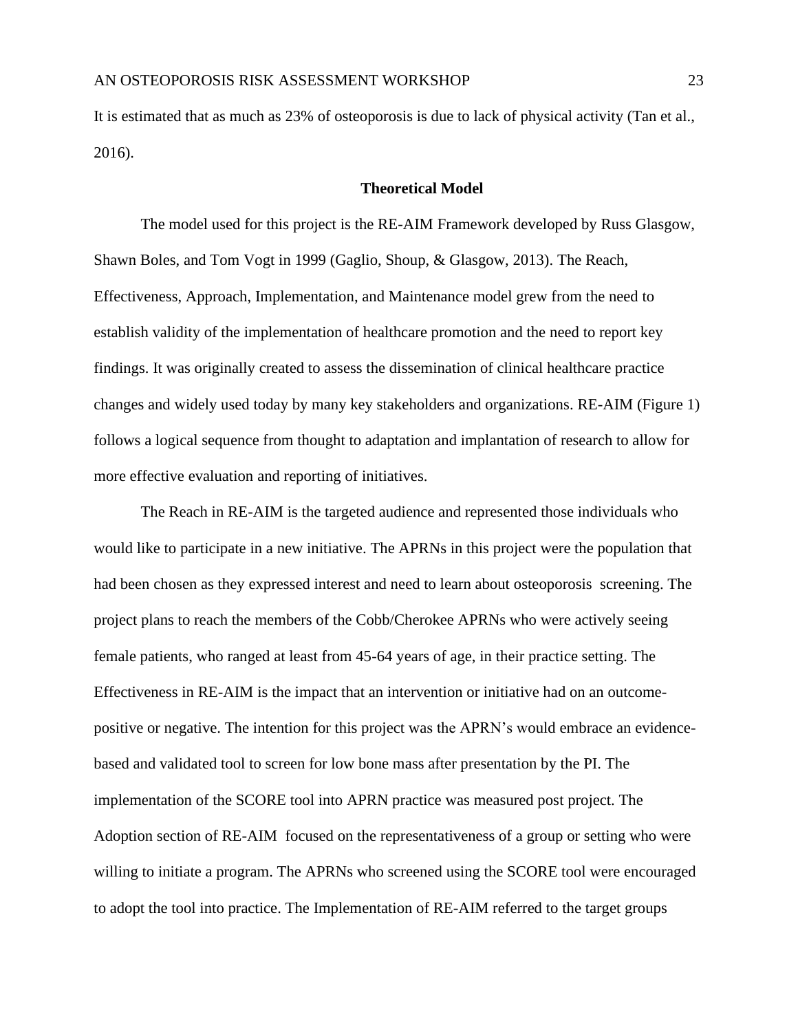It is estimated that as much as 23% of osteoporosis is due to lack of physical activity (Tan et al., 2016).

## Theoretical Model

The model used for this project is the RE-AIM Framework developed by Russ Glasgow, Shawn Boles, and Tom Vogt in 1999 (Gaglio, Shoup, & Glasgow, 2013). The Reach, Effectiveness, Approach, Implementation, and Maintenance model grew from the need to establish validity of the implementation of healthcare promotion and the need to report key findings. It was originally created to assess the dissemination of clinical healthcare practice changes and widely used today by many key stakeholders and organizations. RE-AIM (Figure 1) follows a logical sequence from thought to adaptation and implantation of research to allow for more effective evaluation and reporting of initiatives.

The Reach in RE-AIM is the targeted audience and represented those individuals who would like to participate in a new initiative. The APRNs in this project were the population that had been chosen as they expressed interest and need to learn about osteoporosis screening. The project plans to reach the members of the Cobb/Cherokee APRNs who were actively seeing female patients, who ranged at least from 45-64 years of age, in their practice setting. The Effectiveness in RE-AIM is the impact that an intervention or initiative had on an outcome-positive or negative. The intention for this project was the APRN's would embrace an evidence-based and validated tool to screen for low bone mass after presentation by the PI. The implementation of the SCORE tool into APRN practice was measured post project. The Adoption section of RE-AIM focused on the representativeness of a group or setting who were willing to initiate a program. The APRNs who screened using the SCORE tool were encouraged to adopt the tool into practice. The Implementation of RE-AIM referred to the target groups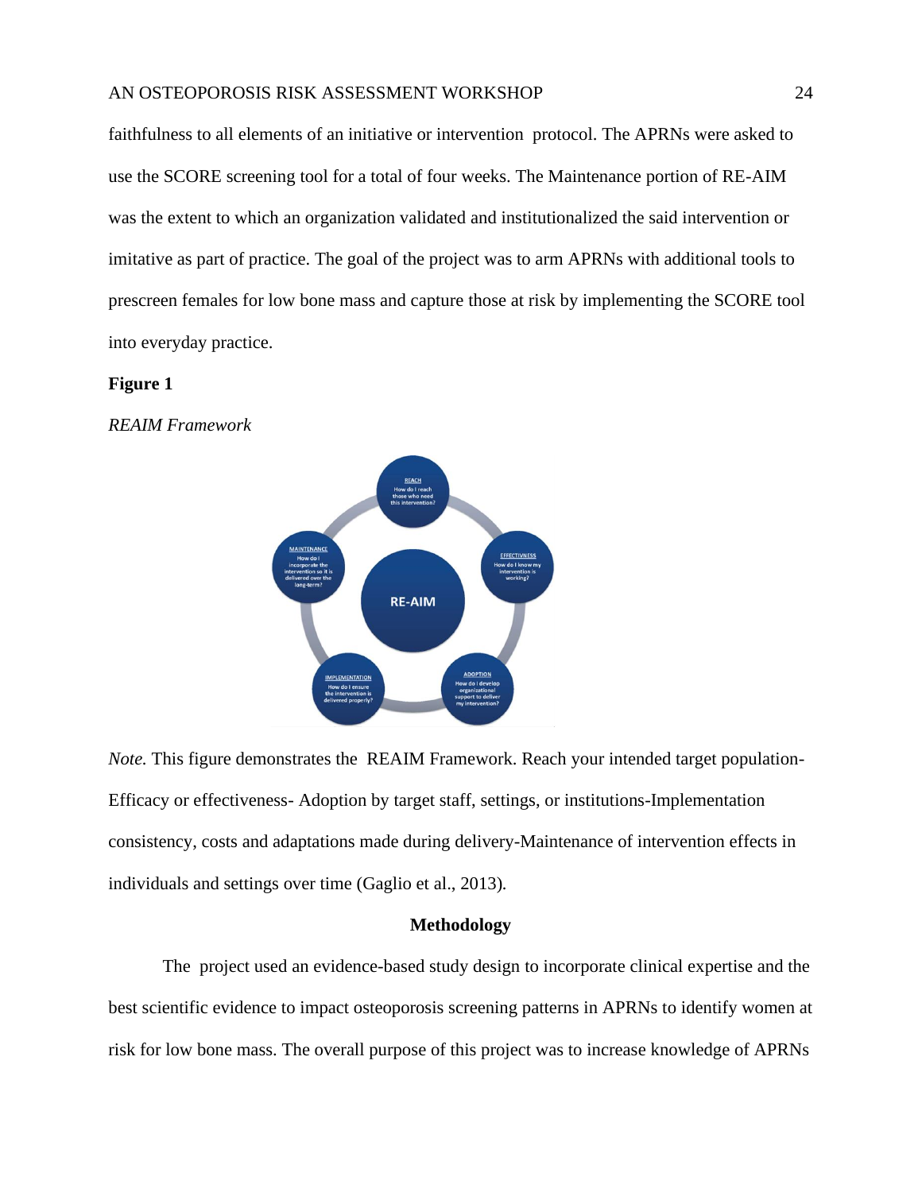faithfulness to all elements of an initiative or intervention protocol. The APRNs were asked to use the SCORE screening tool for a total of four weeks. The Maintenance portion of RE-AIM was the extent to which an organization validated and institutionalized the said intervention or imitative as part of practice. The goal of the project was to arm APRNs with additional tools to prescreen females for low bone mass and capture those at risk by implementing the SCORE tool into everyday practice.

**Figure 1**

*REAIM Framework*

*Note.* This figure demonstrates the REAIM Framework. Reach your intended target population- Efficacy or effectiveness- Adoption by target staff, settings, or institutions-Implementation consistency, costs and adaptations made during delivery-Maintenance of intervention effects in individuals and settings over time (Gaglio et al., 2013).

## Methodology

The project used an evidence-based study design to incorporate clinical expertise and the best scientific evidence to impact osteoporosis screening patterns in APRNs to identify women at risk for low bone mass. The overall purpose of this project was to increase knowledge of APRNs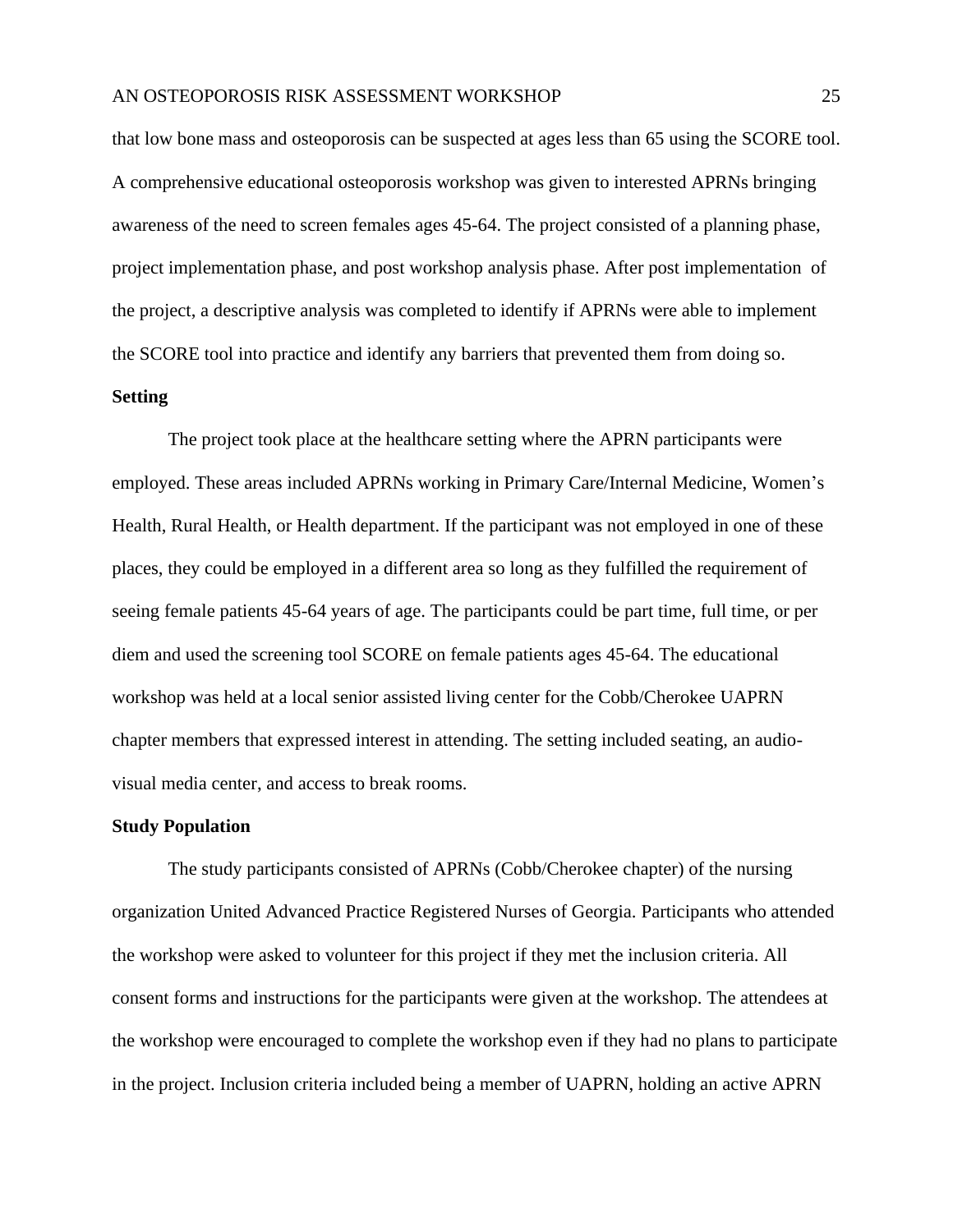that low bone mass and osteoporosis can be suspected at ages less than 65 using the SCORE tool. A comprehensive educational osteoporosis workshop was given to interested APRNs bringing awareness of the need to screen females ages 45-64. The project consisted of a planning phase, project implementation phase, and post workshop analysis phase. After post implementation of the project, a descriptive analysis was completed to identify if APRNs were able to implement the SCORE tool into practice and identify any barriers that prevented them from doing so.

## Setting

The project took place at the healthcare setting where the APRN participants were employed. These areas included APRNs working in Primary Care/Internal Medicine, Women's Health, Rural Health, or Health department. If the participant was not employed in one of these places, they could be employed in a different area so long as they fulfilled the requirement of seeing female patients 45-64 years of age. The participants could be part time, full time, or per diem and used the screening tool SCORE on female patients ages 45-64. The educational workshop was held at a local senior assisted living center for the Cobb/Cherokee UAPRN chapter members that expressed interest in attending. The setting included seating, an audio-visual media center, and access to break rooms.

## Study Population

The study participants consisted of APRNs (Cobb/Cherokee chapter) of the nursing organization United Advanced Practice Registered Nurses of Georgia. Participants who attended the workshop were asked to volunteer for this project if they met the inclusion criteria. All consent forms and instructions for the participants were given at the workshop. The attendees at the workshop were encouraged to complete the workshop even if they had no plans to participate in the project. Inclusion criteria included being a member of UAPRN, holding an active APRN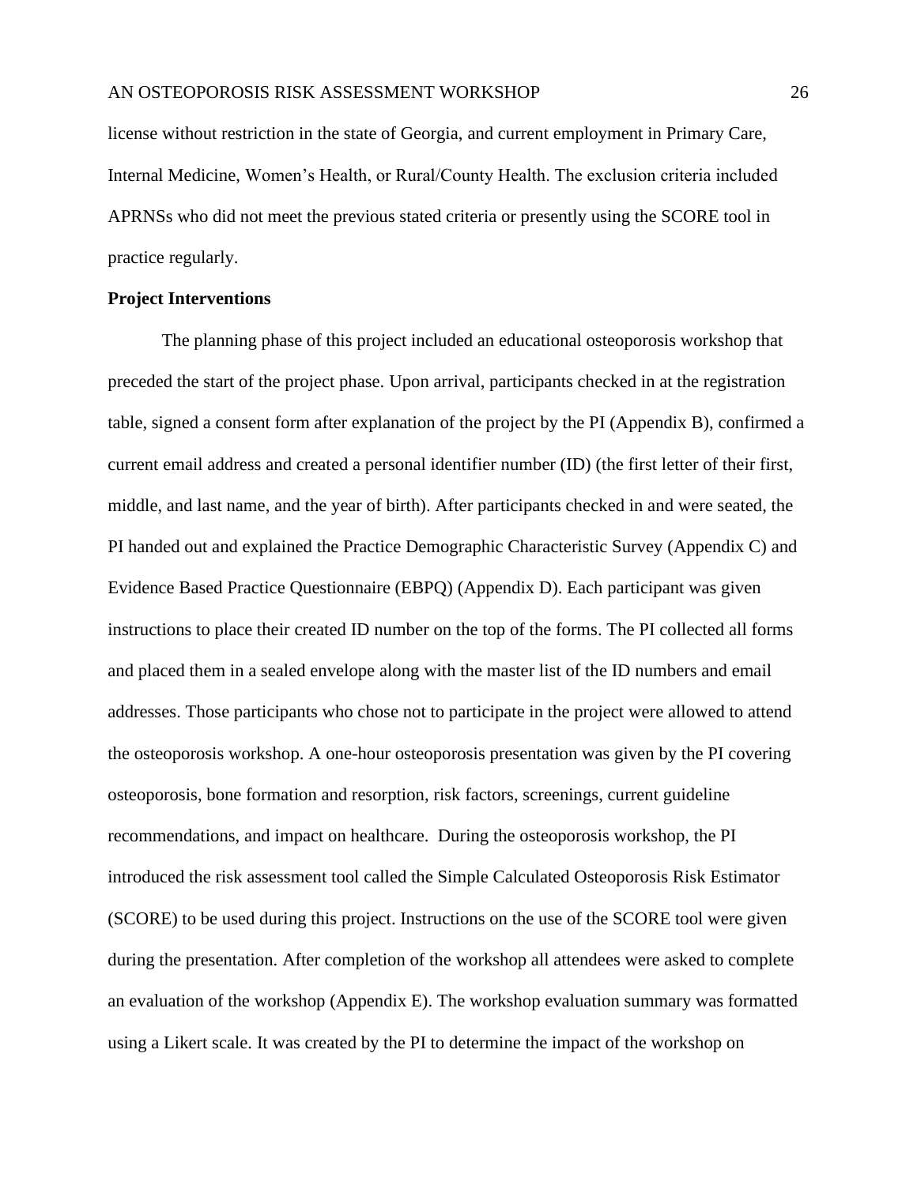license without restriction in the state of Georgia, and current employment in Primary Care, Internal Medicine, Women's Health, or Rural/County Health. The exclusion criteria included APRNSs who did not meet the previous stated criteria or presently using the SCORE tool in practice regularly.

**Project Interventions**

The planning phase of this project included an educational osteoporosis workshop that preceded the start of the project phase. Upon arrival, participants checked in at the registration table, signed a consent form after explanation of the project by the PI (Appendix B), confirmed a current email address and created a personal identifier number (ID) (the first letter of their first, middle, and last name, and the year of birth). After participants checked in and were seated, the PI handed out and explained the Practice Demographic Characteristic Survey (Appendix C) and Evidence Based Practice Questionnaire (EBPQ) (Appendix D). Each participant was given instructions to place their created ID number on the top of the forms. The PI collected all forms and placed them in a sealed envelope along with the master list of the ID numbers and email addresses. Those participants who chose not to participate in the project were allowed to attend the osteoporosis workshop. A one-hour osteoporosis presentation was given by the PI covering osteoporosis, bone formation and resorption, risk factors, screenings, current guideline recommendations, and impact on healthcare. During the osteoporosis workshop, the PI introduced the risk assessment tool called the Simple Calculated Osteoporosis Risk Estimator (SCORE) to be used during this project. Instructions on the use of the SCORE tool were given during the presentation. After completion of the workshop all attendees were asked to complete an evaluation of the workshop (Appendix E). The workshop evaluation summary was formatted using a Likert scale. It was created by the PI to determine the impact of the workshop on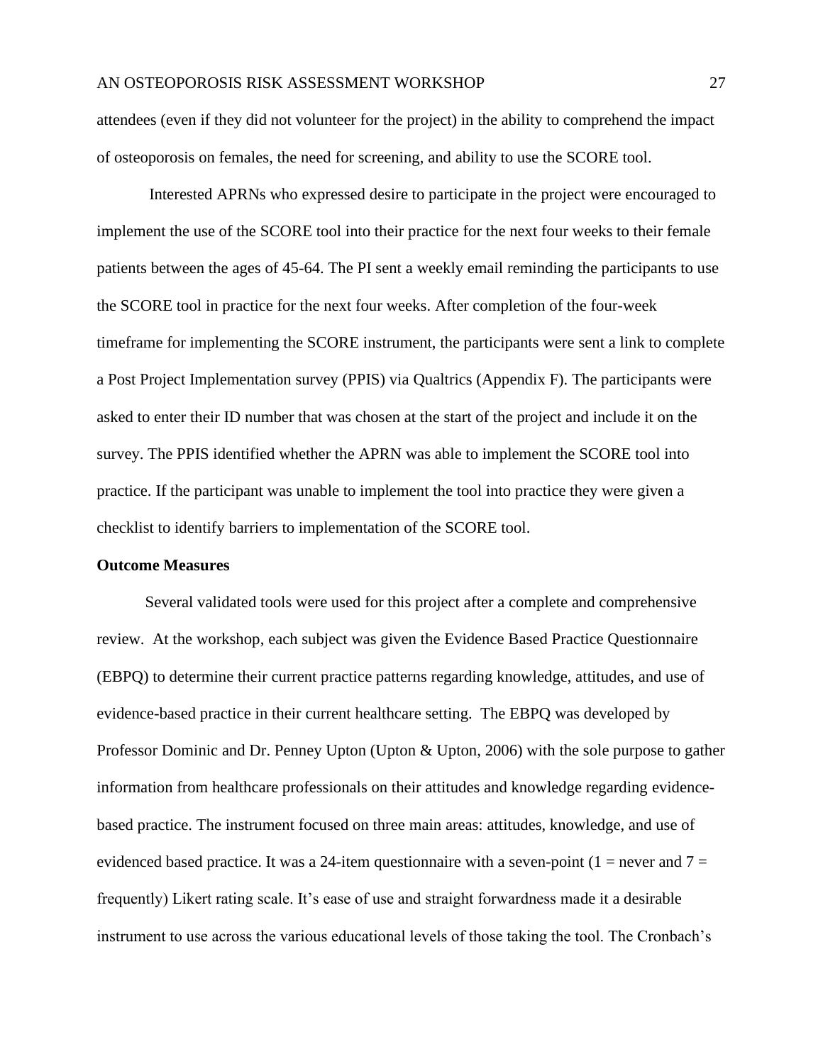attendees (even if they did not volunteer for the project) in the ability to comprehend the impact of osteoporosis on females, the need for screening, and ability to use the SCORE tool.

Interested APRNs who expressed desire to participate in the project were encouraged to implement the use of the SCORE tool into their practice for the next four weeks to their female patients between the ages of 45-64. The PI sent a weekly email reminding the participants to use the SCORE tool in practice for the next four weeks. After completion of the four-week timeframe for implementing the SCORE instrument, the participants were sent a link to complete a Post Project Implementation survey (PPIS) via Qualtrics (Appendix F). The participants were asked to enter their ID number that was chosen at the start of the project and include it on the survey. The PPIS identified whether the APRN was able to implement the SCORE tool into practice. If the participant was unable to implement the tool into practice they were given a checklist to identify barriers to implementation of the SCORE tool.

**Outcome Measures**

Several validated tools were used for this project after a complete and comprehensive review. At the workshop, each subject was given the Evidence Based Practice Questionnaire (EBPQ) to determine their current practice patterns regarding knowledge, attitudes, and use of evidence-based practice in their current healthcare setting. The EBPQ was developed by Professor Dominic and Dr. Penney Upton (Upton & Upton, 2006) with the sole purpose to gather information from healthcare professionals on their attitudes and knowledge regarding evidence-based practice. The instrument focused on three main areas: attitudes, knowledge, and use of evidenced based practice. It was a 24-item questionnaire with a seven-point (1 = never and 7 = frequently) Likert rating scale. It's ease of use and straight forwardness made it a desirable instrument to use across the various educational levels of those taking the tool. The Cronbach's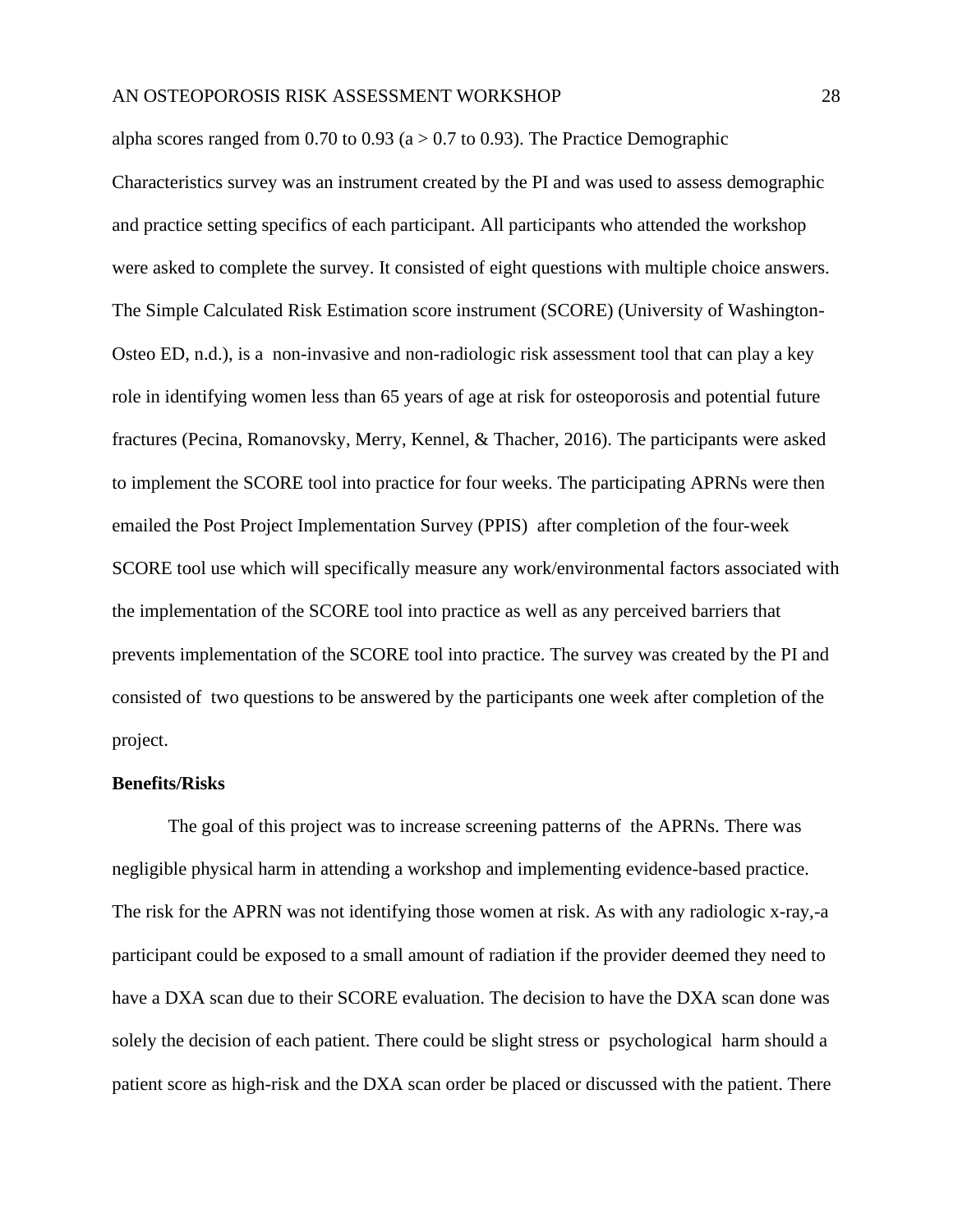alpha scores ranged from 0.70 to 0.93 (a > 0.7 to 0.93). The Practice Demographic Characteristics survey was an instrument created by the PI and was used to assess demographic and practice setting specifics of each participant. All participants who attended the workshop were asked to complete the survey. It consisted of eight questions with multiple choice answers. The Simple Calculated Risk Estimation score instrument (SCORE) (University of Washington-Osteo ED, n.d.), is a non-invasive and non-radiologic risk assessment tool that can play a key role in identifying women less than 65 years of age at risk for osteoporosis and potential future fractures (Pecina, Romanovsky, Merry, Kennel, & Thacher, 2016). The participants were asked to implement the SCORE tool into practice for four weeks. The participating APRNs were then emailed the Post Project Implementation Survey (PPIS) after completion of the four-week SCORE tool use which will specifically measure any work/environmental factors associated with the implementation of the SCORE tool into practice as well as any perceived barriers that prevents implementation of the SCORE tool into practice. The survey was created by the PI and consisted of two questions to be answered by the participants one week after completion of the project.

**Benefits/Risks**

The goal of this project was to increase screening patterns of the APRNs. There was negligible physical harm in attending a workshop and implementing evidence-based practice. The risk for the APRN was not identifying those women at risk. As with any radiologic x-ray,-a participant could be exposed to a small amount of radiation if the provider deemed they need to have a DXA scan due to their SCORE evaluation. The decision to have the DXA scan done was solely the decision of each patient. There could be slight stress or psychological harm should a patient score as high-risk and the DXA scan order be placed or discussed with the patient. There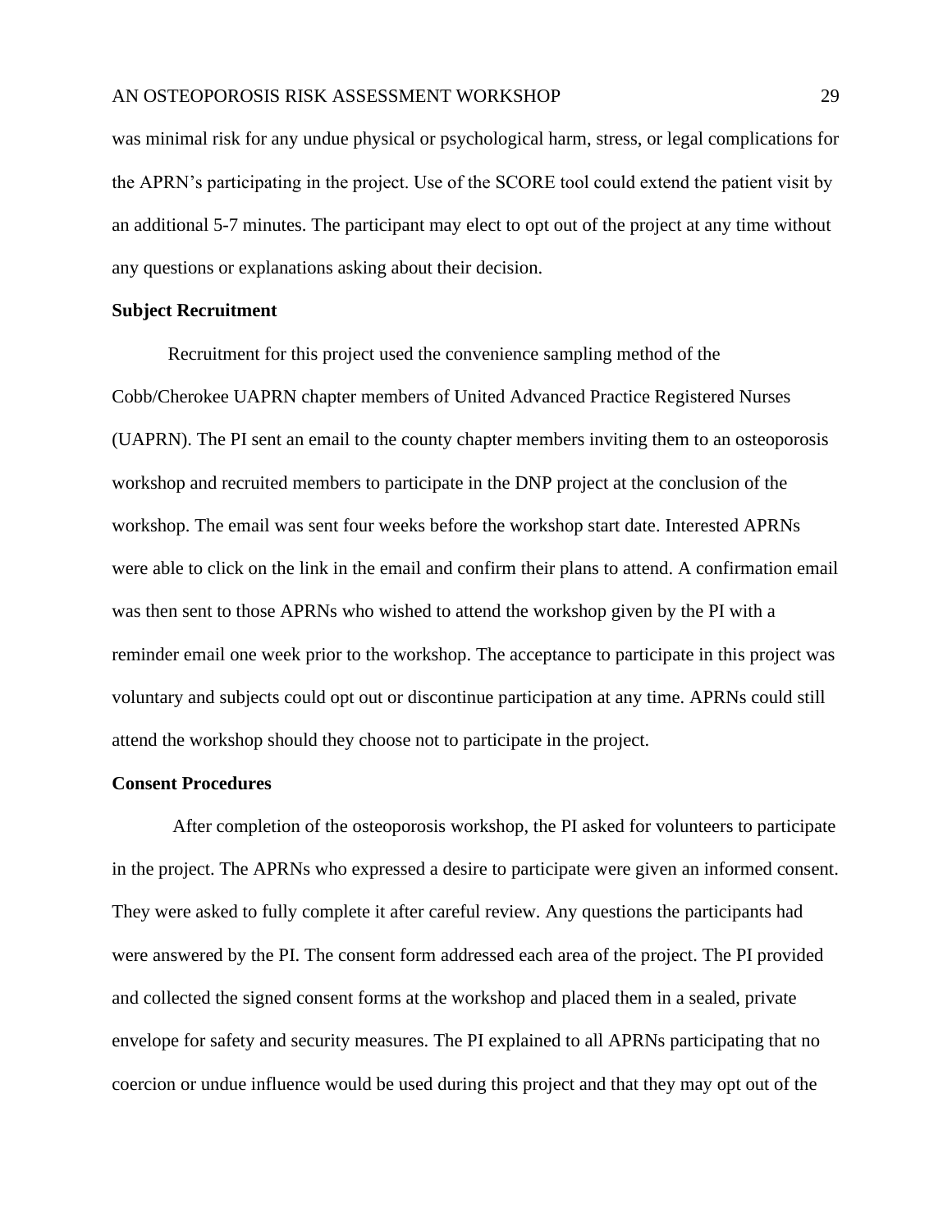was minimal risk for any undue physical or psychological harm, stress, or legal complications for the APRN's participating in the project. Use of the SCORE tool could extend the patient visit by an additional 5-7 minutes. The participant may elect to opt out of the project at any time without any questions or explanations asking about their decision.

**Subject Recruitment**

Recruitment for this project used the convenience sampling method of the Cobb/Cherokee UAPRN chapter members of United Advanced Practice Registered Nurses (UAPRN). The PI sent an email to the county chapter members inviting them to an osteoporosis workshop and recruited members to participate in the DNP project at the conclusion of the workshop. The email was sent four weeks before the workshop start date. Interested APRNs were able to click on the link in the email and confirm their plans to attend. A confirmation email was then sent to those APRNs who wished to attend the workshop given by the PI with a reminder email one week prior to the workshop. The acceptance to participate in this project was voluntary and subjects could opt out or discontinue participation at any time. APRNs could still attend the workshop should they choose not to participate in the project.

**Consent Procedures**

After completion of the osteoporosis workshop, the PI asked for volunteers to participate in the project. The APRNs who expressed a desire to participate were given an informed consent. They were asked to fully complete it after careful review. Any questions the participants had were answered by the PI. The consent form addressed each area of the project. The PI provided and collected the signed consent forms at the workshop and placed them in a sealed, private envelope for safety and security measures. The PI explained to all APRNs participating that no coercion or undue influence would be used during this project and that they may opt out of the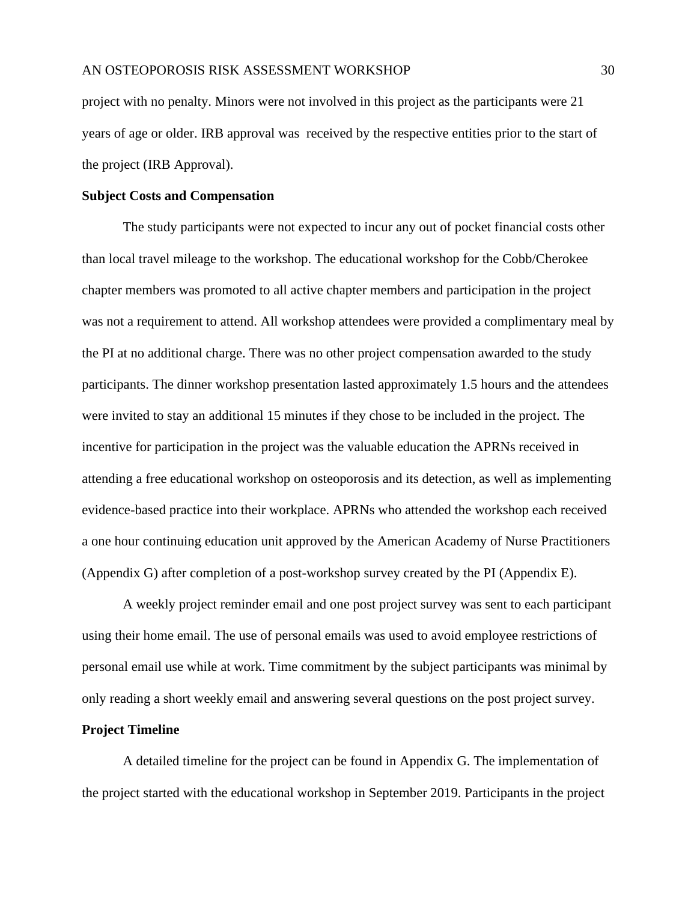project with no penalty. Minors were not involved in this project as the participants were 21 years of age or older. IRB approval was received by the respective entities prior to the start of the project (IRB Approval).

**Subject Costs and Compensation**

The study participants were not expected to incur any out of pocket financial costs other than local travel mileage to the workshop. The educational workshop for the Cobb/Cherokee chapter members was promoted to all active chapter members and participation in the project was not a requirement to attend. All workshop attendees were provided a complimentary meal by the PI at no additional charge. There was no other project compensation awarded to the study participants. The dinner workshop presentation lasted approximately 1.5 hours and the attendees were invited to stay an additional 15 minutes if they chose to be included in the project. The incentive for participation in the project was the valuable education the APRNs received in attending a free educational workshop on osteoporosis and its detection, as well as implementing evidence-based practice into their workplace. APRNs who attended the workshop each received a one hour continuing education unit approved by the American Academy of Nurse Practitioners (Appendix G) after completion of a post-workshop survey created by the PI (Appendix E).

A weekly project reminder email and one post project survey was sent to each participant using their home email. The use of personal emails was used to avoid employee restrictions of personal email use while at work. Time commitment by the subject participants was minimal by only reading a short weekly email and answering several questions on the post project survey.

**Project Timeline**

A detailed timeline for the project can be found in Appendix G. The implementation of the project started with the educational workshop in September 2019. Participants in the project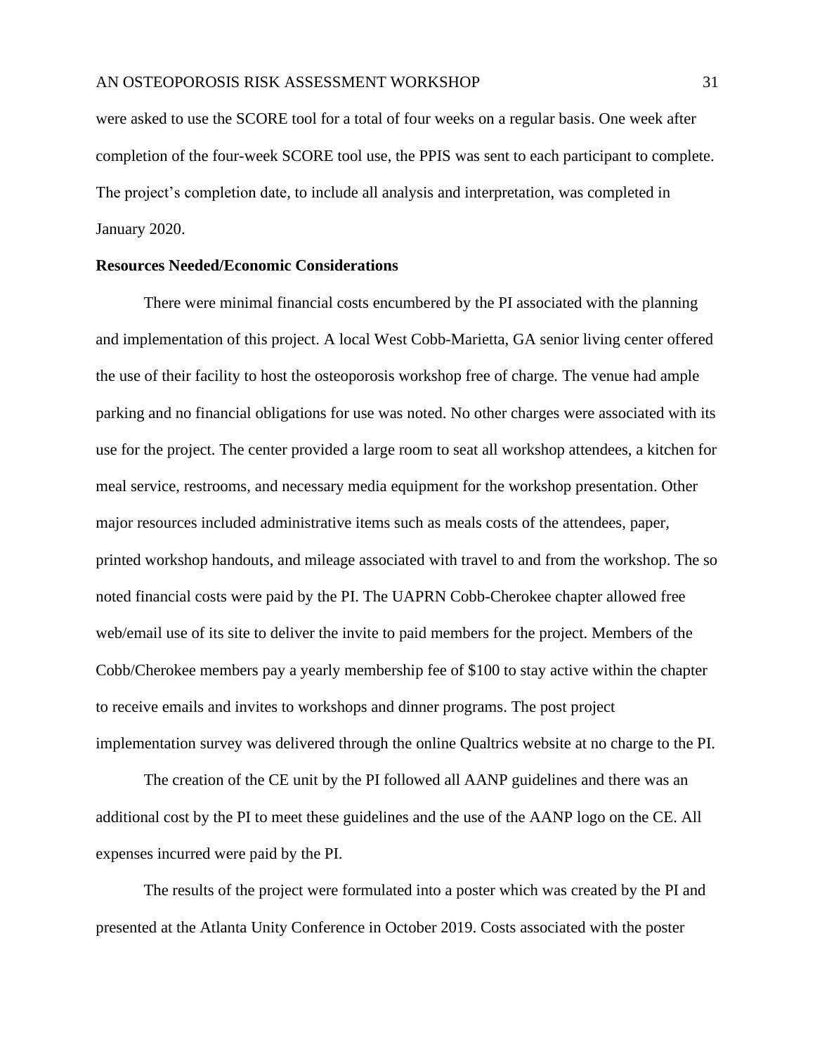were asked to use the SCORE tool for a total of four weeks on a regular basis. One week after completion of the four-week SCORE tool use, the PPIS was sent to each participant to complete. The project's completion date, to include all analysis and interpretation, was completed in January 2020.

**Resources Needed/Economic Considerations**

There were minimal financial costs encumbered by the PI associated with the planning and implementation of this project. A local West Cobb-Marietta, GA senior living center offered the use of their facility to host the osteoporosis workshop free of charge. The venue had ample parking and no financial obligations for use was noted. No other charges were associated with its use for the project. The center provided a large room to seat all workshop attendees, a kitchen for meal service, restrooms, and necessary media equipment for the workshop presentation. Other major resources included administrative items such as meals costs of the attendees, paper, printed workshop handouts, and mileage associated with travel to and from the workshop. The so noted financial costs were paid by the PI. The UAPRN Cobb-Cherokee chapter allowed free web/email use of its site to deliver the invite to paid members for the project. Members of the Cobb/Cherokee members pay a yearly membership fee of $100 to stay active within the chapter to receive emails and invites to workshops and dinner programs. The post project implementation survey was delivered through the online Qualtrics website at no charge to the PI.

The creation of the CE unit by the PI followed all AANP guidelines and there was an additional cost by the PI to meet these guidelines and the use of the AANP logo on the CE. All expenses incurred were paid by the PI.

The results of the project were formulated into a poster which was created by the PI and presented at the Atlanta Unity Conference in October 2019. Costs associated with the poster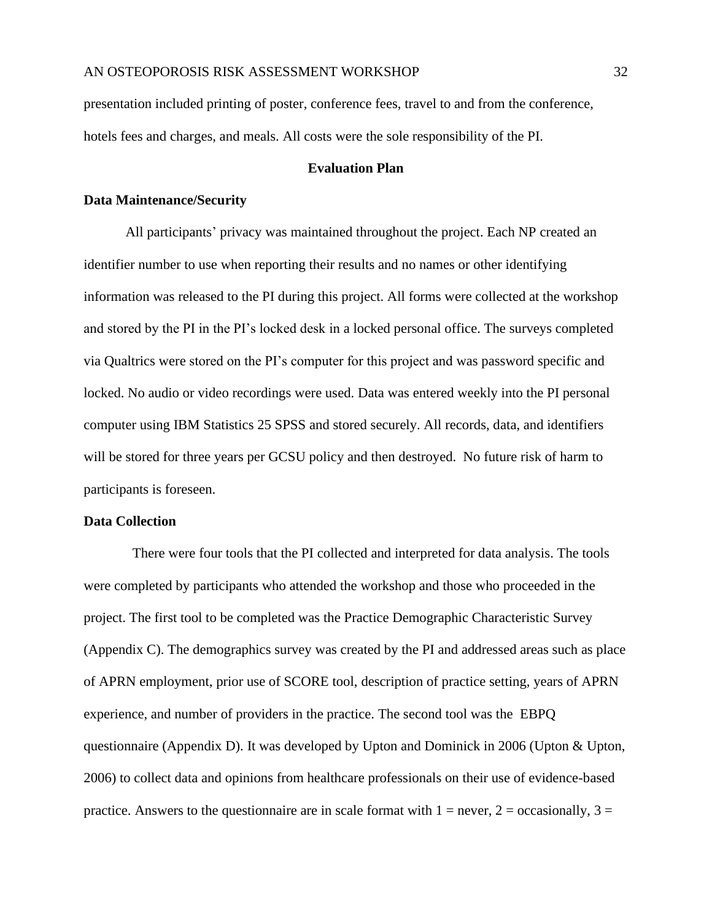presentation included printing of poster, conference fees, travel to and from the conference, hotels fees and charges, and meals. All costs were the sole responsibility of the PI.

## Evaluation Plan

### Data Maintenance/Security

All participants' privacy was maintained throughout the project. Each NP created an identifier number to use when reporting their results and no names or other identifying information was released to the PI during this project. All forms were collected at the workshop and stored by the PI in the PI's locked desk in a locked personal office. The surveys completed via Qualtrics were stored on the PI's computer for this project and was password specific and locked. No audio or video recordings were used. Data was entered weekly into the PI personal computer using IBM Statistics 25 SPSS and stored securely. All records, data, and identifiers will be stored for three years per GCSU policy and then destroyed. No future risk of harm to participants is foreseen.

### Data Collection

There were four tools that the PI collected and interpreted for data analysis. The tools were completed by participants who attended the workshop and those who proceeded in the project. The first tool to be completed was the Practice Demographic Characteristic Survey (Appendix C). The demographics survey was created by the PI and addressed areas such as place of APRN employment, prior use of SCORE tool, description of practice setting, years of APRN experience, and number of providers in the practice. The second tool was the EBPQ questionnaire (Appendix D). It was developed by Upton and Dominick in 2006 (Upton & Upton, 2006) to collect data and opinions from healthcare professionals on their use of evidence-based practice. Answers to the questionnaire are in scale format with 1 = never, 2 = occasionally, 3 =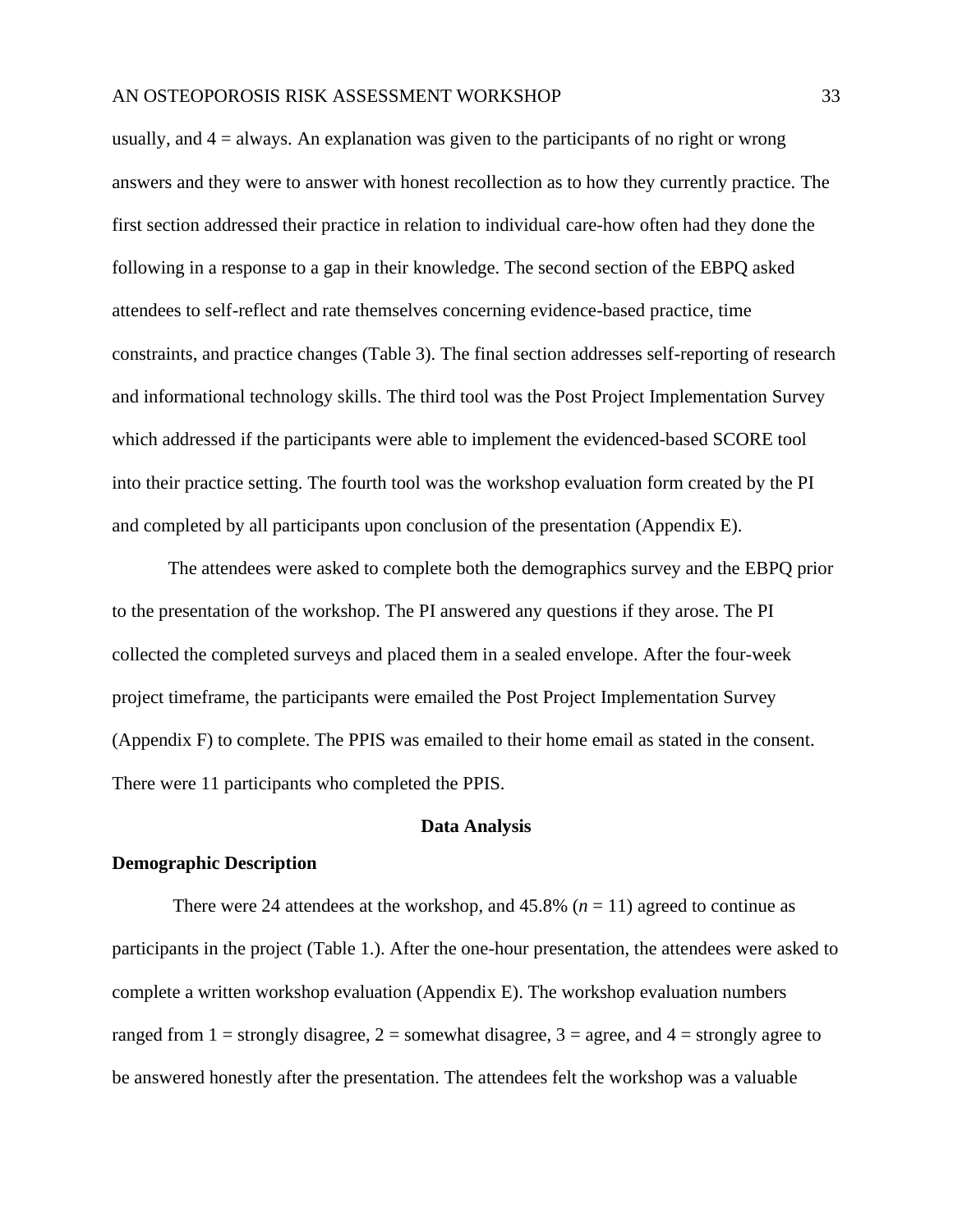usually, and 4 = always. An explanation was given to the participants of no right or wrong answers and they were to answer with honest recollection as to how they currently practice. The first section addressed their practice in relation to individual care-how often had they done the following in a response to a gap in their knowledge. The second section of the EBPQ asked attendees to self-reflect and rate themselves concerning evidence-based practice, time constraints, and practice changes (Table 3). The final section addresses self-reporting of research and informational technology skills. The third tool was the Post Project Implementation Survey which addressed if the participants were able to implement the evidenced-based SCORE tool into their practice setting. The fourth tool was the workshop evaluation form created by the PI and completed by all participants upon conclusion of the presentation (Appendix E).

The attendees were asked to complete both the demographics survey and the EBPQ prior to the presentation of the workshop. The PI answered any questions if they arose. The PI collected the completed surveys and placed them in a sealed envelope. After the four-week project timeframe, the participants were emailed the Post Project Implementation Survey (Appendix F) to complete. The PPIS was emailed to their home email as stated in the consent. There were 11 participants who completed the PPIS.

## Data Analysis

### Demographic Description

There were 24 attendees at the workshop, and 45.8% ($n$ = 11) agreed to continue as participants in the project (Table 1.). After the one-hour presentation, the attendees were asked to complete a written workshop evaluation (Appendix E). The workshop evaluation numbers ranged from 1 = strongly disagree, 2 = somewhat disagree, 3 = agree, and 4 = strongly agree to be answered honestly after the presentation. The attendees felt the workshop was a valuable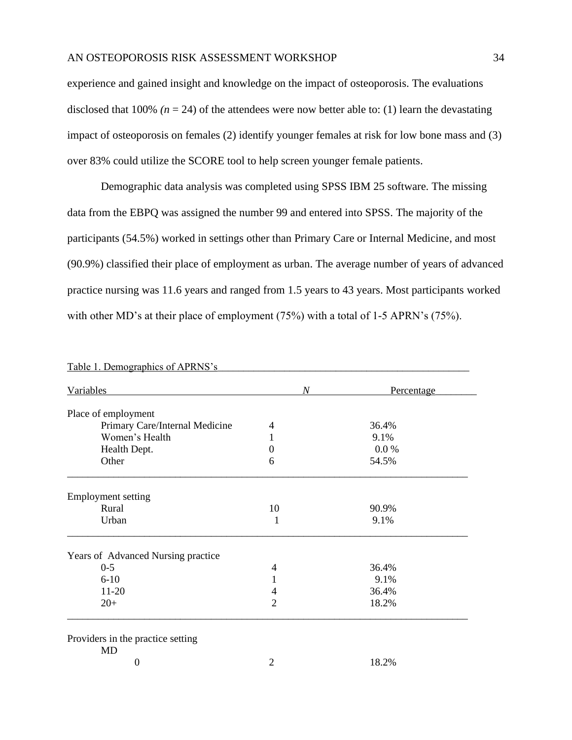experience and gained insight and knowledge on the impact of osteoporosis. The evaluations disclosed that 100% *(n* = 24) of the attendees were now better able to: (1) learn the devastating impact of osteoporosis on females (2) identify younger females at risk for low bone mass and (3) over 83% could utilize the SCORE tool to help screen younger female patients.

Demographic data analysis was completed using SPSS IBM 25 software. The missing data from the EBPQ was assigned the number 99 and entered into SPSS. The majority of the participants (54.5%) worked in settings other than Primary Care or Internal Medicine, and most (90.9%) classified their place of employment as urban. The average number of years of advanced practice nursing was 11.6 years and ranged from 1.5 years to 43 years. Most participants worked with other MD's at their place of employment (75%) with a total of 1-5 APRN's (75%).

Table 1. Demographics of APRNS's

| Variables | *N* | Percentage |
|---|---|---|
| **Place of employment** | | |
| Primary Care/Internal Medicine | 4 | 36.4% |
| Women's Health | 1 | 9.1% |
| Health Dept. | 0 | 0.0 % |
| Other | 6 | 54.5% |
| **Employment setting** | | |
| Rural | 10 | 90.9% |
| Urban | 1 | 9.1% |
| **Years of Advanced Nursing practice** | | |
| 0-5 | 4 | 36.4% |
| 6-10 | 1 | 9.1% |
| 11-20 | 4 | 36.4% |
| 20+ | 2 | 18.2% |
| **Providers in the practice setting** | | |
| MD | | |
| 0 | 2 | 18.2% |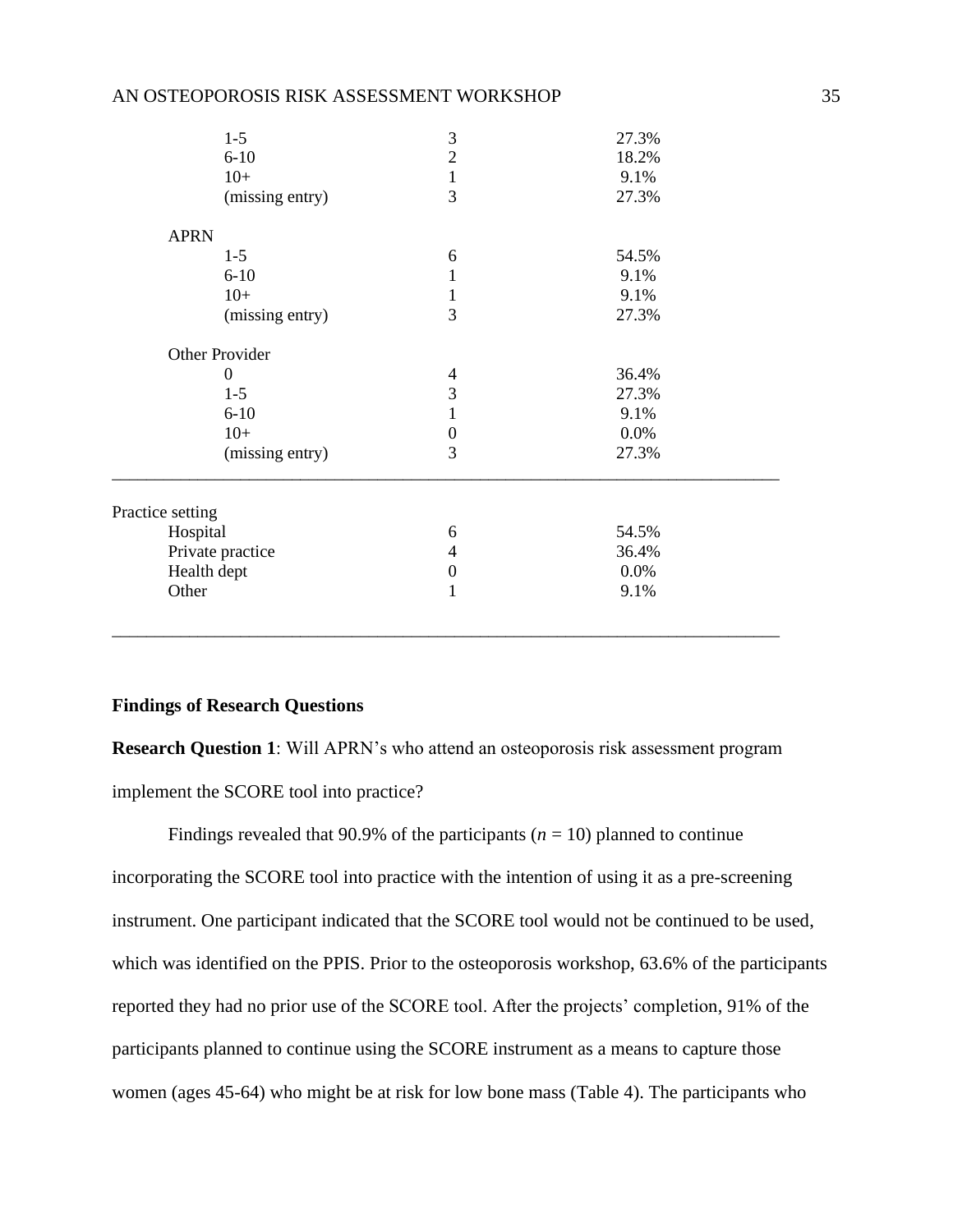| | | |
|---|---|---|
| 1-5 | 3 | 27.3% |
| 6-10 | 2 | 18.2% |
| 10+ | 1 | 9.1% |
| (missing entry) | 3 | 27.3% |
| APRN | | |
| 1-5 | 6 | 54.5% |
| 6-10 | 1 | 9.1% |
| 10+ | 1 | 9.1% |
| (missing entry) | 3 | 27.3% |
| Other Provider | | |
| 0 | 4 | 36.4% |
| 1-5 | 3 | 27.3% |
| 6-10 | 1 | 9.1% |
| 10+ | 0 | 0.0% |
| (missing entry) | 3 | 27.3% |
| Practice setting | | |
| Hospital | 6 | 54.5% |
| Private practice | 4 | 36.4% |
| Health dept | 0 | 0.0% |
| Other | 1 | 9.1% |

**Findings of Research Questions**

**Research Question 1**: Will APRN's who attend an osteoporosis risk assessment program implement the SCORE tool into practice?

Findings revealed that 90.9% of the participants (*n* = 10) planned to continue incorporating the SCORE tool into practice with the intention of using it as a pre-screening instrument. One participant indicated that the SCORE tool would not be continued to be used, which was identified on the PPIS. Prior to the osteoporosis workshop, 63.6% of the participants reported they had no prior use of the SCORE tool. After the projects' completion, 91% of the participants planned to continue using the SCORE instrument as a means to capture those women (ages 45-64) who might be at risk for low bone mass (Table 4). The participants who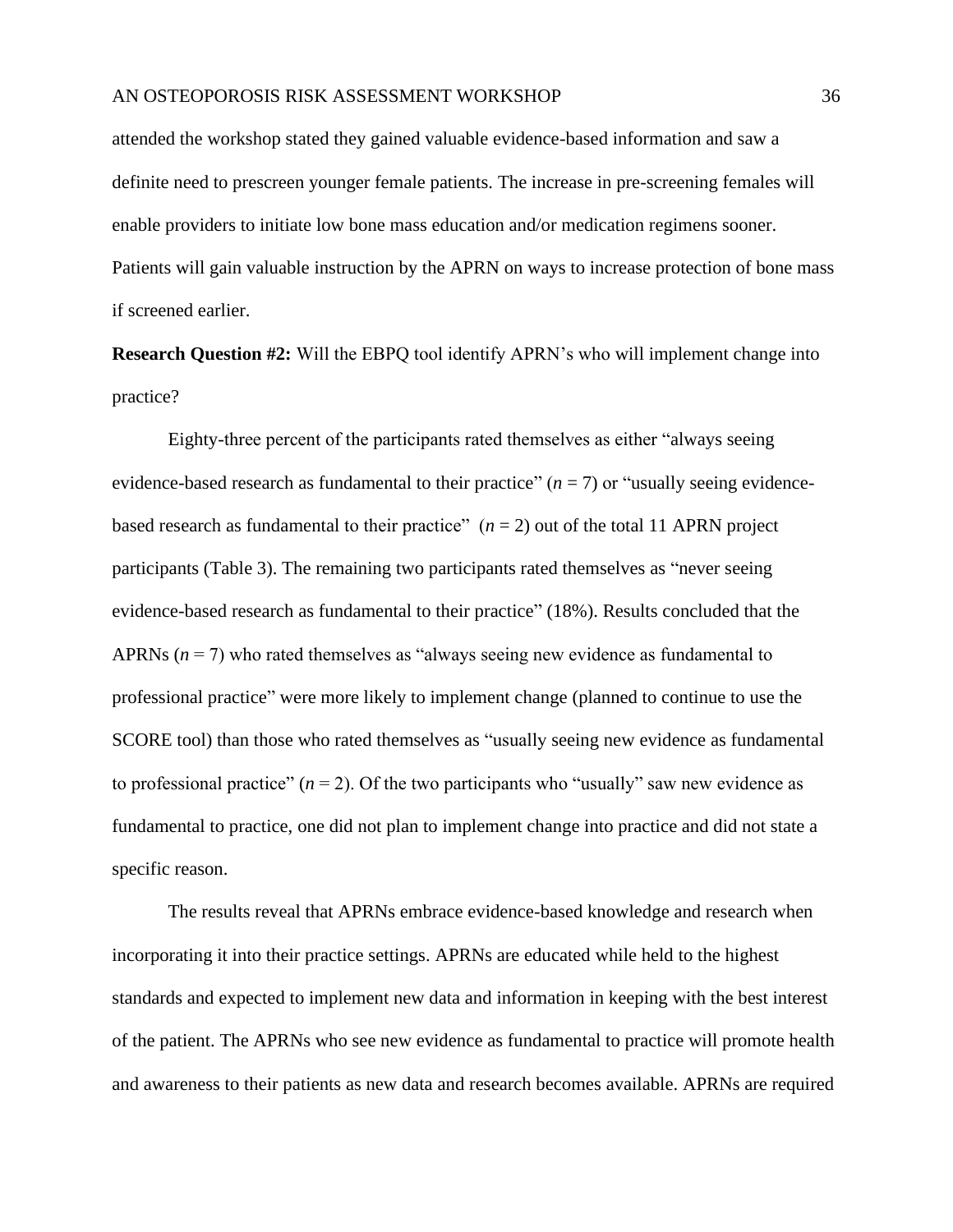attended the workshop stated they gained valuable evidence-based information and saw a definite need to prescreen younger female patients. The increase in pre-screening females will enable providers to initiate low bone mass education and/or medication regimens sooner. Patients will gain valuable instruction by the APRN on ways to increase protection of bone mass if screened earlier.

**Research Question #2:** Will the EBPQ tool identify APRN's who will implement change into practice?

Eighty-three percent of the participants rated themselves as either "always seeing evidence-based research as fundamental to their practice" ($n$ = 7) or "usually seeing evidence-based research as fundamental to their practice" ($n$ = 2) out of the total 11 APRN project participants (Table 3). The remaining two participants rated themselves as "never seeing evidence-based research as fundamental to their practice" (18%). Results concluded that the APRNs ($n$ = 7) who rated themselves as "always seeing new evidence as fundamental to professional practice" were more likely to implement change (planned to continue to use the SCORE tool) than those who rated themselves as "usually seeing new evidence as fundamental to professional practice" ($n$ = 2). Of the two participants who "usually" saw new evidence as fundamental to practice, one did not plan to implement change into practice and did not state a specific reason.

The results reveal that APRNs embrace evidence-based knowledge and research when incorporating it into their practice settings. APRNs are educated while held to the highest standards and expected to implement new data and information in keeping with the best interest of the patient. The APRNs who see new evidence as fundamental to practice will promote health and awareness to their patients as new data and research becomes available. APRNs are required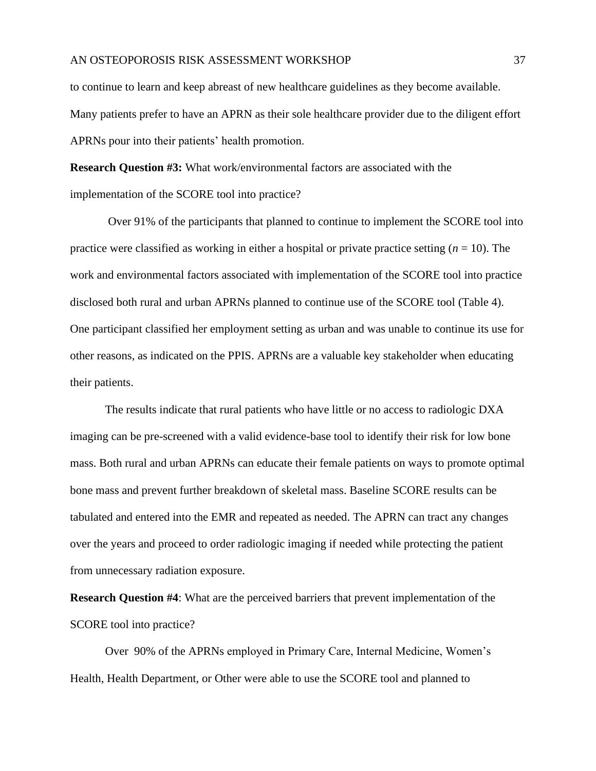to continue to learn and keep abreast of new healthcare guidelines as they become available. Many patients prefer to have an APRN as their sole healthcare provider due to the diligent effort APRNs pour into their patients' health promotion.

**Research Question #3:** What work/environmental factors are associated with the implementation of the SCORE tool into practice?

Over 91% of the participants that planned to continue to implement the SCORE tool into practice were classified as working in either a hospital or private practice setting (*n* = 10). The work and environmental factors associated with implementation of the SCORE tool into practice disclosed both rural and urban APRNs planned to continue use of the SCORE tool (Table 4). One participant classified her employment setting as urban and was unable to continue its use for other reasons, as indicated on the PPIS. APRNs are a valuable key stakeholder when educating their patients.

The results indicate that rural patients who have little or no access to radiologic DXA imaging can be pre-screened with a valid evidence-base tool to identify their risk for low bone mass. Both rural and urban APRNs can educate their female patients on ways to promote optimal bone mass and prevent further breakdown of skeletal mass. Baseline SCORE results can be tabulated and entered into the EMR and repeated as needed. The APRN can tract any changes over the years and proceed to order radiologic imaging if needed while protecting the patient from unnecessary radiation exposure.

**Research Question #4**: What are the perceived barriers that prevent implementation of the SCORE tool into practice?

Over 90% of the APRNs employed in Primary Care, Internal Medicine, Women's Health, Health Department, or Other were able to use the SCORE tool and planned to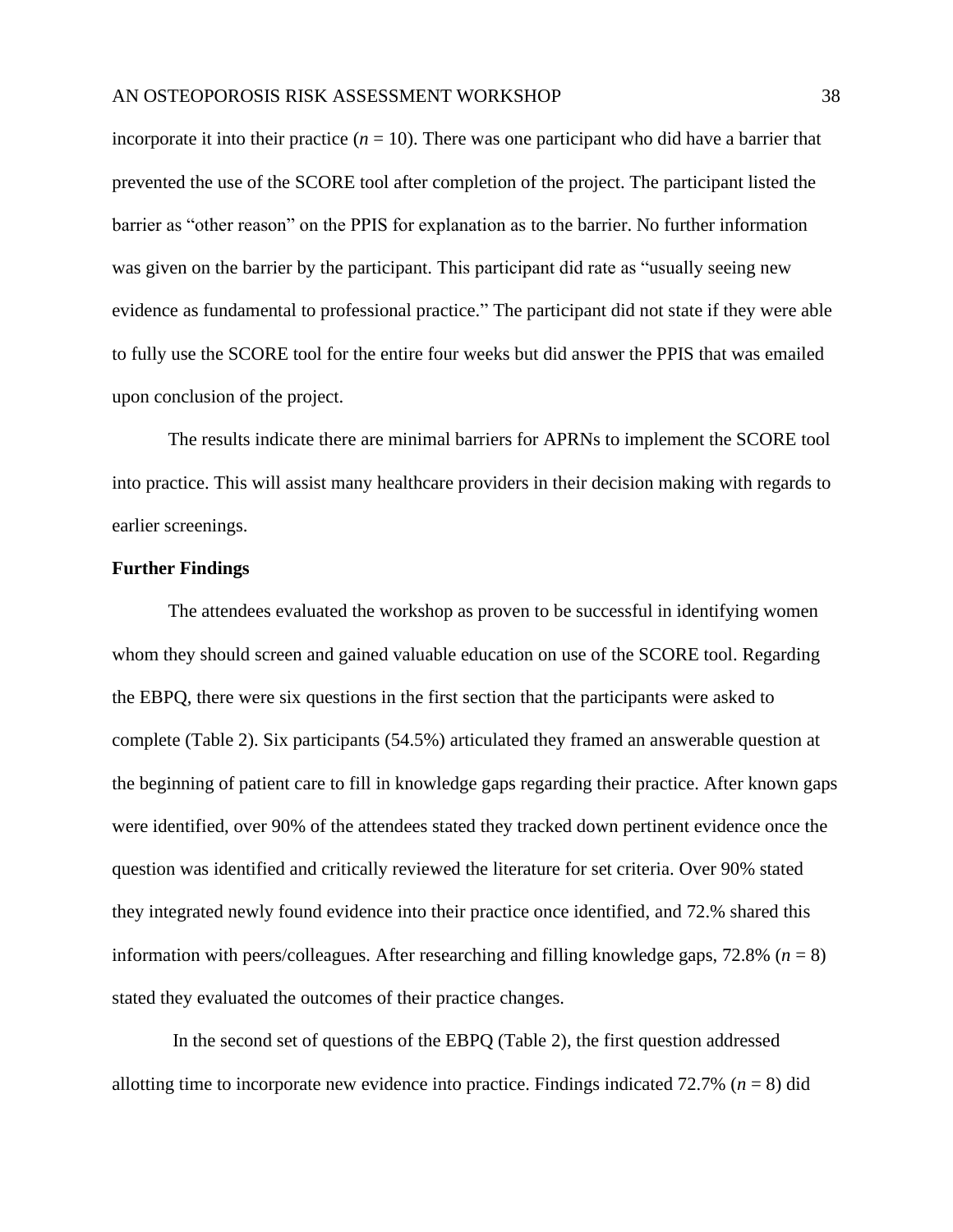incorporate it into their practice (*n* = 10). There was one participant who did have a barrier that prevented the use of the SCORE tool after completion of the project. The participant listed the barrier as "other reason" on the PPIS for explanation as to the barrier. No further information was given on the barrier by the participant. This participant did rate as "usually seeing new evidence as fundamental to professional practice." The participant did not state if they were able to fully use the SCORE tool for the entire four weeks but did answer the PPIS that was emailed upon conclusion of the project.

The results indicate there are minimal barriers for APRNs to implement the SCORE tool into practice. This will assist many healthcare providers in their decision making with regards to earlier screenings.

**Further Findings**

The attendees evaluated the workshop as proven to be successful in identifying women whom they should screen and gained valuable education on use of the SCORE tool. Regarding the EBPQ, there were six questions in the first section that the participants were asked to complete (Table 2). Six participants (54.5%) articulated they framed an answerable question at the beginning of patient care to fill in knowledge gaps regarding their practice. After known gaps were identified, over 90% of the attendees stated they tracked down pertinent evidence once the question was identified and critically reviewed the literature for set criteria. Over 90% stated they integrated newly found evidence into their practice once identified, and 72.% shared this information with peers/colleagues. After researching and filling knowledge gaps, 72.8% (*n* = 8) stated they evaluated the outcomes of their practice changes.

In the second set of questions of the EBPQ (Table 2), the first question addressed allotting time to incorporate new evidence into practice. Findings indicated 72.7% (*n* = 8) did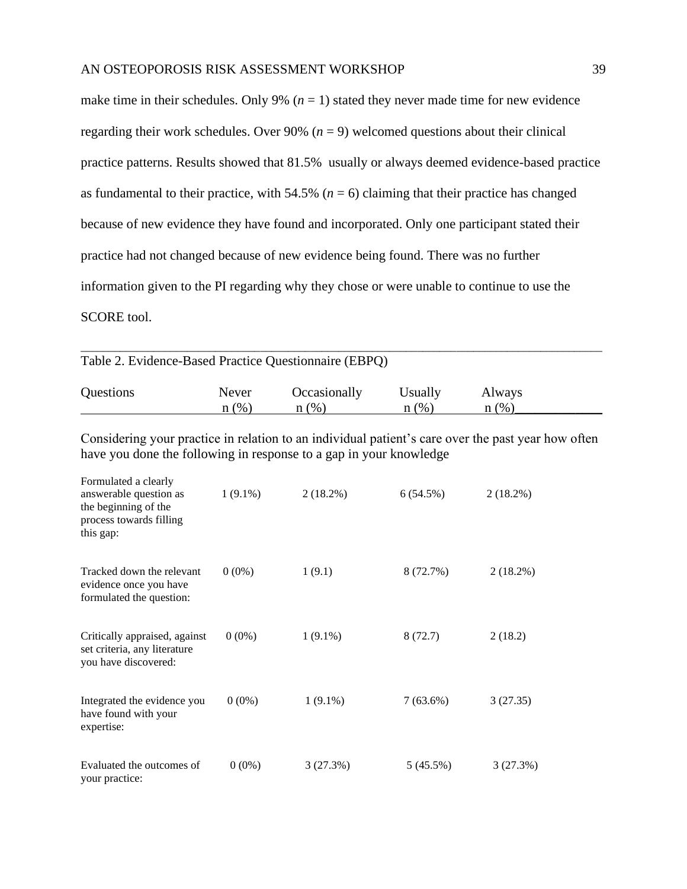make time in their schedules. Only 9% ($n$ = 1) stated they never made time for new evidence regarding their work schedules. Over 90% ($n$ = 9) welcomed questions about their clinical practice patterns. Results showed that 81.5% usually or always deemed evidence-based practice as fundamental to their practice, with 54.5% ($n$ = 6) claiming that their practice has changed because of new evidence they have found and incorporated. Only one participant stated their practice had not changed because of new evidence being found. There was no further information given to the PI regarding why they chose or were unable to continue to use the SCORE tool.

Table 2. Evidence-Based Practice Questionnaire (EBPQ)

| Questions | Never n (%) | Occasionally n (%) | Usually n (%) | Always n (%) |
|---|---|---|---|---|
| Considering your practice in relation to an individual patient's care over the past year how often have you done the following in response to a gap in your knowledge | | | | |
| Formulated a clearly answerable question as the beginning of the process towards filling this gap: | 1 (9.1%) | 2 (18.2%) | 6 (54.5%) | 2 (18.2%) |
| Tracked down the relevant evidence once you have formulated the question: | 0 (0%) | 1 (9.1) | 8 (72.7%) | 2 (18.2%) |
| Critically appraised, against set criteria, any literature you have discovered: | 0 (0%) | 1 (9.1%) | 8 (72.7) | 2 (18.2) |
| Integrated the evidence you have found with your expertise: | 0 (0%) | 1 (9.1%) | 7 (63.6%) | 3 (27.35) |
| Evaluated the outcomes of your practice: | 0 (0%) | 3 (27.3%) | 5 (45.5%) | 3 (27.3%) |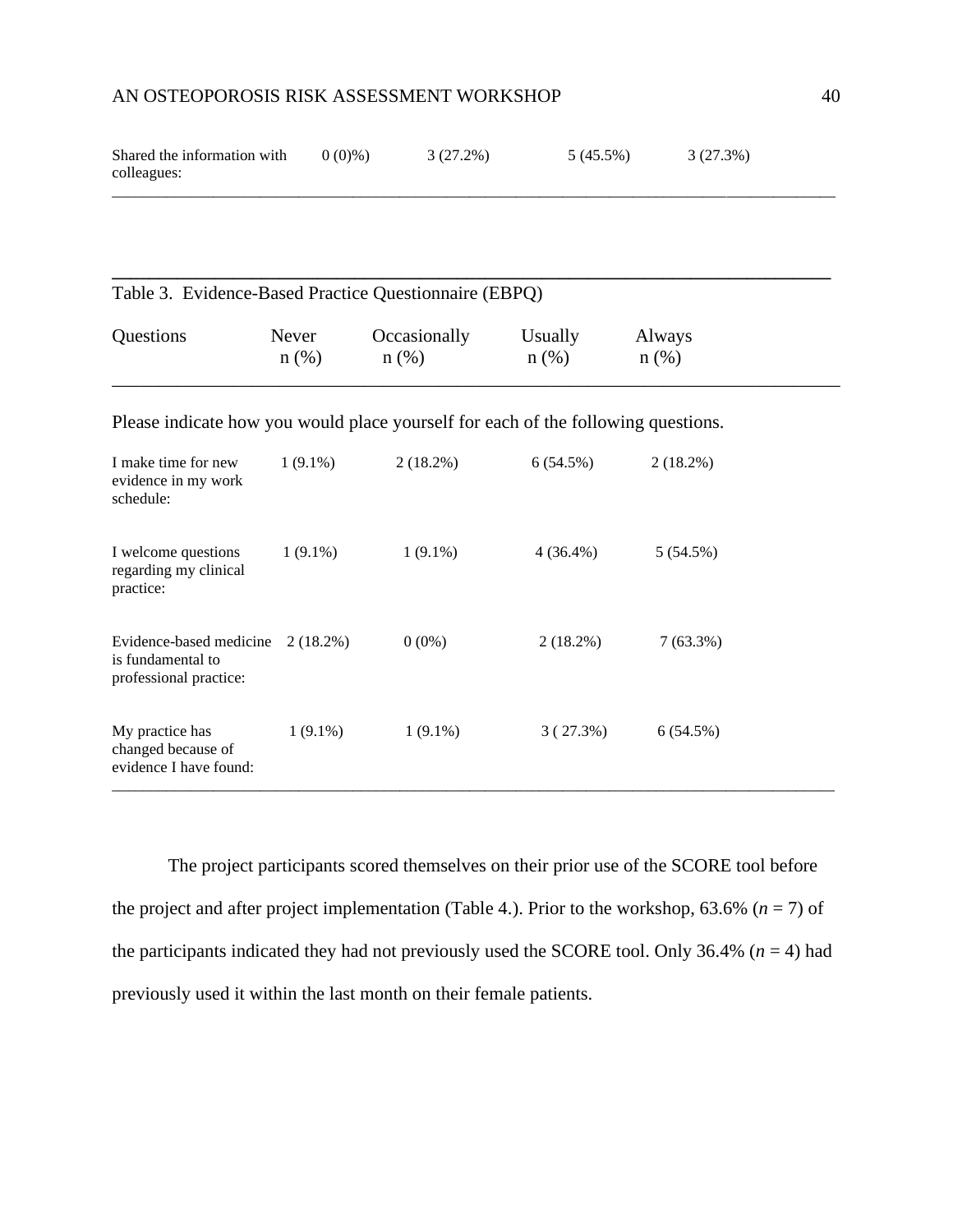| | | | | |
|---|---|---|---|---|
| Shared the information with colleagues: | 0 (0)%) | 3 (27.2%) | 5 (45.5%) | 3 (27.3%) |

Table 3. Evidence-Based Practice Questionnaire (EBPQ)

| Questions | Never n (%) | Occasionally n (%) | Usually n (%) | Always n (%) |
|---|---|---|---|---|
| Please indicate how you would place yourself for each of the following questions. | | | | |
| I make time for new evidence in my work schedule: | 1 (9.1%) | 2 (18.2%) | 6 (54.5%) | 2 (18.2%) |
| I welcome questions regarding my clinical practice: | 1 (9.1%) | 1 (9.1%) | 4 (36.4%) | 5 (54.5%) |
| Evidence-based medicine is fundamental to professional practice: | 2 (18.2%) | 0 (0%) | 2 (18.2%) | 7 (63.3%) |
| My practice has changed because of evidence I have found: | 1 (9.1%) | 1 (9.1%) | 3 ( 27.3%) | 6 (54.5%) |

The project participants scored themselves on their prior use of the SCORE tool before the project and after project implementation (Table 4.). Prior to the workshop, 63.6% (*n* = 7) of the participants indicated they had not previously used the SCORE tool. Only 36.4% (*n* = 4) had previously used it within the last month on their female patients.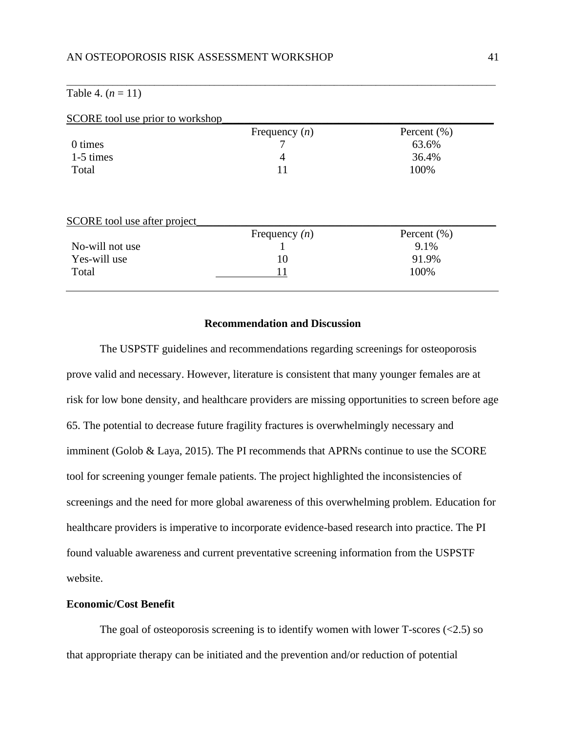Table 4. (*n* = 11)

SCORE tool use prior to workshop

| | Frequency (*n*) | Percent (%) |
|---|---|---|
| 0 times | 7 | 63.6% |
| 1-5 times | 4 | 36.4% |
| Total | 11 | 100% |

SCORE tool use after project

| | Frequency *(n)* | Percent (%) |
|---|---|---|
| No-will not use | 1 | 9.1% |
| Yes-will use | 10 | 91.9% |
| Total | 11 | 100% |

## Recommendation and Discussion

The USPSTF guidelines and recommendations regarding screenings for osteoporosis prove valid and necessary. However, literature is consistent that many younger females are at risk for low bone density, and healthcare providers are missing opportunities to screen before age 65. The potential to decrease future fragility fractures is overwhelmingly necessary and imminent (Golob & Laya, 2015). The PI recommends that APRNs continue to use the SCORE tool for screening younger female patients. The project highlighted the inconsistencies of screenings and the need for more global awareness of this overwhelming problem. Education for healthcare providers is imperative to incorporate evidence-based research into practice. The PI found valuable awareness and current preventative screening information from the USPSTF website.

### Economic/Cost Benefit

The goal of osteoporosis screening is to identify women with lower T-scores (<2.5) so that appropriate therapy can be initiated and the prevention and/or reduction of potential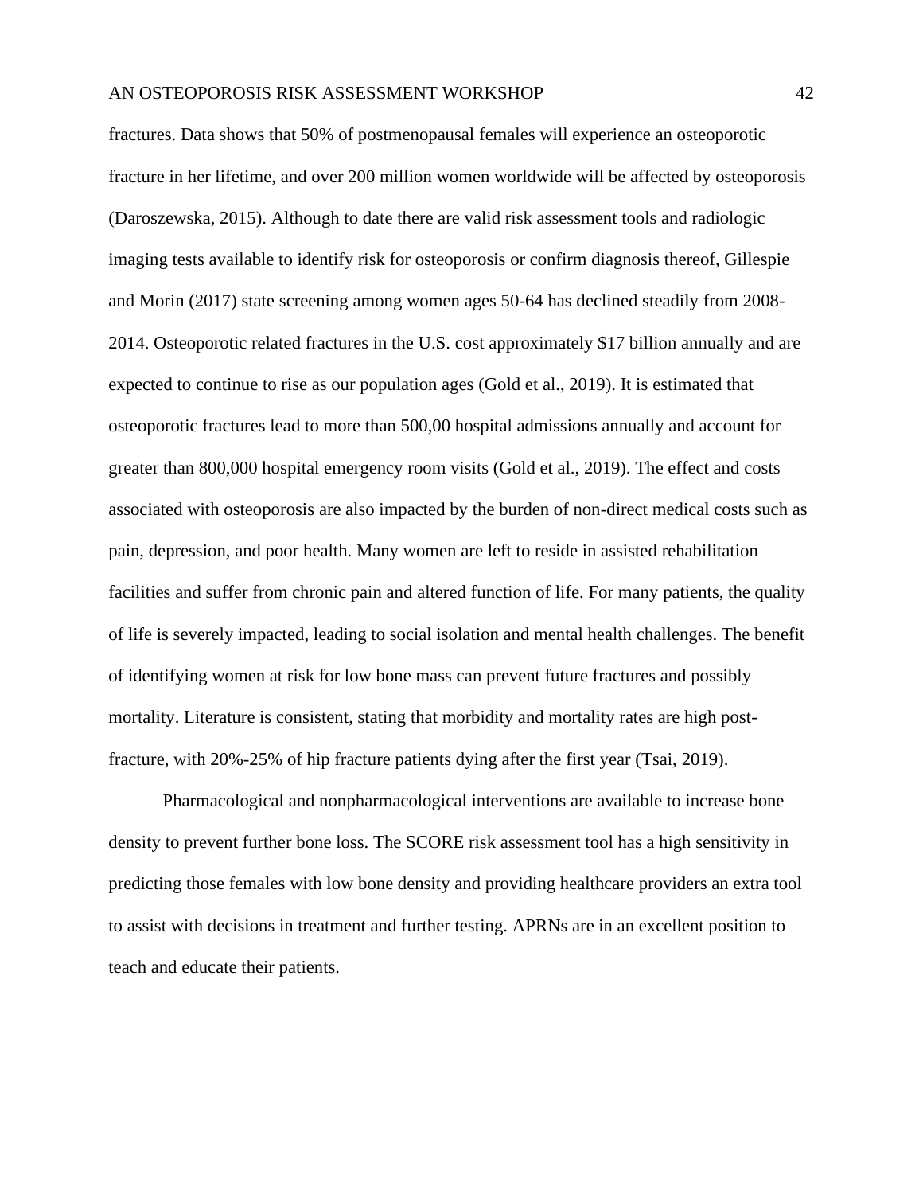fractures. Data shows that 50% of postmenopausal females will experience an osteoporotic fracture in her lifetime, and over 200 million women worldwide will be affected by osteoporosis (Daroszewska, 2015). Although to date there are valid risk assessment tools and radiologic imaging tests available to identify risk for osteoporosis or confirm diagnosis thereof, Gillespie and Morin (2017) state screening among women ages 50-64 has declined steadily from 2008-2014. Osteoporotic related fractures in the U.S. cost approximately $17 billion annually and are expected to continue to rise as our population ages (Gold et al., 2019). It is estimated that osteoporotic fractures lead to more than 500,00 hospital admissions annually and account for greater than 800,000 hospital emergency room visits (Gold et al., 2019). The effect and costs associated with osteoporosis are also impacted by the burden of non-direct medical costs such as pain, depression, and poor health. Many women are left to reside in assisted rehabilitation facilities and suffer from chronic pain and altered function of life. For many patients, the quality of life is severely impacted, leading to social isolation and mental health challenges. The benefit of identifying women at risk for low bone mass can prevent future fractures and possibly mortality. Literature is consistent, stating that morbidity and mortality rates are high post-fracture, with 20%-25% of hip fracture patients dying after the first year (Tsai, 2019).

Pharmacological and nonpharmacological interventions are available to increase bone density to prevent further bone loss. The SCORE risk assessment tool has a high sensitivity in predicting those females with low bone density and providing healthcare providers an extra tool to assist with decisions in treatment and further testing. APRNs are in an excellent position to teach and educate their patients.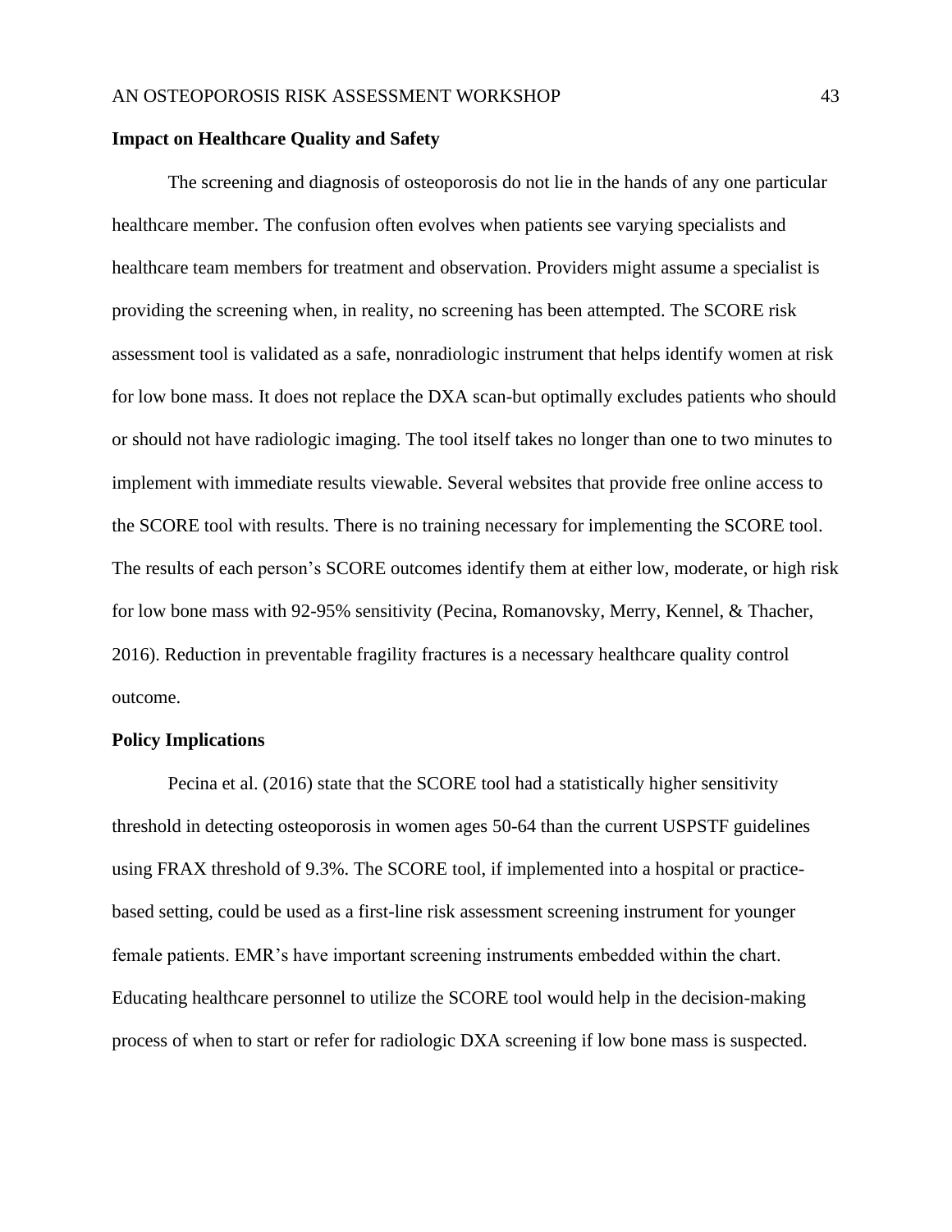**Impact on Healthcare Quality and Safety**

The screening and diagnosis of osteoporosis do not lie in the hands of any one particular healthcare member. The confusion often evolves when patients see varying specialists and healthcare team members for treatment and observation. Providers might assume a specialist is providing the screening when, in reality, no screening has been attempted. The SCORE risk assessment tool is validated as a safe, nonradiologic instrument that helps identify women at risk for low bone mass. It does not replace the DXA scan-but optimally excludes patients who should or should not have radiologic imaging. The tool itself takes no longer than one to two minutes to implement with immediate results viewable. Several websites that provide free online access to the SCORE tool with results. There is no training necessary for implementing the SCORE tool. The results of each person's SCORE outcomes identify them at either low, moderate, or high risk for low bone mass with 92-95% sensitivity (Pecina, Romanovsky, Merry, Kennel, & Thacher, 2016). Reduction in preventable fragility fractures is a necessary healthcare quality control outcome.

**Policy Implications**

Pecina et al. (2016) state that the SCORE tool had a statistically higher sensitivity threshold in detecting osteoporosis in women ages 50-64 than the current USPSTF guidelines using FRAX threshold of 9.3%. The SCORE tool, if implemented into a hospital or practice-based setting, could be used as a first-line risk assessment screening instrument for younger female patients. EMR's have important screening instruments embedded within the chart. Educating healthcare personnel to utilize the SCORE tool would help in the decision-making process of when to start or refer for radiologic DXA screening if low bone mass is suspected.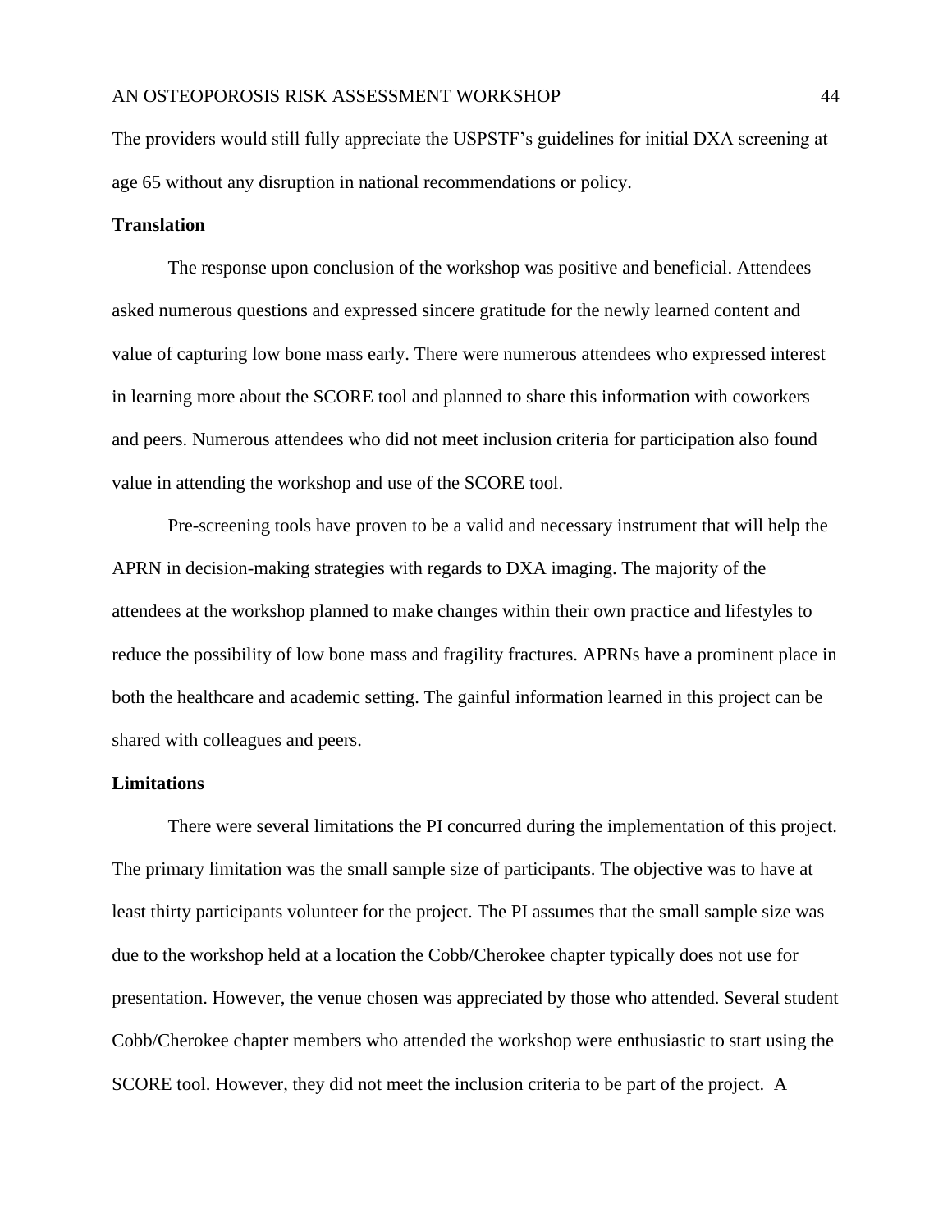The providers would still fully appreciate the USPSTF's guidelines for initial DXA screening at age 65 without any disruption in national recommendations or policy.

## Translation

The response upon conclusion of the workshop was positive and beneficial. Attendees asked numerous questions and expressed sincere gratitude for the newly learned content and value of capturing low bone mass early. There were numerous attendees who expressed interest in learning more about the SCORE tool and planned to share this information with coworkers and peers. Numerous attendees who did not meet inclusion criteria for participation also found value in attending the workshop and use of the SCORE tool.

Pre-screening tools have proven to be a valid and necessary instrument that will help the APRN in decision-making strategies with regards to DXA imaging. The majority of the attendees at the workshop planned to make changes within their own practice and lifestyles to reduce the possibility of low bone mass and fragility fractures. APRNs have a prominent place in both the healthcare and academic setting. The gainful information learned in this project can be shared with colleagues and peers.

## Limitations

There were several limitations the PI concurred during the implementation of this project. The primary limitation was the small sample size of participants. The objective was to have at least thirty participants volunteer for the project. The PI assumes that the small sample size was due to the workshop held at a location the Cobb/Cherokee chapter typically does not use for presentation. However, the venue chosen was appreciated by those who attended. Several student Cobb/Cherokee chapter members who attended the workshop were enthusiastic to start using the SCORE tool. However, they did not meet the inclusion criteria to be part of the project. A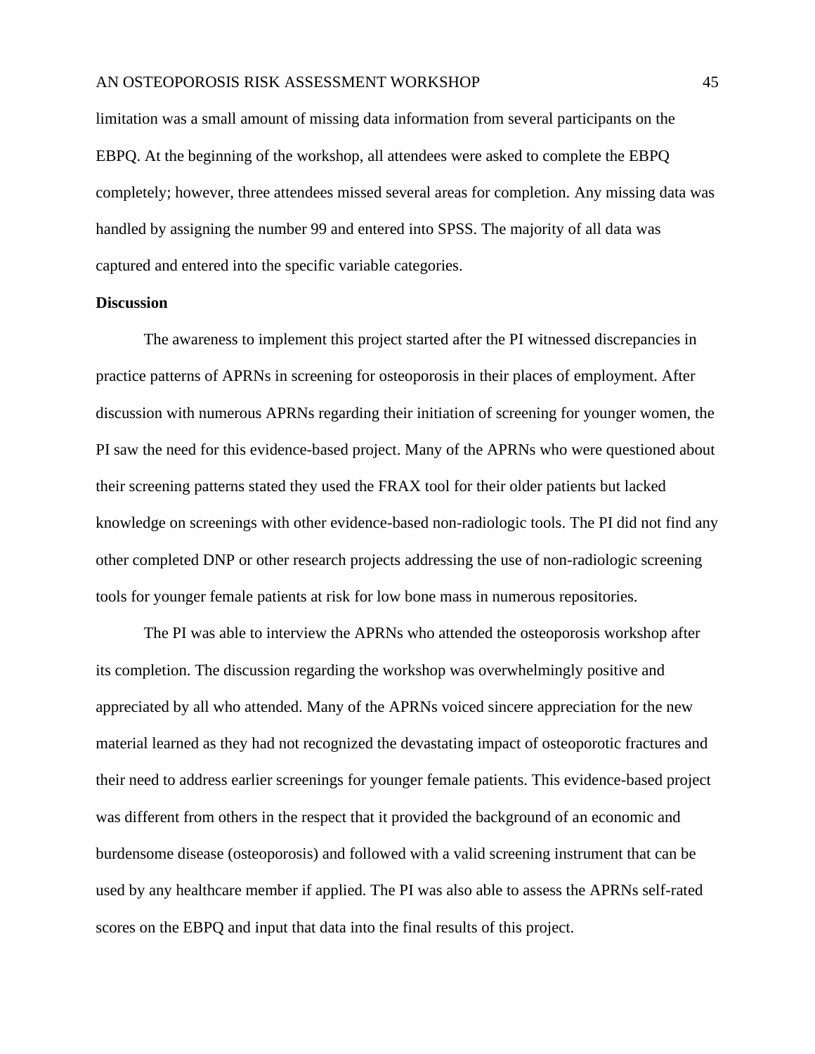limitation was a small amount of missing data information from several participants on the EBPQ. At the beginning of the workshop, all attendees were asked to complete the EBPQ completely; however, three attendees missed several areas for completion. Any missing data was handled by assigning the number 99 and entered into SPSS. The majority of all data was captured and entered into the specific variable categories.

**Discussion**

The awareness to implement this project started after the PI witnessed discrepancies in practice patterns of APRNs in screening for osteoporosis in their places of employment. After discussion with numerous APRNs regarding their initiation of screening for younger women, the PI saw the need for this evidence-based project. Many of the APRNs who were questioned about their screening patterns stated they used the FRAX tool for their older patients but lacked knowledge on screenings with other evidence-based non-radiologic tools. The PI did not find any other completed DNP or other research projects addressing the use of non-radiologic screening tools for younger female patients at risk for low bone mass in numerous repositories.

The PI was able to interview the APRNs who attended the osteoporosis workshop after its completion. The discussion regarding the workshop was overwhelmingly positive and appreciated by all who attended. Many of the APRNs voiced sincere appreciation for the new material learned as they had not recognized the devastating impact of osteoporotic fractures and their need to address earlier screenings for younger female patients. This evidence-based project was different from others in the respect that it provided the background of an economic and burdensome disease (osteoporosis) and followed with a valid screening instrument that can be used by any healthcare member if applied. The PI was also able to assess the APRNs self-rated scores on the EBPQ and input that data into the final results of this project.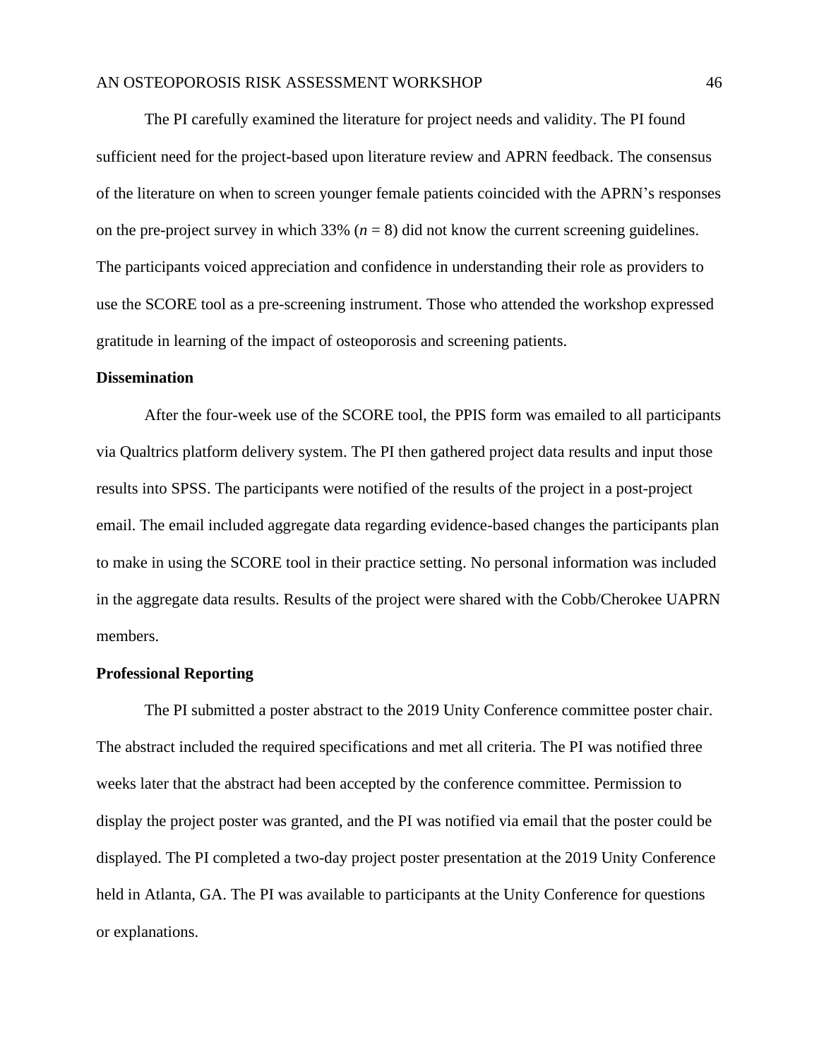The PI carefully examined the literature for project needs and validity. The PI found sufficient need for the project-based upon literature review and APRN feedback. The consensus of the literature on when to screen younger female patients coincided with the APRN's responses on the pre-project survey in which 33% ($n$ = 8) did not know the current screening guidelines. The participants voiced appreciation and confidence in understanding their role as providers to use the SCORE tool as a pre-screening instrument. Those who attended the workshop expressed gratitude in learning of the impact of osteoporosis and screening patients.

**Dissemination**

After the four-week use of the SCORE tool, the PPIS form was emailed to all participants via Qualtrics platform delivery system. The PI then gathered project data results and input those results into SPSS. The participants were notified of the results of the project in a post-project email. The email included aggregate data regarding evidence-based changes the participants plan to make in using the SCORE tool in their practice setting. No personal information was included in the aggregate data results. Results of the project were shared with the Cobb/Cherokee UAPRN members.

**Professional Reporting**

The PI submitted a poster abstract to the 2019 Unity Conference committee poster chair. The abstract included the required specifications and met all criteria. The PI was notified three weeks later that the abstract had been accepted by the conference committee. Permission to display the project poster was granted, and the PI was notified via email that the poster could be displayed. The PI completed a two-day project poster presentation at the 2019 Unity Conference held in Atlanta, GA. The PI was available to participants at the Unity Conference for questions or explanations.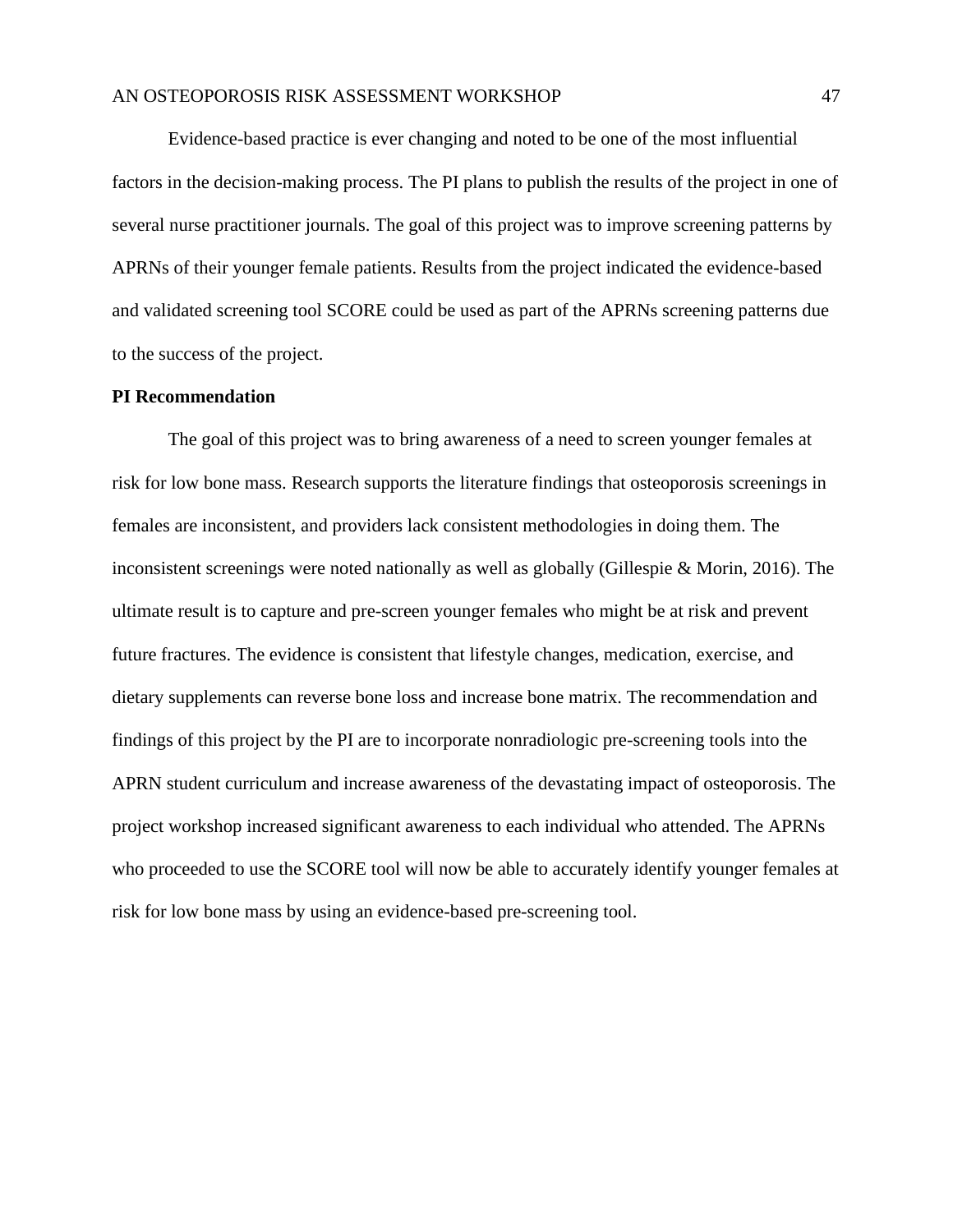Evidence-based practice is ever changing and noted to be one of the most influential factors in the decision-making process. The PI plans to publish the results of the project in one of several nurse practitioner journals. The goal of this project was to improve screening patterns by APRNs of their younger female patients. Results from the project indicated the evidence-based and validated screening tool SCORE could be used as part of the APRNs screening patterns due to the success of the project.

**PI Recommendation**

The goal of this project was to bring awareness of a need to screen younger females at risk for low bone mass. Research supports the literature findings that osteoporosis screenings in females are inconsistent, and providers lack consistent methodologies in doing them. The inconsistent screenings were noted nationally as well as globally (Gillespie & Morin, 2016). The ultimate result is to capture and pre-screen younger females who might be at risk and prevent future fractures. The evidence is consistent that lifestyle changes, medication, exercise, and dietary supplements can reverse bone loss and increase bone matrix. The recommendation and findings of this project by the PI are to incorporate nonradiologic pre-screening tools into the APRN student curriculum and increase awareness of the devastating impact of osteoporosis. The project workshop increased significant awareness to each individual who attended. The APRNs who proceeded to use the SCORE tool will now be able to accurately identify younger females at risk for low bone mass by using an evidence-based pre-screening tool.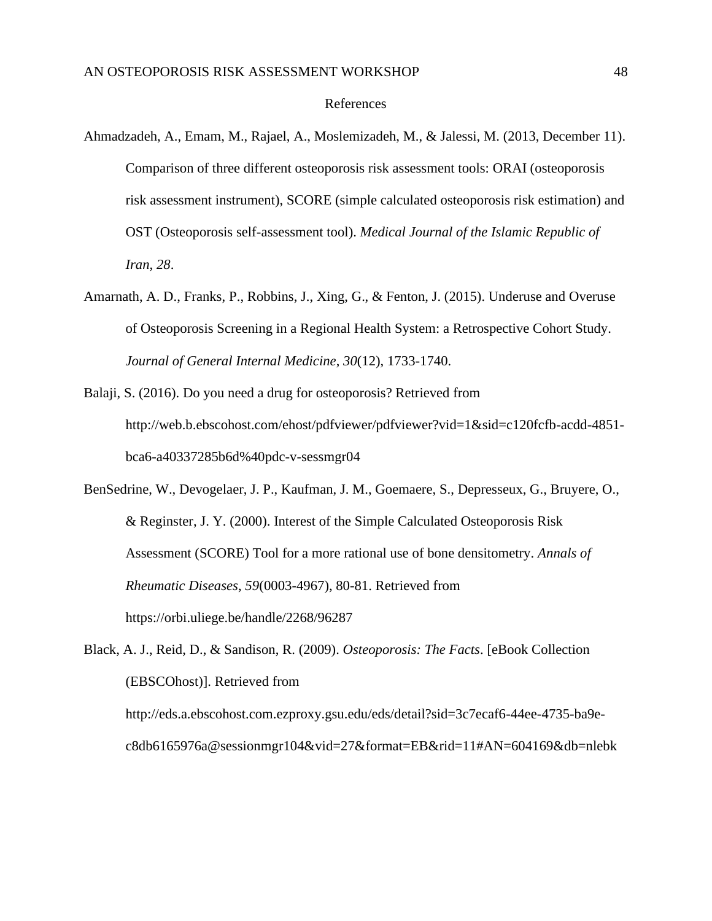# References

Ahmadzadeh, A., Emam, M., Rajael, A., Moslemizadeh, M., & Jalessi, M. (2013, December 11). Comparison of three different osteoporosis risk assessment tools: ORAI (osteoporosis risk assessment instrument), SCORE (simple calculated osteoporosis risk estimation) and OST (Osteoporosis self-assessment tool). *Medical Journal of the Islamic Republic of Iran*, *28*.

Amarnath, A. D., Franks, P., Robbins, J., Xing, G., & Fenton, J. (2015). Underuse and Overuse of Osteoporosis Screening in a Regional Health System: a Retrospective Cohort Study. *Journal of General Internal Medicine*, *30*(12), 1733-1740.

Balaji, S. (2016). Do you need a drug for osteoporosis? Retrieved from http://web.b.ebscohost.com/ehost/pdfviewer/pdfviewer?vid=1&sid=c120fcfb-acdd-4851-bca6-a40337285b6d%40pdc-v-sessmgr04

BenSedrine, W., Devogelaer, J. P., Kaufman, J. M., Goemaere, S., Depresseux, G., Bruyere, O., & Reginster, J. Y. (2000). Interest of the Simple Calculated Osteoporosis Risk Assessment (SCORE) Tool for a more rational use of bone densitometry. *Annals of Rheumatic Diseases*, *59*(0003-4967), 80-81. Retrieved from https://orbi.uliege.be/handle/2268/96287

Black, A. J., Reid, D., & Sandison, R. (2009). *Osteoporosis: The Facts*. [eBook Collection (EBSCOhost)]. Retrieved from http://eds.a.ebscohost.com.ezproxy.gsu.edu/eds/detail?sid=3c7ecaf6-44ee-4735-ba9e-c8db6165976a@sessionmgr104&vid=27&format=EB&rid=11#AN=604169&db=nlebk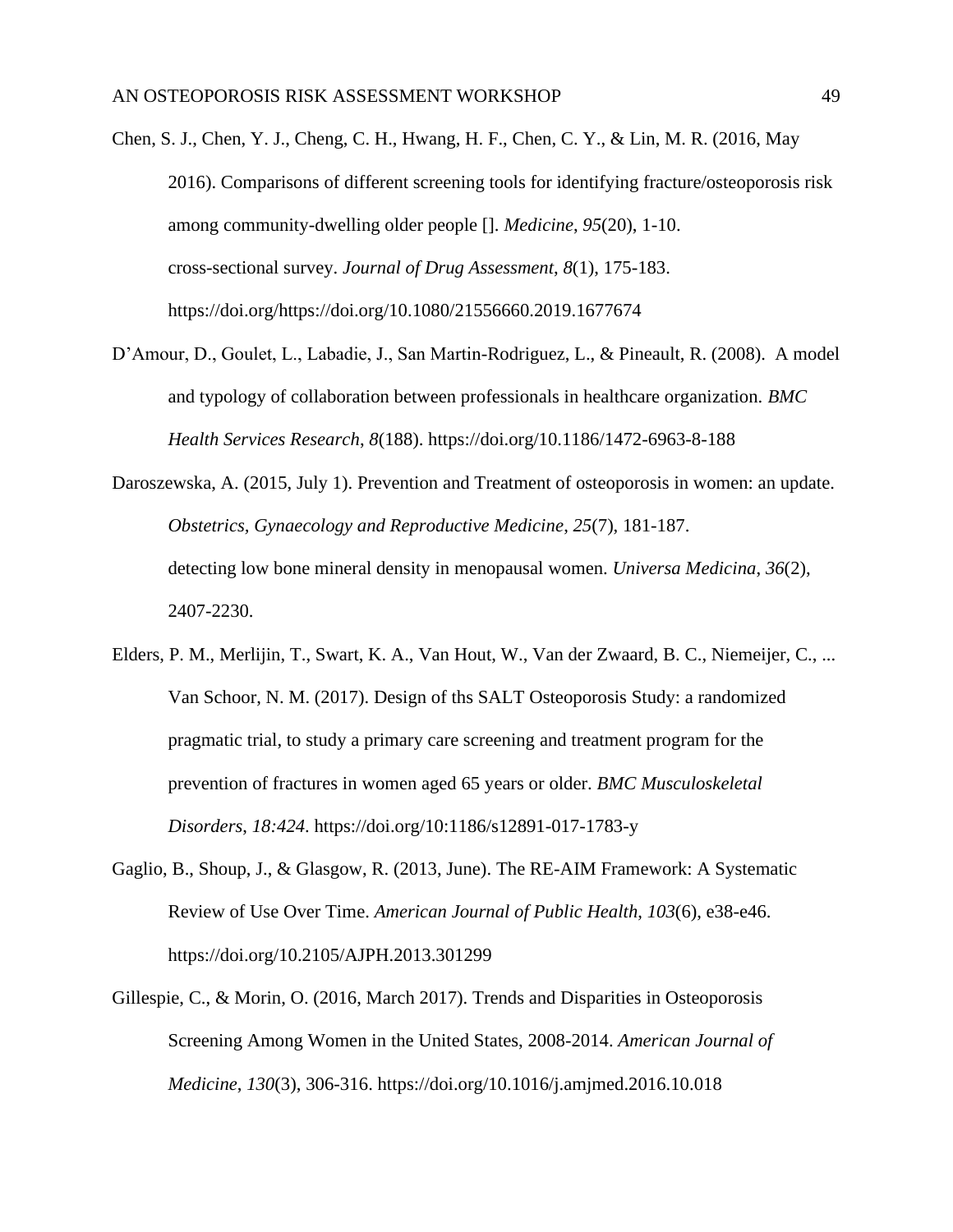Chen, S. J., Chen, Y. J., Cheng, C. H., Hwang, H. F., Chen, C. Y., & Lin, M. R. (2016, May 2016). Comparisons of different screening tools for identifying fracture/osteoporosis risk among community-dwelling older people []. *Medicine*, *95*(20), 1-10. cross-sectional survey. *Journal of Drug Assessment*, *8*(1), 175-183. https://doi.org/https://doi.org/10.1080/21556660.2019.1677674

D'Amour, D., Goulet, L., Labadie, J., San Martin-Rodriguez, L., & Pineault, R. (2008). A model and typology of collaboration between professionals in healthcare organization. *BMC Health Services Research*, *8*(188). https://doi.org/10.1186/1472-6963-8-188

Daroszewska, A. (2015, July 1). Prevention and Treatment of osteoporosis in women: an update. *Obstetrics, Gynaecology and Reproductive Medicine*, *25*(7), 181-187. detecting low bone mineral density in menopausal women. *Universa Medicina*, *36*(2), 2407-2230.

Elders, P. M., Merlijin, T., Swart, K. A., Van Hout, W., Van der Zwaard, B. C., Niemeijer, C., ... Van Schoor, N. M. (2017). Design of ths SALT Osteoporosis Study: a randomized pragmatic trial, to study a primary care screening and treatment program for the prevention of fractures in women aged 65 years or older. *BMC Musculoskeletal Disorders*, *18:424*. https://doi.org/10:1186/s12891-017-1783-y

Gaglio, B., Shoup, J., & Glasgow, R. (2013, June). The RE-AIM Framework: A Systematic Review of Use Over Time. *American Journal of Public Health*, *103*(6), e38-e46. https://doi.org/10.2105/AJPH.2013.301299

Gillespie, C., & Morin, O. (2016, March 2017). Trends and Disparities in Osteoporosis Screening Among Women in the United States, 2008-2014. *American Journal of Medicine*, *130*(3), 306-316. https://doi.org/10.1016/j.amjmed.2016.10.018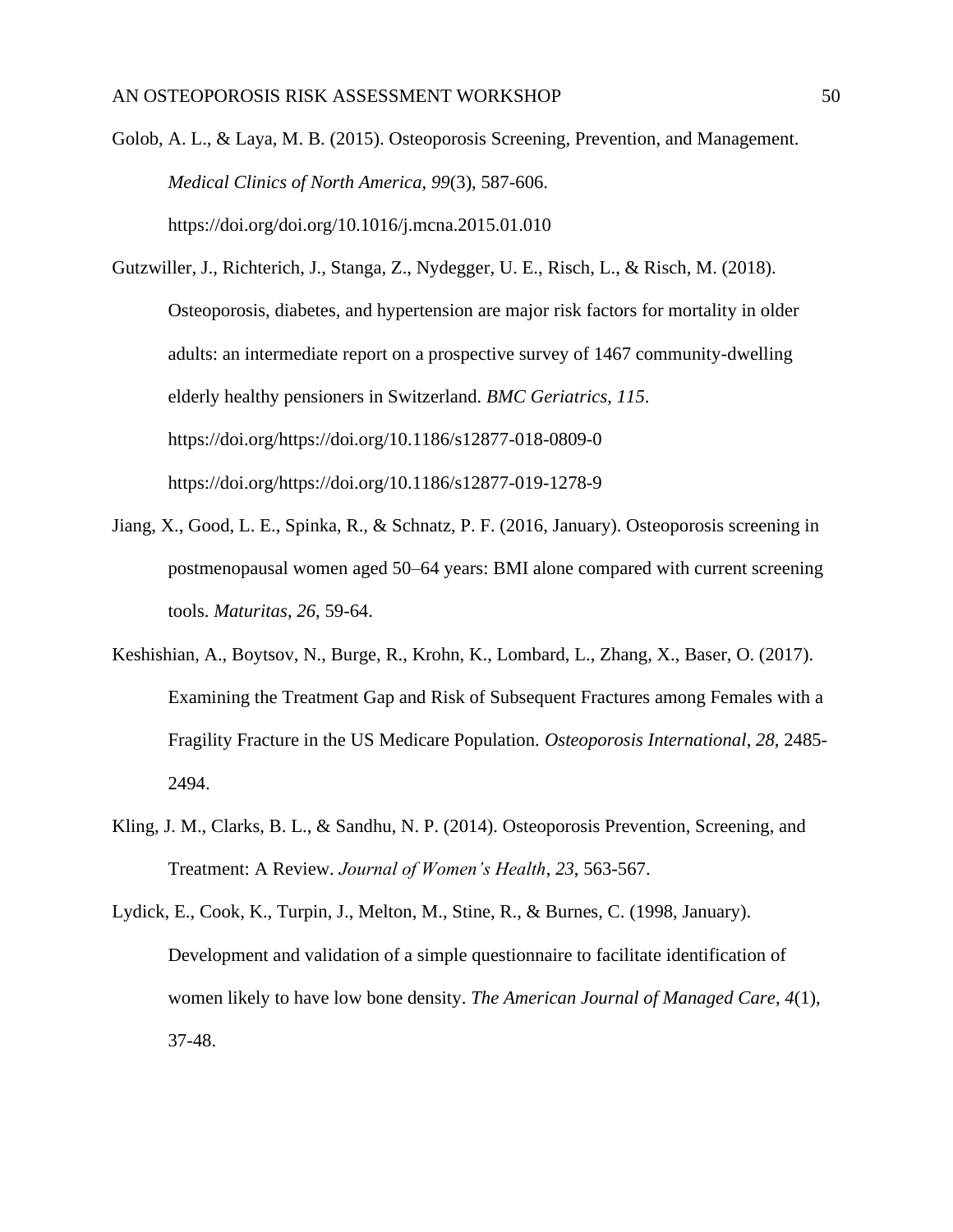Golob, A. L., & Laya, M. B. (2015). Osteoporosis Screening, Prevention, and Management. *Medical Clinics of North America*, *99*(3), 587-606. https://doi.org/doi.org/10.1016/j.mcna.2015.01.010

Gutzwiller, J., Richterich, J., Stanga, Z., Nydegger, U. E., Risch, L., & Risch, M. (2018). Osteoporosis, diabetes, and hypertension are major risk factors for mortality in older adults: an intermediate report on a prospective survey of 1467 community-dwelling elderly healthy pensioners in Switzerland. *BMC Geriatrics*, *115*. https://doi.org/https://doi.org/10.1186/s12877-018-0809-0 https://doi.org/https://doi.org/10.1186/s12877-019-1278-9

Jiang, X., Good, L. E., Spinka, R., & Schnatz, P. F. (2016, January). Osteoporosis screening in postmenopausal women aged 50–64 years: BMI alone compared with current screening tools. *Maturitas*, *26*, 59-64.

Keshishian, A., Boytsov, N., Burge, R., Krohn, K., Lombard, L., Zhang, X., Baser, O. (2017). Examining the Treatment Gap and Risk of Subsequent Fractures among Females with a Fragility Fracture in the US Medicare Population. *Osteoporosis International*, *28*, 2485-2494.

Kling, J. M., Clarks, B. L., & Sandhu, N. P. (2014). Osteoporosis Prevention, Screening, and Treatment: A Review. *Journal of Women's Health*, *23*, 563-567.

Lydick, E., Cook, K., Turpin, J., Melton, M., Stine, R., & Burnes, C. (1998, January). Development and validation of a simple questionnaire to facilitate identification of women likely to have low bone density. *The American Journal of Managed Care*, *4*(1), 37-48.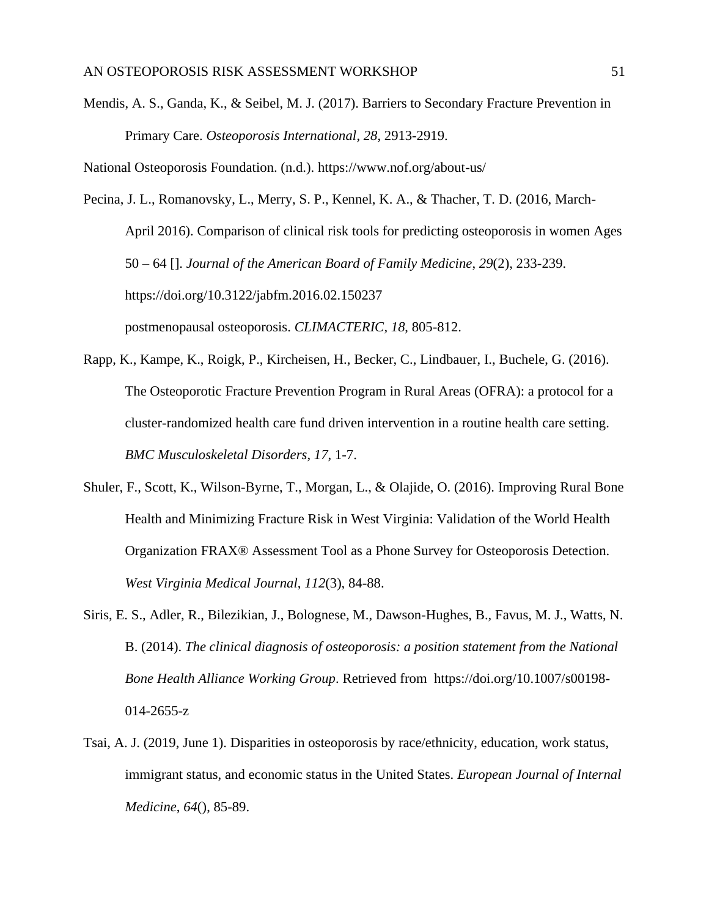Mendis, A. S., Ganda, K., & Seibel, M. J. (2017). Barriers to Secondary Fracture Prevention in Primary Care. *Osteoporosis International*, *28*, 2913-2919.

National Osteoporosis Foundation. (n.d.). https://www.nof.org/about-us/

Pecina, J. L., Romanovsky, L., Merry, S. P., Kennel, K. A., & Thacher, T. D. (2016, March-April 2016). Comparison of clinical risk tools for predicting osteoporosis in women Ages 50 – 64 []. *Journal of the American Board of Family Medicine*, *29*(2), 233-239. https://doi.org/10.3122/jabfm.2016.02.150237

postmenopausal osteoporosis. *CLIMACTERIC*, *18*, 805-812.

Rapp, K., Kampe, K., Roigk, P., Kircheisen, H., Becker, C., Lindbauer, I., Buchele, G. (2016). The Osteoporotic Fracture Prevention Program in Rural Areas (OFRA): a protocol for a cluster-randomized health care fund driven intervention in a routine health care setting. *BMC Musculoskeletal Disorders*, *17*, 1-7.

Shuler, F., Scott, K., Wilson-Byrne, T., Morgan, L., & Olajide, O. (2016). Improving Rural Bone Health and Minimizing Fracture Risk in West Virginia: Validation of the World Health Organization FRAX® Assessment Tool as a Phone Survey for Osteoporosis Detection. *West Virginia Medical Journal*, *112*(3), 84-88.

Siris, E. S., Adler, R., Bilezikian, J., Bolognese, M., Dawson-Hughes, B., Favus, M. J., Watts, N. B. (2014). *The clinical diagnosis of osteoporosis: a position statement from the National Bone Health Alliance Working Group*. Retrieved from https://doi.org/10.1007/s00198-014-2655-z

Tsai, A. J. (2019, June 1). Disparities in osteoporosis by race/ethnicity, education, work status, immigrant status, and economic status in the United States. *European Journal of Internal Medicine*, *64*(), 85-89.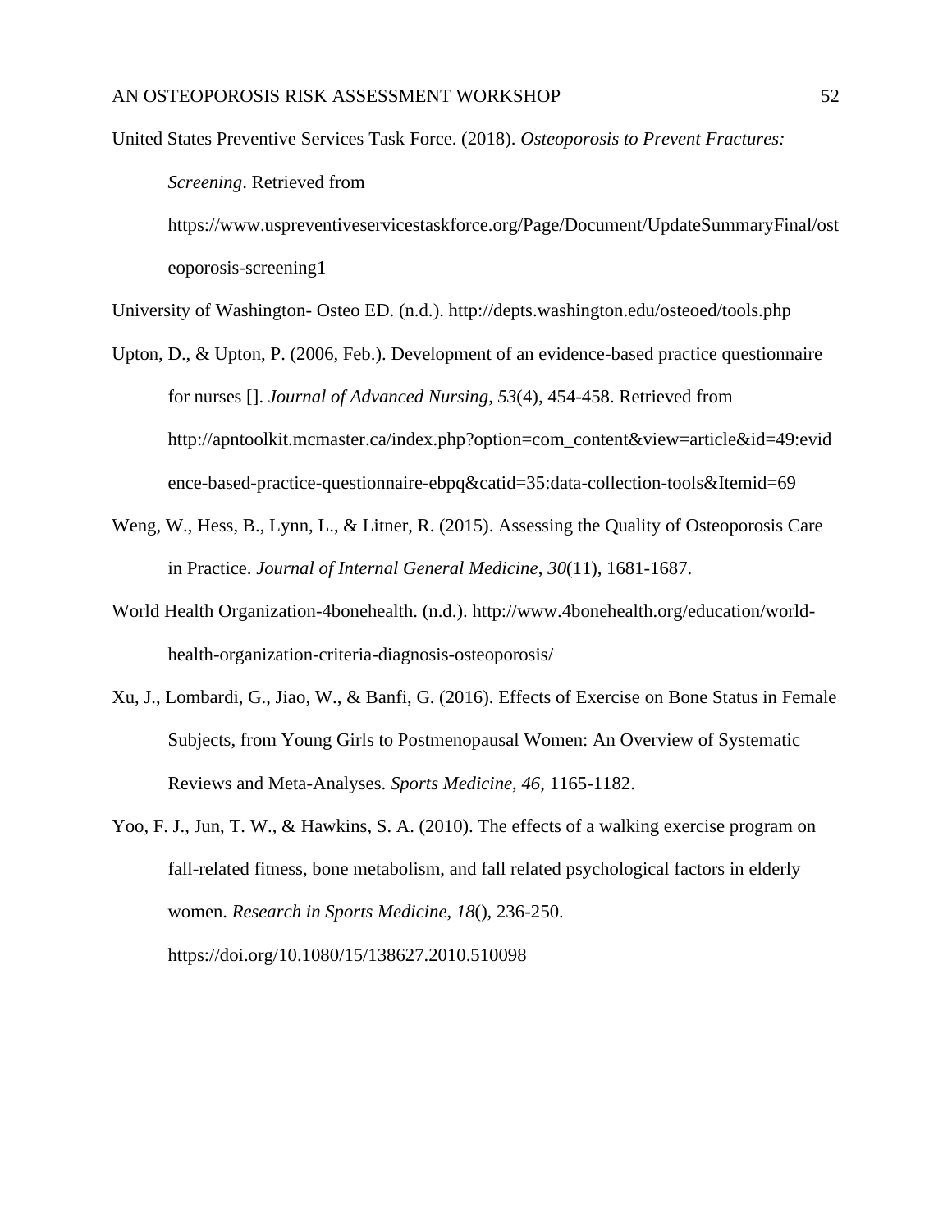United States Preventive Services Task Force. (2018). *Osteoporosis to Prevent Fractures: Screening*. Retrieved from https://www.uspreventiveservicestaskforce.org/Page/Document/UpdateSummaryFinal/osteoporosis-screening1

University of Washington- Osteo ED. (n.d.). http://depts.washington.edu/osteoed/tools.php

Upton, D., & Upton, P. (2006, Feb.). Development of an evidence-based practice questionnaire for nurses []. *Journal of Advanced Nursing*, *53*(4), 454-458. Retrieved from http://apntoolkit.mcmaster.ca/index.php?option=com_content&view=article&id=49:evidence-based-practice-questionnaire-ebpq&catid=35:data-collection-tools&Itemid=69

Weng, W., Hess, B., Lynn, L., & Litner, R. (2015). Assessing the Quality of Osteoporosis Care in Practice. *Journal of Internal General Medicine*, *30*(11), 1681-1687.

World Health Organization-4bonehealth. (n.d.). http://www.4bonehealth.org/education/world-health-organization-criteria-diagnosis-osteoporosis/

Xu, J., Lombardi, G., Jiao, W., & Banfi, G. (2016). Effects of Exercise on Bone Status in Female Subjects, from Young Girls to Postmenopausal Women: An Overview of Systematic Reviews and Meta-Analyses. *Sports Medicine*, *46*, 1165-1182.

Yoo, F. J., Jun, T. W., & Hawkins, S. A. (2010). The effects of a walking exercise program on fall-related fitness, bone metabolism, and fall related psychological factors in elderly women. *Research in Sports Medicine*, *18*(), 236-250. https://doi.org/10.1080/15/138627.2010.510098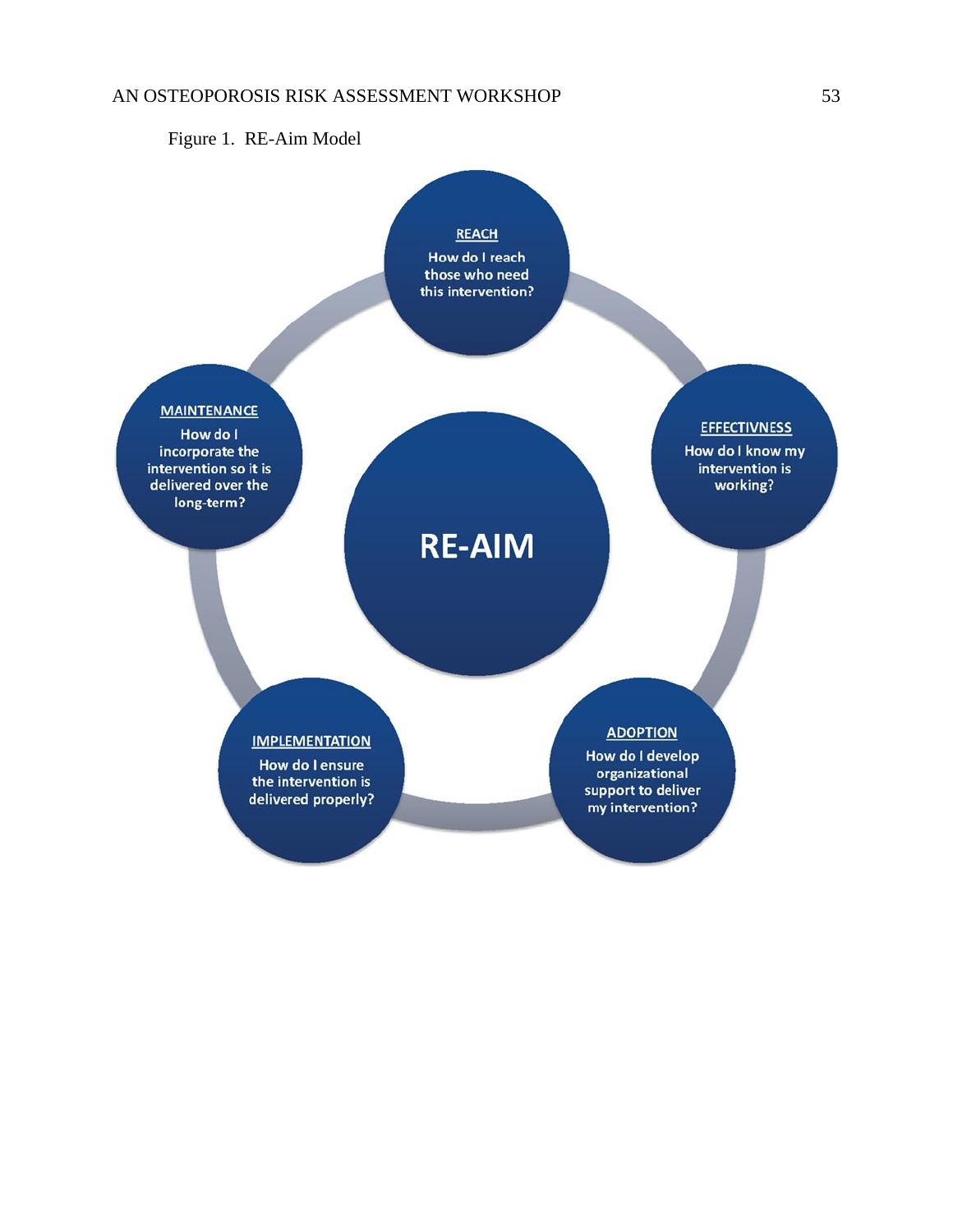Figure 1. RE-Aim Model

**RE-AIM**

**REACH**
How do I reach those who need this intervention?

**EFFECTIVNESS**
How do I know my intervention is working?

**ADOPTION**
How do I develop organizational support to deliver my intervention?

**IMPLEMENTATION**
How do I ensure the intervention is delivered properly?

**MAINTENANCE**
How do I incorporate the intervention so it is delivered over the long-term?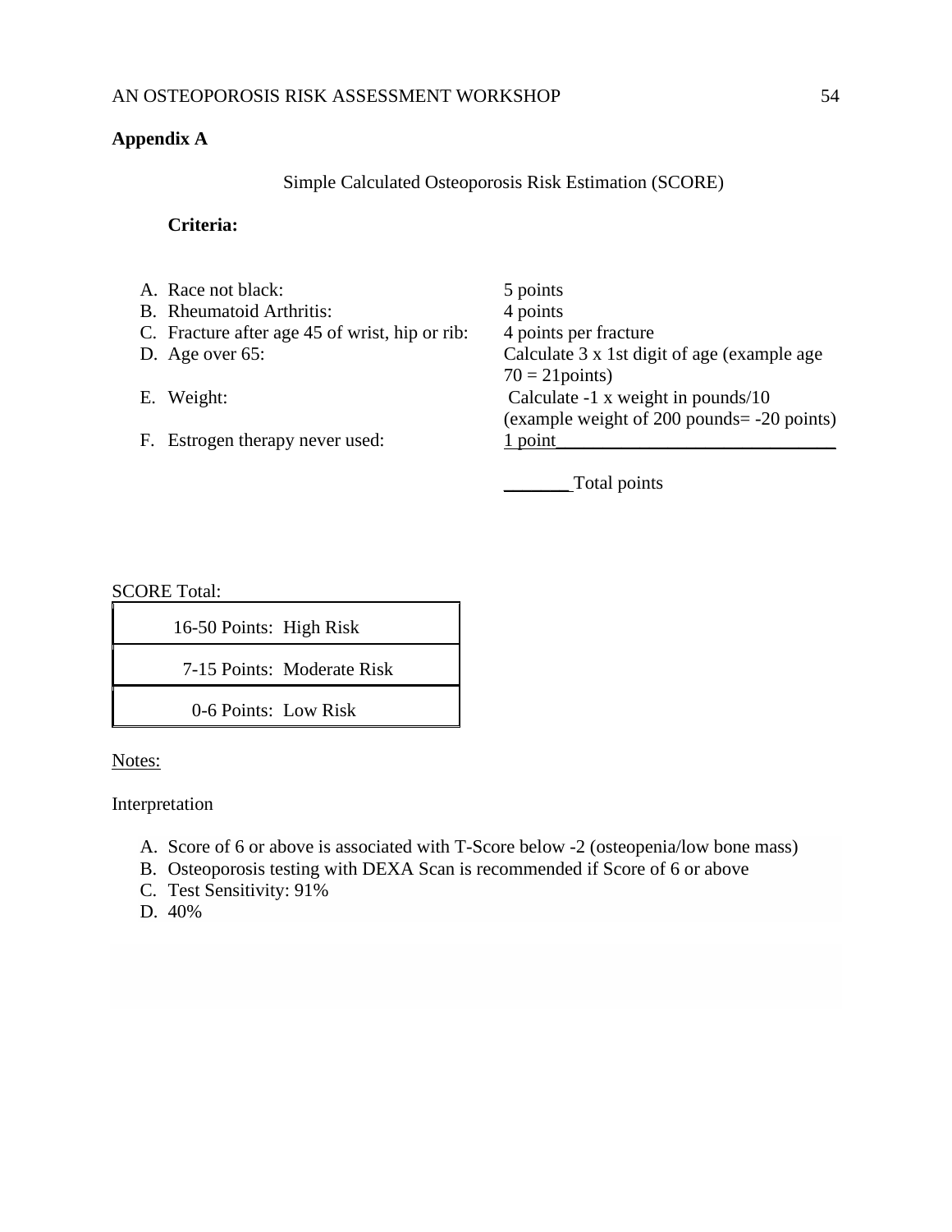**Appendix A**

Simple Calculated Osteoporosis Risk Estimation (SCORE)

**Criteria:**

| | |
|---|---|
| A. Race not black: | 5 points |
| B. Rheumatoid Arthritis: | 4 points |
| C. Fracture after age 45 of wrist, hip or rib: | 4 points per fracture |
| D. Age over 65: | Calculate 3 x 1st digit of age (example age 70 = 21points) |
| E. Weight: | Calculate -1 x weight in pounds/10 (example weight of 200 pounds= -20 points) |
| F. Estrogen therapy never used: | 1 point_______________________________ |

_______Total points

SCORE Total:

| |
|---|
| 16-50 Points: High Risk |
| 7-15 Points: Moderate Risk |
| 0-6 Points: Low Risk |

Notes:

Interpretation

A. Score of 6 or above is associated with T-Score below -2 (osteopenia/low bone mass)
B. Osteoporosis testing with DEXA Scan is recommended if Score of 6 or above
C. Test Sensitivity: 91%
D. 40%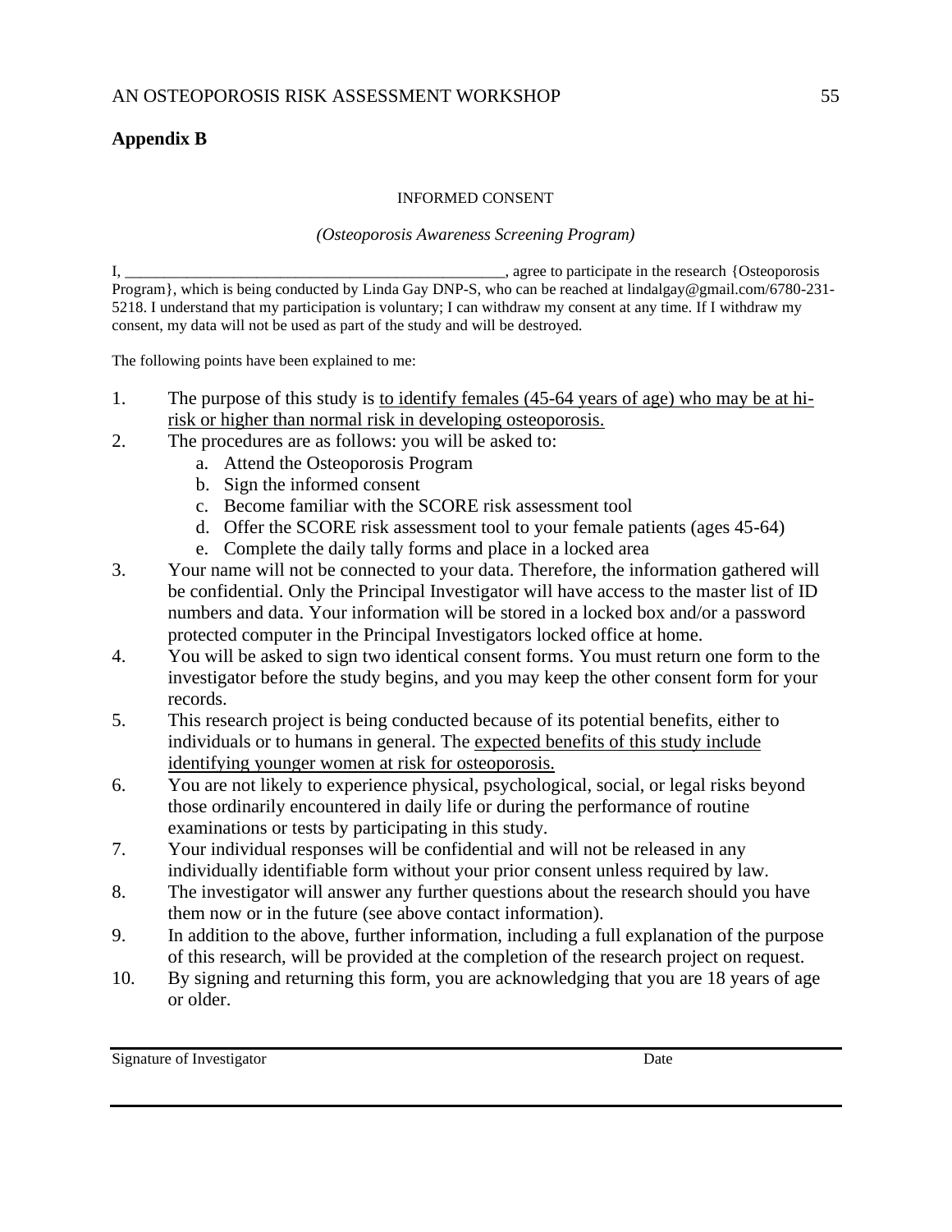## Appendix B

INFORMED CONSENT

*(Osteoporosis Awareness Screening Program)*

I, _______________________________________________, agree to participate in the research {Osteoporosis Program}, which is being conducted by Linda Gay DNP-S, who can be reached at lindalgay@gmail.com/6780-231-5218. I understand that my participation is voluntary; I can withdraw my consent at any time. If I withdraw my consent, my data will not be used as part of the study and will be destroyed.

The following points have been explained to me:

1. The purpose of this study is to identify females (45-64 years of age) who may be at hi-risk or higher than normal risk in developing osteoporosis.
2. The procedures are as follows: you will be asked to:
   a. Attend the Osteoporosis Program
   b. Sign the informed consent
   c. Become familiar with the SCORE risk assessment tool
   d. Offer the SCORE risk assessment tool to your female patients (ages 45-64)
   e. Complete the daily tally forms and place in a locked area
3. Your name will not be connected to your data. Therefore, the information gathered will be confidential. Only the Principal Investigator will have access to the master list of ID numbers and data. Your information will be stored in a locked box and/or a password protected computer in the Principal Investigators locked office at home.
4. You will be asked to sign two identical consent forms. You must return one form to the investigator before the study begins, and you may keep the other consent form for your records.
5. This research project is being conducted because of its potential benefits, either to individuals or to humans in general. The expected benefits of this study include identifying younger women at risk for osteoporosis.
6. You are not likely to experience physical, psychological, social, or legal risks beyond those ordinarily encountered in daily life or during the performance of routine examinations or tests by participating in this study.
7. Your individual responses will be confidential and will not be released in any individually identifiable form without your prior consent unless required by law.
8. The investigator will answer any further questions about the research should you have them now or in the future (see above contact information).
9. In addition to the above, further information, including a full explanation of the purpose of this research, will be provided at the completion of the research project on request.
10. By signing and returning this form, you are acknowledging that you are 18 years of age or older.

_______________________________________________

Signature of Investigator                                        Date

_______________________________________________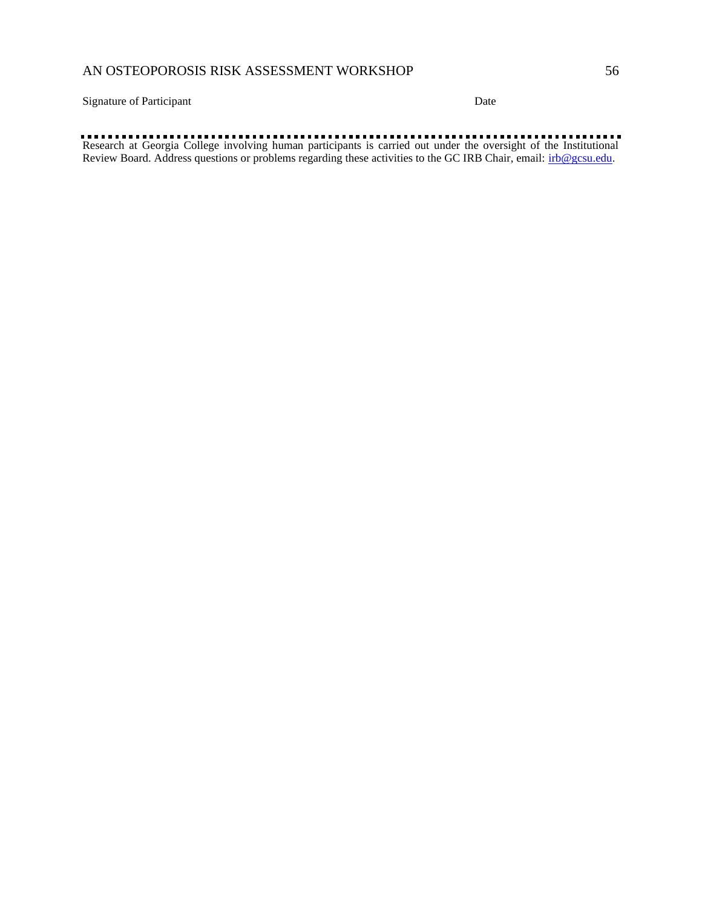Signature of Participant Date

---

Research at Georgia College involving human participants is carried out under the oversight of the Institutional Review Board. Address questions or problems regarding these activities to the GC IRB Chair, email: irb@gcsu.edu.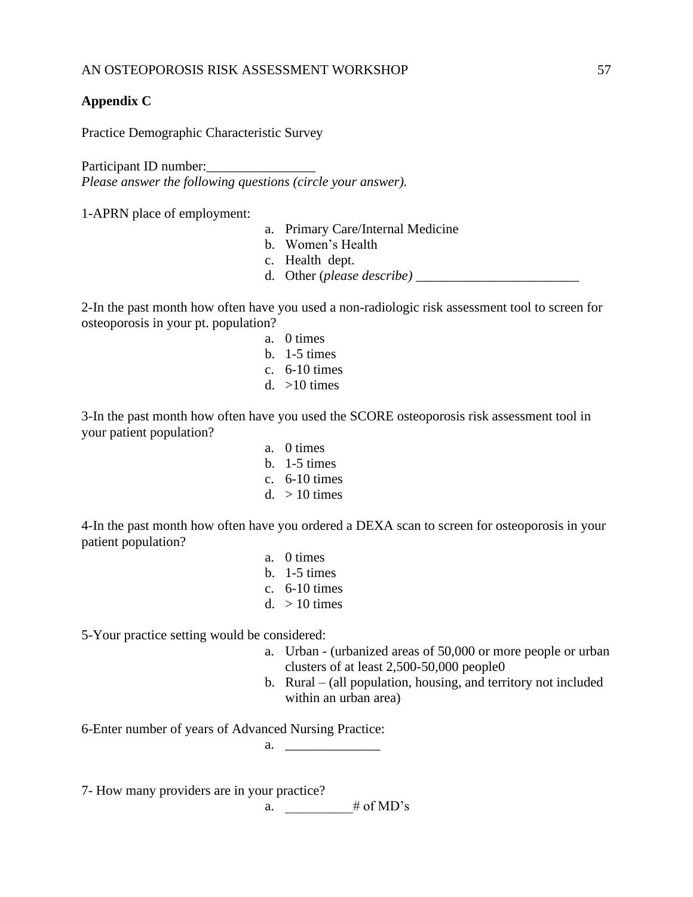**Appendix C**

Practice Demographic Characteristic Survey

Participant ID number:________________

*Please answer the following questions (circle your answer).*

1-APRN place of employment:

a. Primary Care/Internal Medicine
b. Women's Health
c. Health dept.
d. Other (*please describe)* ________________________

2-In the past month how often have you used a non-radiologic risk assessment tool to screen for osteoporosis in your pt. population?

a. 0 times
b. 1-5 times
c. 6-10 times
d. >10 times

3-In the past month how often have you used the SCORE osteoporosis risk assessment tool in your patient population?

a. 0 times
b. 1-5 times
c. 6-10 times
d. > 10 times

4-In the past month how often have you ordered a DEXA scan to screen for osteoporosis in your patient population?

a. 0 times
b. 1-5 times
c. 6-10 times
d. > 10 times

5-Your practice setting would be considered:

a. Urban - (urbanized areas of 50,000 or more people or urban clusters of at least 2,500-50,000 people0
b. Rural – (all population, housing, and territory not included within an urban area)

6-Enter number of years of Advanced Nursing Practice:

a. ______________

7- How many providers are in your practice?

a. __________# of MD's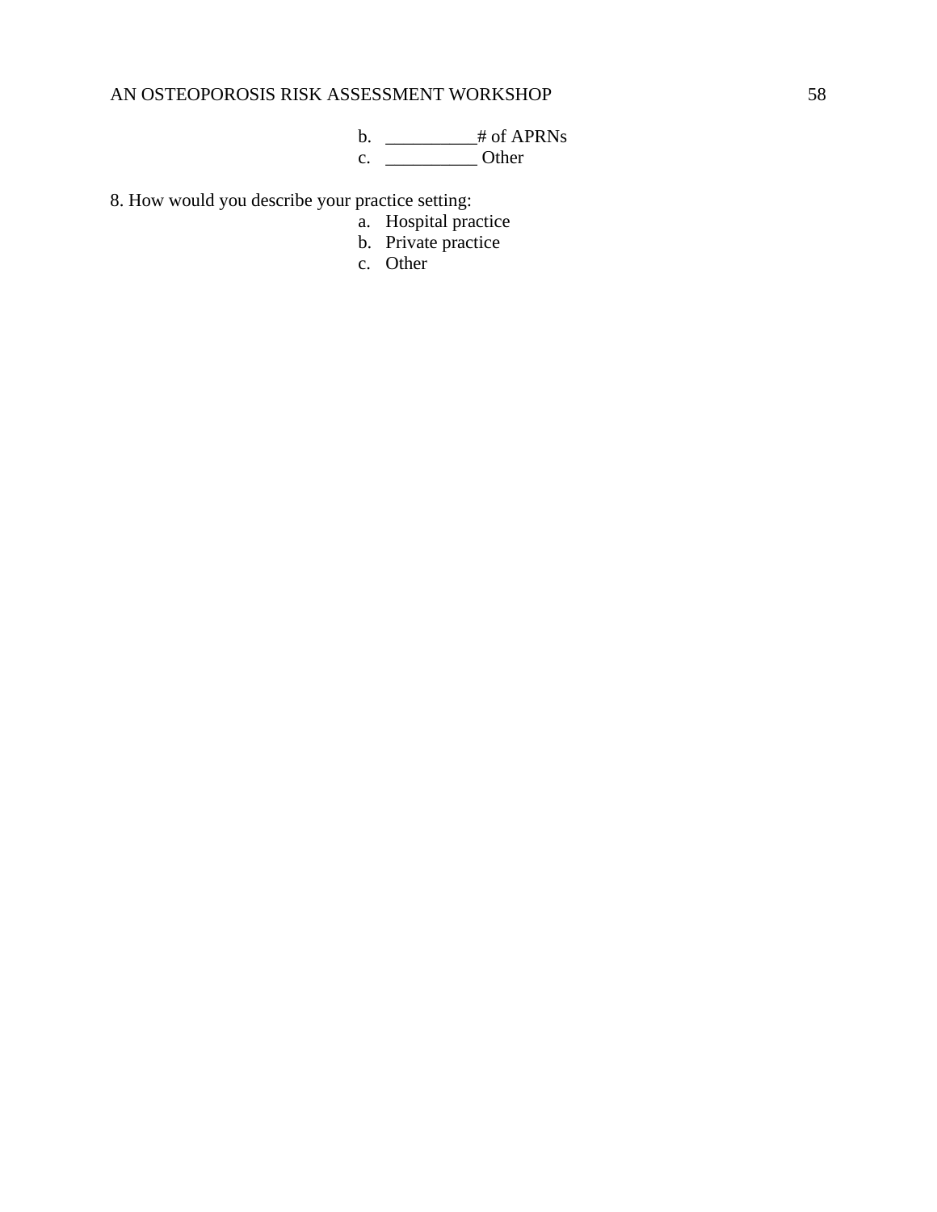b. __________# of APRNs
c. __________ Other

8. How would you describe your practice setting:

a. Hospital practice
b. Private practice
c. Other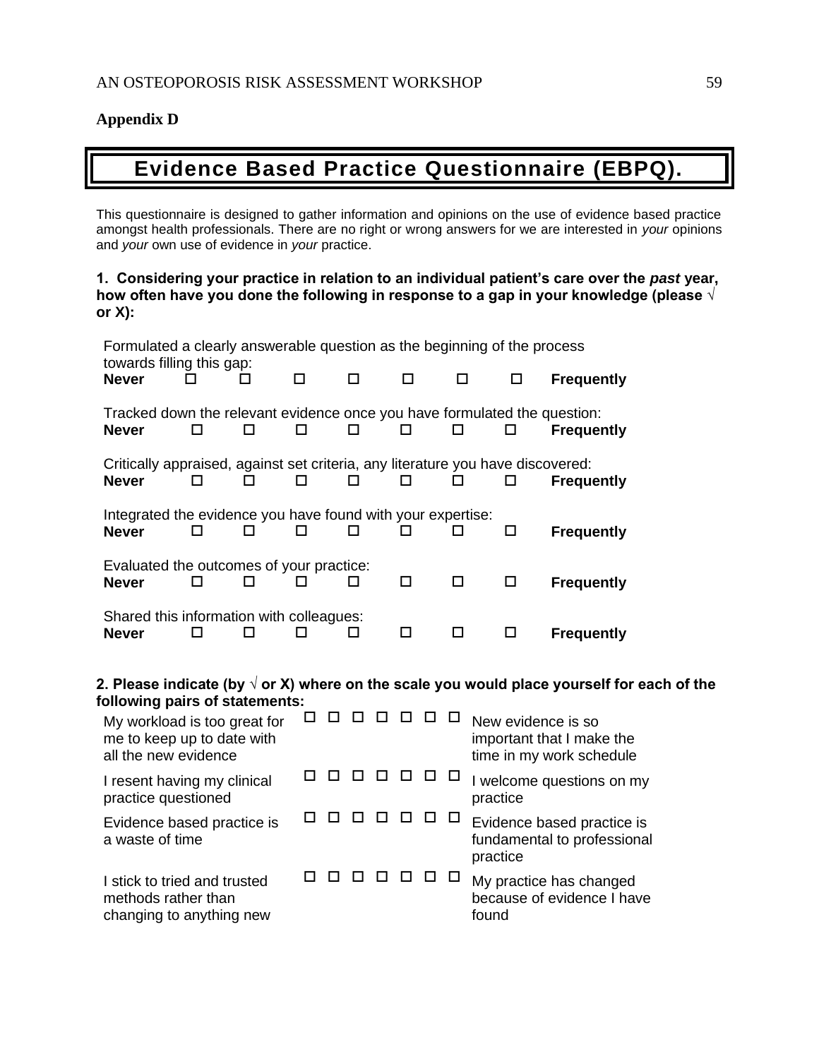**Appendix D**

# Evidence Based Practice Questionnaire (EBPQ).

This questionnaire is designed to gather information and opinions on the use of evidence based practice amongst health professionals. There are no right or wrong answers for we are interested in *your* opinions and *your* own use of evidence in *your* practice.

**1. Considering your practice in relation to an individual patient's care over the *past* year, how often have you done the following in response to a gap in your knowledge (please √ or X):**

Formulated a clearly answerable question as the beginning of the process towards filling this gap:

**Never** ☐ ☐ ☐ ☐ ☐ ☐ ☐ **Frequently**

Tracked down the relevant evidence once you have formulated the question:

**Never** ☐ ☐ ☐ ☐ ☐ ☐ ☐ **Frequently**

Critically appraised, against set criteria, any literature you have discovered:

**Never** ☐ ☐ ☐ ☐ ☐ ☐ ☐ **Frequently**

Integrated the evidence you have found with your expertise:

**Never** ☐ ☐ ☐ ☐ ☐ ☐ ☐ **Frequently**

Evaluated the outcomes of your practice:

**Never** ☐ ☐ ☐ ☐ ☐ ☐ ☐ **Frequently**

Shared this information with colleagues:

**Never** ☐ ☐ ☐ ☐ ☐ ☐ ☐ **Frequently**

**2. Please indicate (by √ or X) where on the scale you would place yourself for each of the following pairs of statements:**

| | | | | | | | | |
|---|---|---|---|---|---|---|---|---|
| My workload is too great for me to keep up to date with all the new evidence | ☐ | ☐ | ☐ | ☐ | ☐ | ☐ | ☐ | New evidence is so important that I make the time in my work schedule |
| I resent having my clinical practice questioned | ☐ | ☐ | ☐ | ☐ | ☐ | ☐ | ☐ | I welcome questions on my practice |
| Evidence based practice is a waste of time | ☐ | ☐ | ☐ | ☐ | ☐ | ☐ | ☐ | Evidence based practice is fundamental to professional practice |
| I stick to tried and trusted methods rather than changing to anything new | ☐ | ☐ | ☐ | ☐ | ☐ | ☐ | ☐ | My practice has changed because of evidence I have found |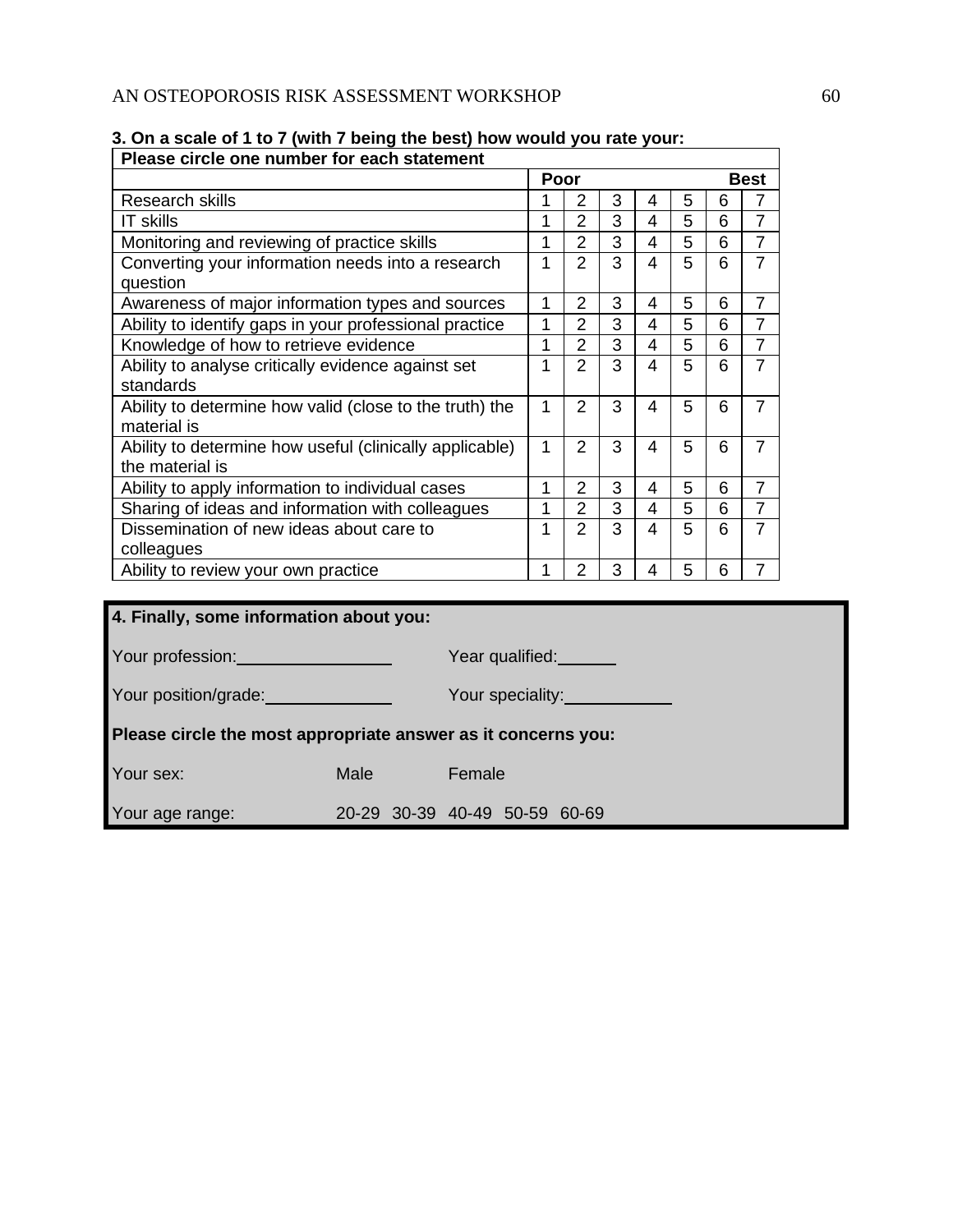**3. On a scale of 1 to 7 (with 7 being the best) how would you rate your:**

| Please circle one number for each statement | | | | | | | |
|---|---|---|---|---|---|---|---|
| | Poor | | | | | | Best |
| Research skills | 1 | 2 | 3 | 4 | 5 | 6 | 7 |
| IT skills | 1 | 2 | 3 | 4 | 5 | 6 | 7 |
| Monitoring and reviewing of practice skills | 1 | 2 | 3 | 4 | 5 | 6 | 7 |
| Converting your information needs into a research question | 1 | 2 | 3 | 4 | 5 | 6 | 7 |
| Awareness of major information types and sources | 1 | 2 | 3 | 4 | 5 | 6 | 7 |
| Ability to identify gaps in your professional practice | 1 | 2 | 3 | 4 | 5 | 6 | 7 |
| Knowledge of how to retrieve evidence | 1 | 2 | 3 | 4 | 5 | 6 | 7 |
| Ability to analyse critically evidence against set standards | 1 | 2 | 3 | 4 | 5 | 6 | 7 |
| Ability to determine how valid (close to the truth) the material is | 1 | 2 | 3 | 4 | 5 | 6 | 7 |
| Ability to determine how useful (clinically applicable) the material is | 1 | 2 | 3 | 4 | 5 | 6 | 7 |
| Ability to apply information to individual cases | 1 | 2 | 3 | 4 | 5 | 6 | 7 |
| Sharing of ideas and information with colleagues | 1 | 2 | 3 | 4 | 5 | 6 | 7 |
| Dissemination of new ideas about care to colleagues | 1 | 2 | 3 | 4 | 5 | 6 | 7 |
| Ability to review your own practice | 1 | 2 | 3 | 4 | 5 | 6 | 7 |

**4. Finally, some information about you:**

Your profession:________________ Year qualified:______

Your position/grade:_____________ Your speciality:___________

**Please circle the most appropriate answer as it concerns you:**

Your sex: Male Female

Your age range: 20-29 30-39 40-49 50-59 60-69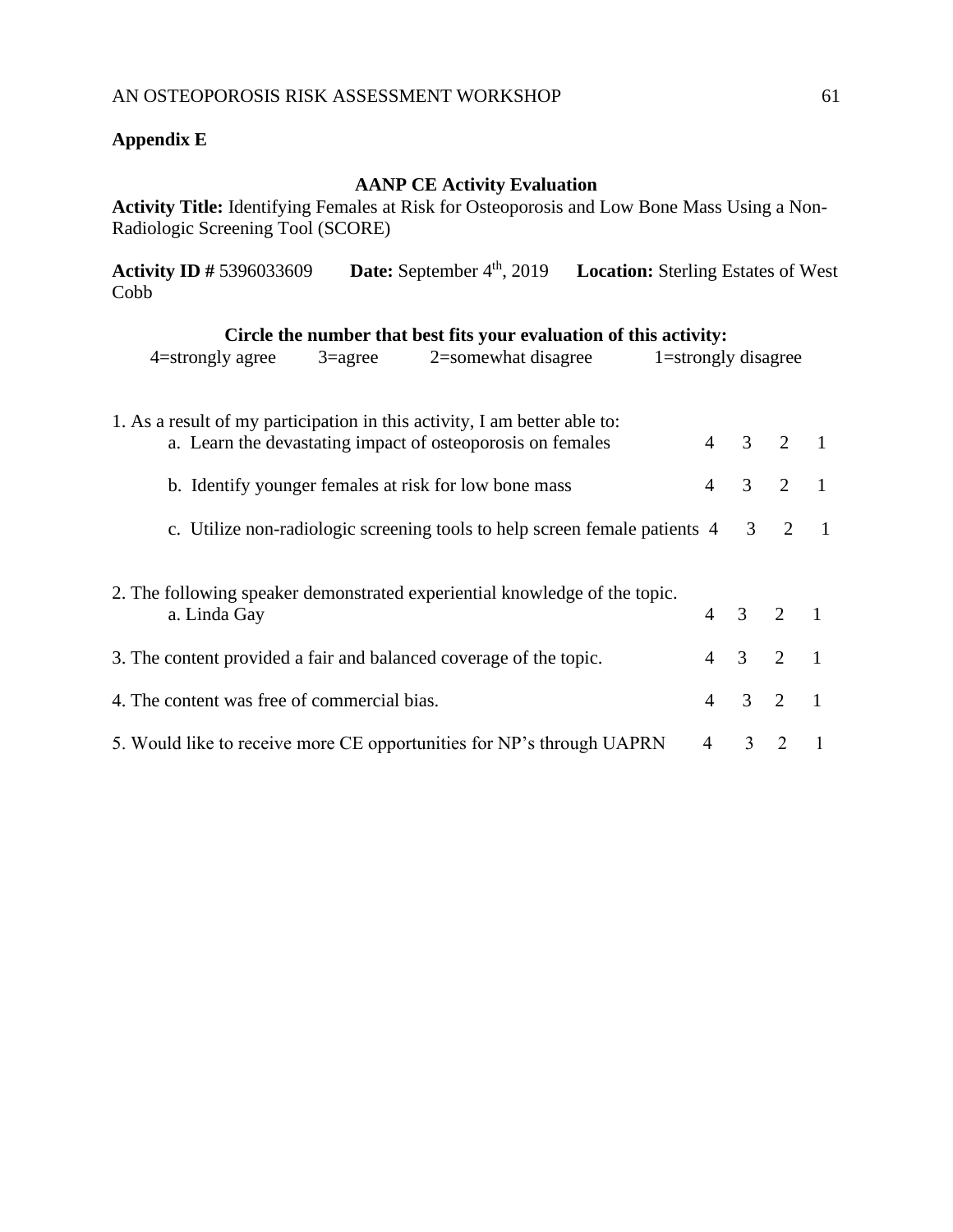**Appendix E**

**AANP CE Activity Evaluation**

**Activity Title:** Identifying Females at Risk for Osteoporosis and Low Bone Mass Using a Non-Radiologic Screening Tool (SCORE)

**Activity ID #** 5396033609 **Date:** September 4th, 2019 **Location:** Sterling Estates of West Cobb

**Circle the number that best fits your evaluation of this activity:**

4=strongly agree 3=agree 2=somewhat disagree 1=strongly disagree

| | | | | |
|---|---|---|---|---|
| 1. As a result of my participation in this activity, I am better able to: | | | | |
| a. Learn the devastating impact of osteoporosis on females | 4 | 3 | 2 | 1 |
| b. Identify younger females at risk for low bone mass | 4 | 3 | 2 | 1 |
| c. Utilize non-radiologic screening tools to help screen female patients | 4 | 3 | 2 | 1 |
| 2. The following speaker demonstrated experiential knowledge of the topic. | | | | |
| a. Linda Gay | 4 | 3 | 2 | 1 |
| 3. The content provided a fair and balanced coverage of the topic. | 4 | 3 | 2 | 1 |
| 4. The content was free of commercial bias. | 4 | 3 | 2 | 1 |
| 5. Would like to receive more CE opportunities for NP's through UAPRN | 4 | 3 | 2 | 1 |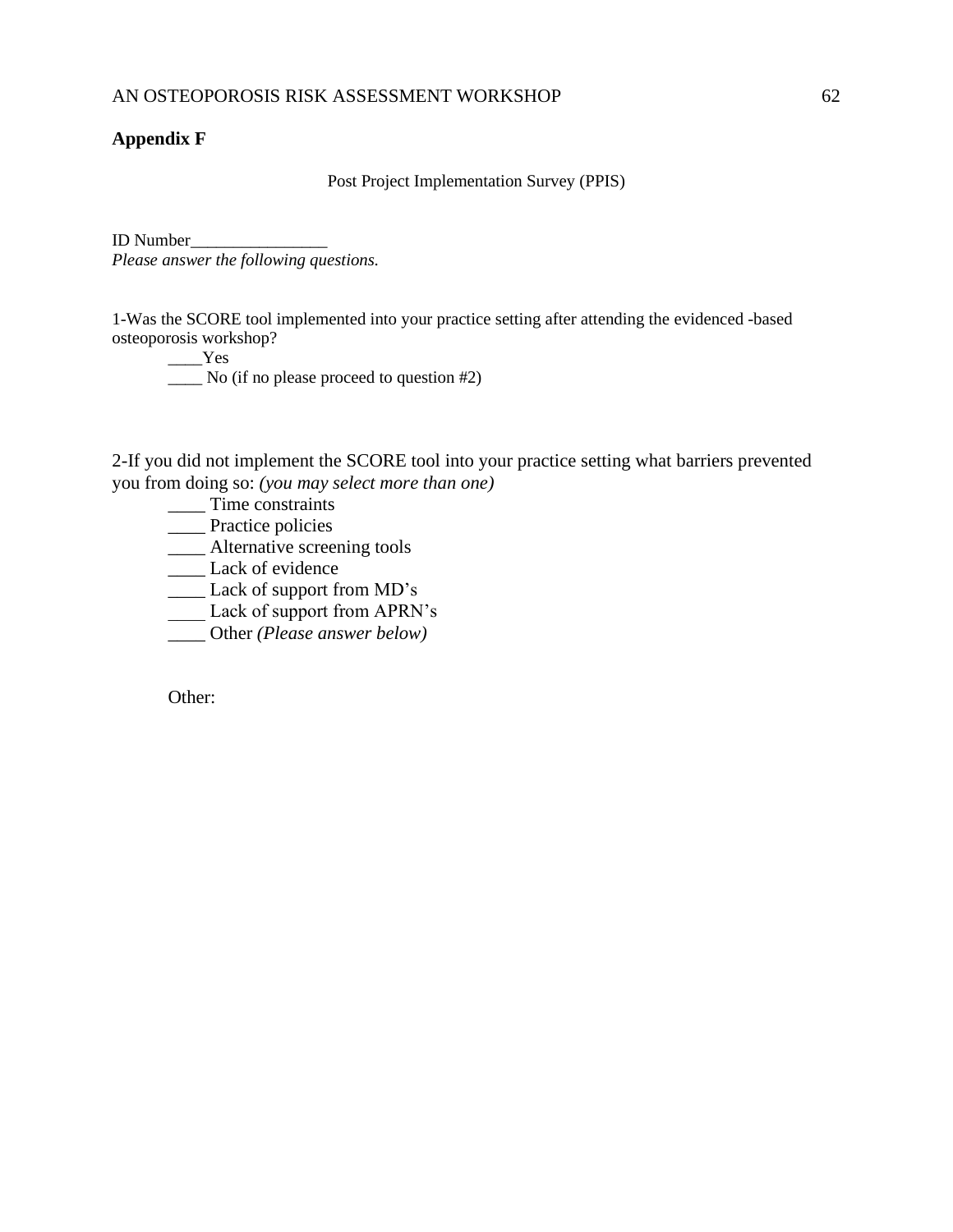**Appendix F**

Post Project Implementation Survey (PPIS)

ID Number________________

*Please answer the following questions.*

1-Was the SCORE tool implemented into your practice setting after attending the evidenced -based osteoporosis workshop?

____Yes

____ No (if no please proceed to question #2)

2-If you did not implement the SCORE tool into your practice setting what barriers prevented you from doing so: *(you may select more than one)*

____ Time constraints

____ Practice policies

____ Alternative screening tools

____ Lack of evidence

____ Lack of support from MD's

____ Lack of support from APRN's

____ Other *(Please answer below)*

Other: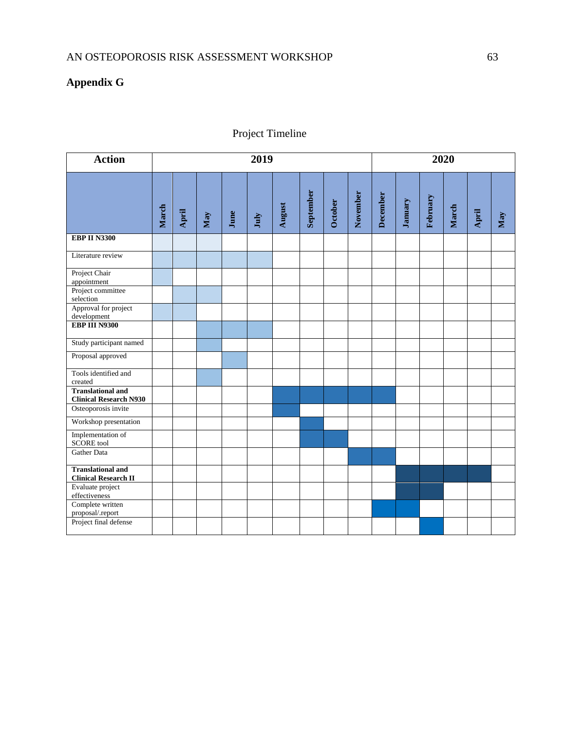## Appendix G

Project Timeline

Shaded cells in the original chart are shown here as "X".

| Action | 2019 | | | | | | | | | 2020 | | | | | |
|---|---|---|---|---|---|---|---|---|---|---|---|---|---|---|---|
| | March | April | May | June | July | August | September | October | November | December | January | February | March | April | May |
| **EBP II N3300** | X | X | X | | | | | | | | | | | | |
| Literature review | X | X | X | X | X | | | | | | | | | | |
| Project Chair appointment | X | | | | | | | | | | | | | | |
| Project committee selection | | X | X | | | | | | | | | | | | |
| Approval for project development | X | X | | | | | | | | | | | | | |
| **EBP III N9300** | | | X | X | X | | | | | | | | | | |
| Study participant named | | | X | | | | | | | | | | | | |
| Proposal approved | | | | X | | | | | | | | | | | |
| Tools identified and created | | | X | | | | | | | | | | | | |
| **Translational and Clinical Research N930** | | | | | | X | X | X | X | X | | | | | |
| Osteoporosis invite | | | | | | X | | | | | | | | | |
| Workshop presentation | | | | | | | X | | | | | | | | |
| Implementation of SCORE tool | | | | | | | X | X | | | | | | | |
| Gather Data | | | | | | | | | X | X | | | | | |
| **Translational and Clinical Research II** | | | | | | | | | | | X | X | X | X | |
| Evaluate project effectiveness | | | | | | | | | | | X | X | | | |
| Complete written proposal/.report | | | | | | | | | | X | X | | | | |
| Project final defense | | | | | | | | | | | | X | | | |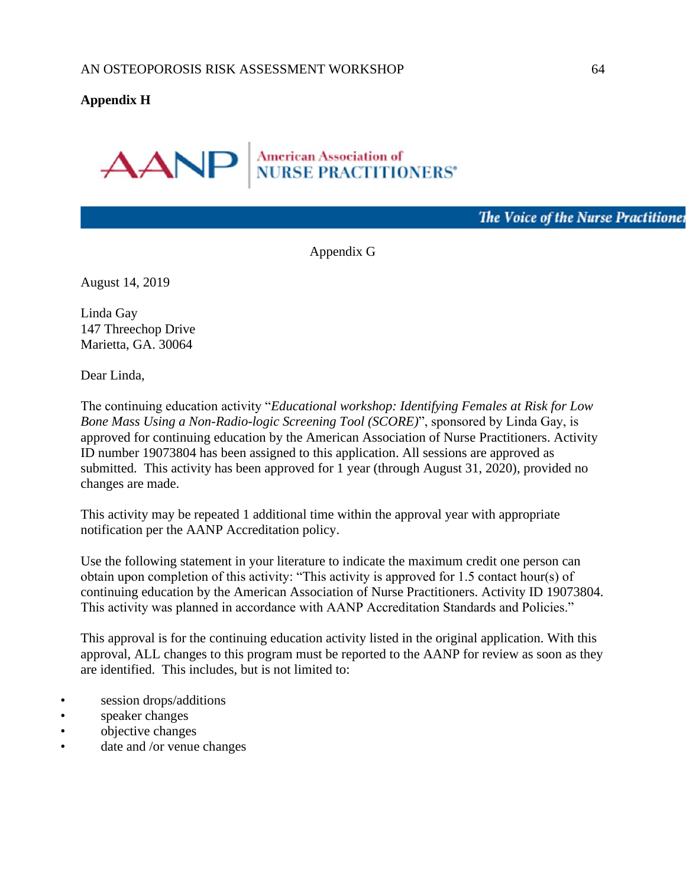**Appendix H**

AANP | American Association of NURSE PRACTITIONERS®

*The Voice of the Nurse Practitioner*

Appendix G

August 14, 2019

Linda Gay
147 Threechop Drive
Marietta, GA. 30064

Dear Linda,

The continuing education activity "*Educational workshop: Identifying Females at Risk for Low Bone Mass Using a Non-Radio-logic Screening Tool (SCORE)*", sponsored by Linda Gay, is approved for continuing education by the American Association of Nurse Practitioners. Activity ID number 19073804 has been assigned to this application. All sessions are approved as submitted. This activity has been approved for 1 year (through August 31, 2020), provided no changes are made.

This activity may be repeated 1 additional time within the approval year with appropriate notification per the AANP Accreditation policy.

Use the following statement in your literature to indicate the maximum credit one person can obtain upon completion of this activity: "This activity is approved for 1.5 contact hour(s) of continuing education by the American Association of Nurse Practitioners. Activity ID 19073804. This activity was planned in accordance with AANP Accreditation Standards and Policies."

This approval is for the continuing education activity listed in the original application. With this approval, ALL changes to this program must be reported to the AANP for review as soon as they are identified. This includes, but is not limited to:

- session drops/additions
- speaker changes
- objective changes
- date and /or venue changes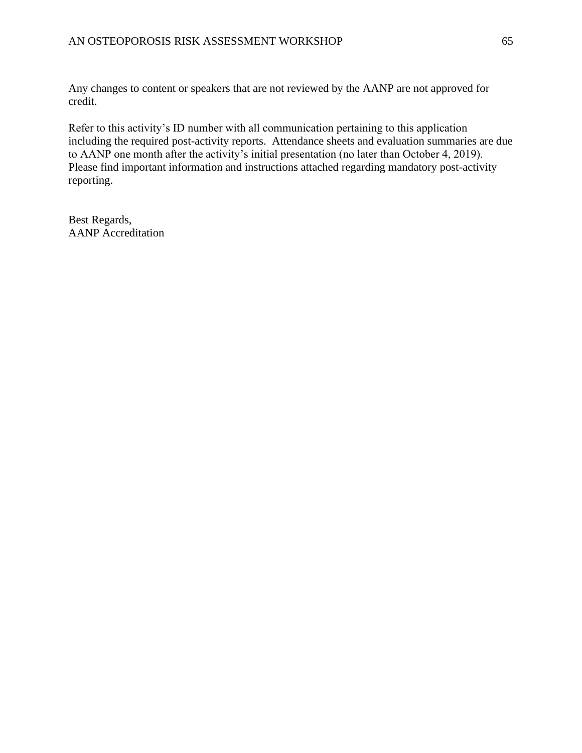Any changes to content or speakers that are not reviewed by the AANP are not approved for credit.

Refer to this activity's ID number with all communication pertaining to this application including the required post-activity reports. Attendance sheets and evaluation summaries are due to AANP one month after the activity's initial presentation (no later than October 4, 2019). Please find important information and instructions attached regarding mandatory post-activity reporting.

Best Regards,
AANP Accreditation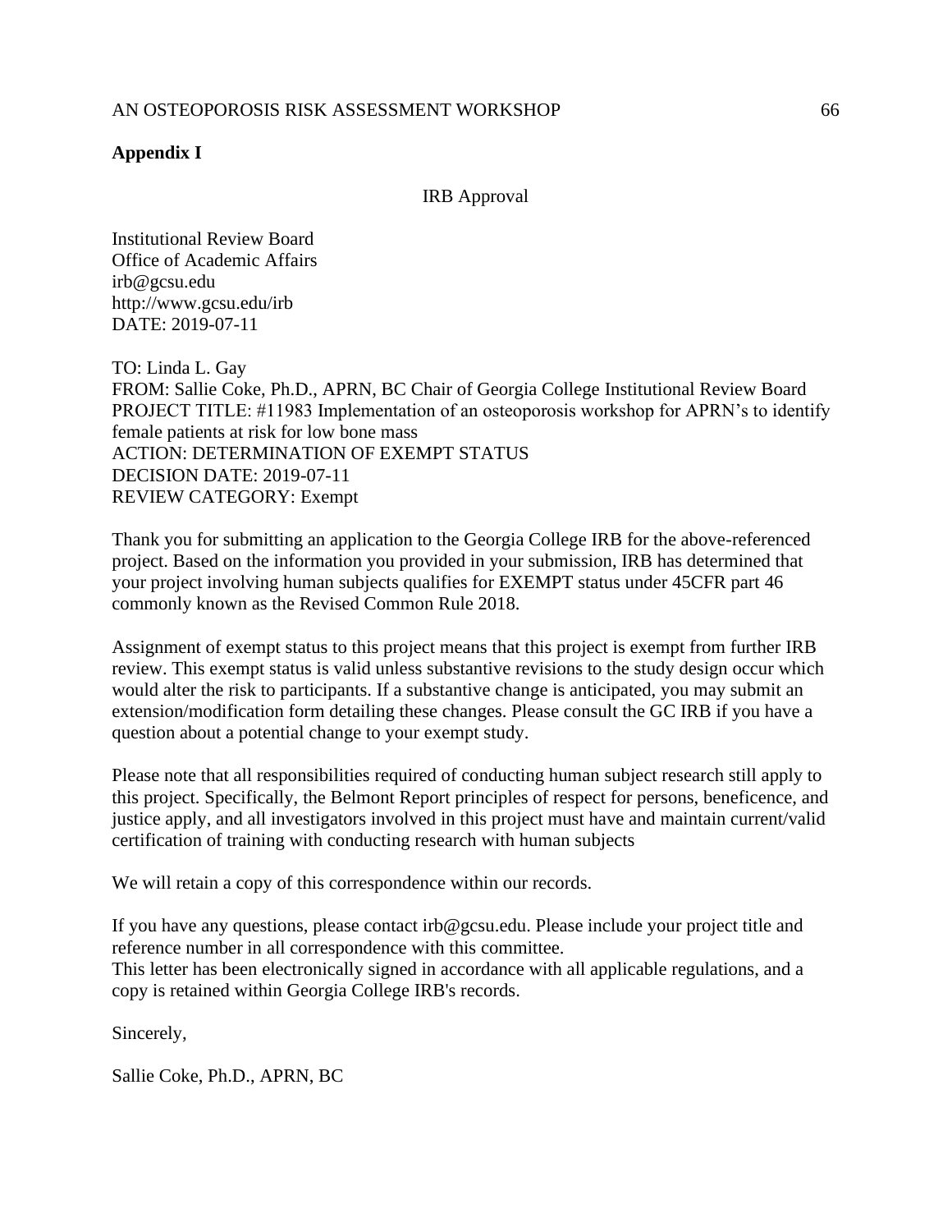**Appendix I**

IRB Approval

Institutional Review Board
Office of Academic Affairs
irb@gcsu.edu
http://www.gcsu.edu/irb
DATE: 2019-07-11

TO: Linda L. Gay
FROM: Sallie Coke, Ph.D., APRN, BC Chair of Georgia College Institutional Review Board
PROJECT TITLE: #11983 Implementation of an osteoporosis workshop for APRN's to identify female patients at risk for low bone mass
ACTION: DETERMINATION OF EXEMPT STATUS
DECISION DATE: 2019-07-11
REVIEW CATEGORY: Exempt

Thank you for submitting an application to the Georgia College IRB for the above-referenced project. Based on the information you provided in your submission, IRB has determined that your project involving human subjects qualifies for EXEMPT status under 45CFR part 46 commonly known as the Revised Common Rule 2018.

Assignment of exempt status to this project means that this project is exempt from further IRB review. This exempt status is valid unless substantive revisions to the study design occur which would alter the risk to participants. If a substantive change is anticipated, you may submit an extension/modification form detailing these changes. Please consult the GC IRB if you have a question about a potential change to your exempt study.

Please note that all responsibilities required of conducting human subject research still apply to this project. Specifically, the Belmont Report principles of respect for persons, beneficence, and justice apply, and all investigators involved in this project must have and maintain current/valid certification of training with conducting research with human subjects

We will retain a copy of this correspondence within our records.

If you have any questions, please contact irb@gcsu.edu. Please include your project title and reference number in all correspondence with this committee.
This letter has been electronically signed in accordance with all applicable regulations, and a copy is retained within Georgia College IRB's records.

Sincerely,

Sallie Coke, Ph.D., APRN, BC